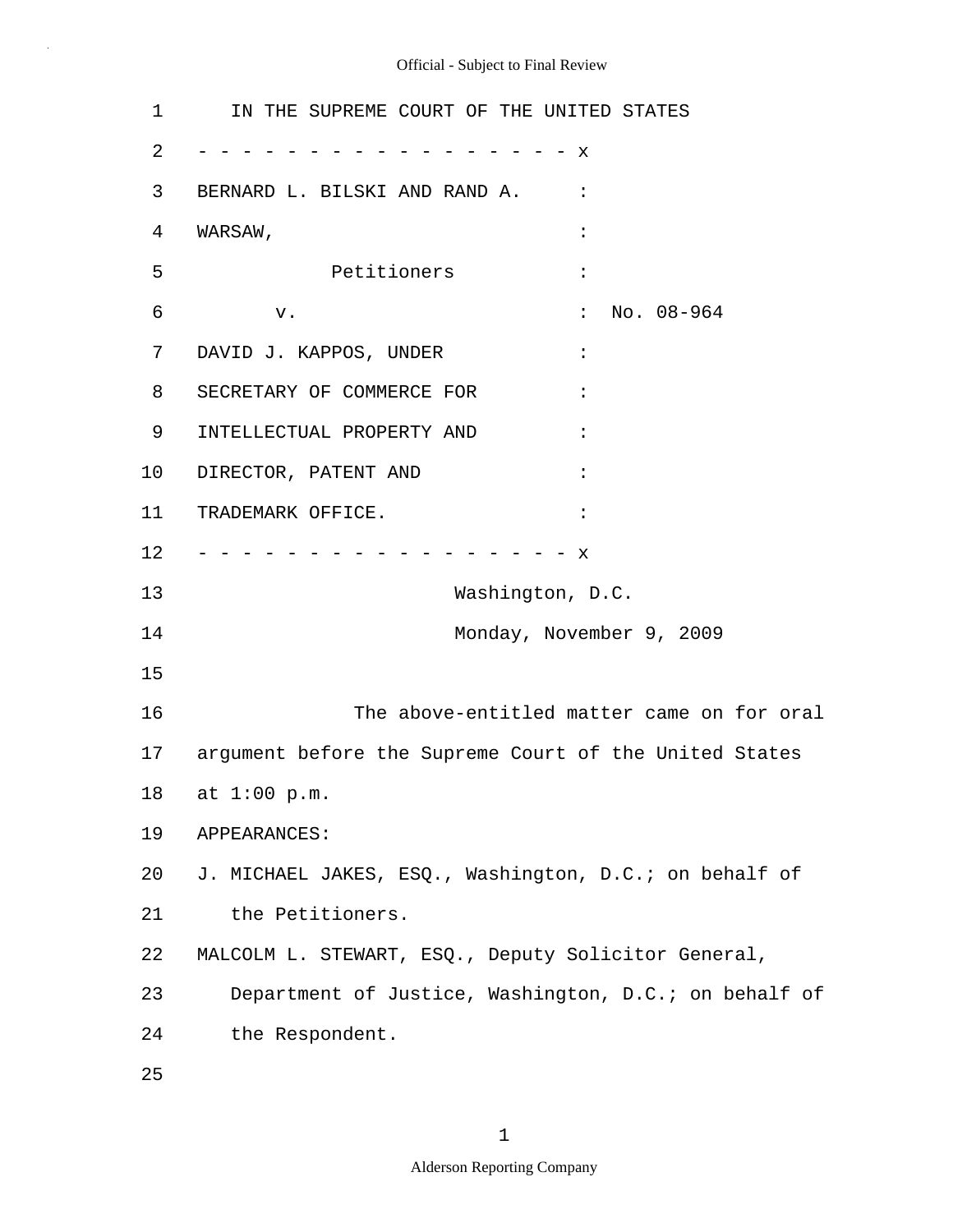IN THE SUPREME COURT OF THE UNITED STATES

- - - - - - - - - - - - - - - - - - x

BERNARD L. BILSKI AND RAND A. WARSAW, :

Petitioners :

v. : No. 08-964

DAVID J. KAPPOS, UNDER SECRETARY OF COMMERCE FOR INTELLECTUAL PROPERTY AND DIRECTOR, PATENT AND TRADEMARK OFFICE. :

- - - - - - - - - - - - - - - - - - x

Washington, D.C.

Monday, November 9, 2009

The above-entitled matter came on for oral argument before the Supreme Court of the United States at 1:00 p.m.

APPEARANCES:

J. MICHAEL JAKES, ESQ., Washington, D.C.; on behalf of the Petitioners.

MALCOLM L. STEWART, ESQ., Deputy Solicitor General, Department of Justice, Washington, D.C.; on behalf of the Respondent.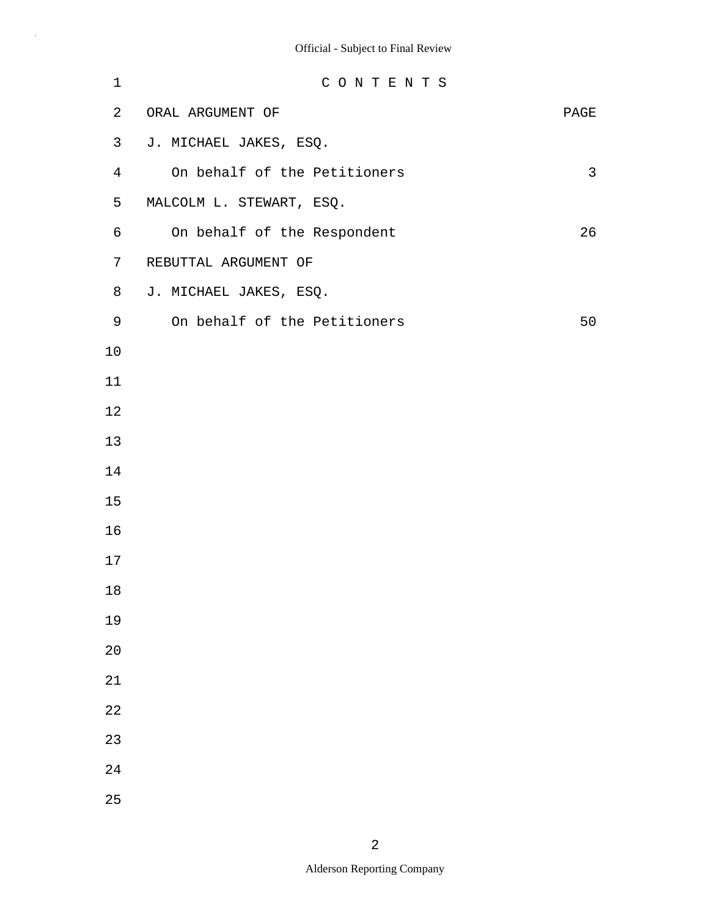C O N T E N T S

| ORAL ARGUMENT OF | PAGE |
| --- | --- |
| J. MICHAEL JAKES, ESQ. | |
| On behalf of the Petitioners | 3 |
| MALCOLM L. STEWART, ESQ. | |
| On behalf of the Respondent | 26 |
| REBUTTAL ARGUMENT OF | |
| J. MICHAEL JAKES, ESQ. | |
| On behalf of the Petitioners | 50 |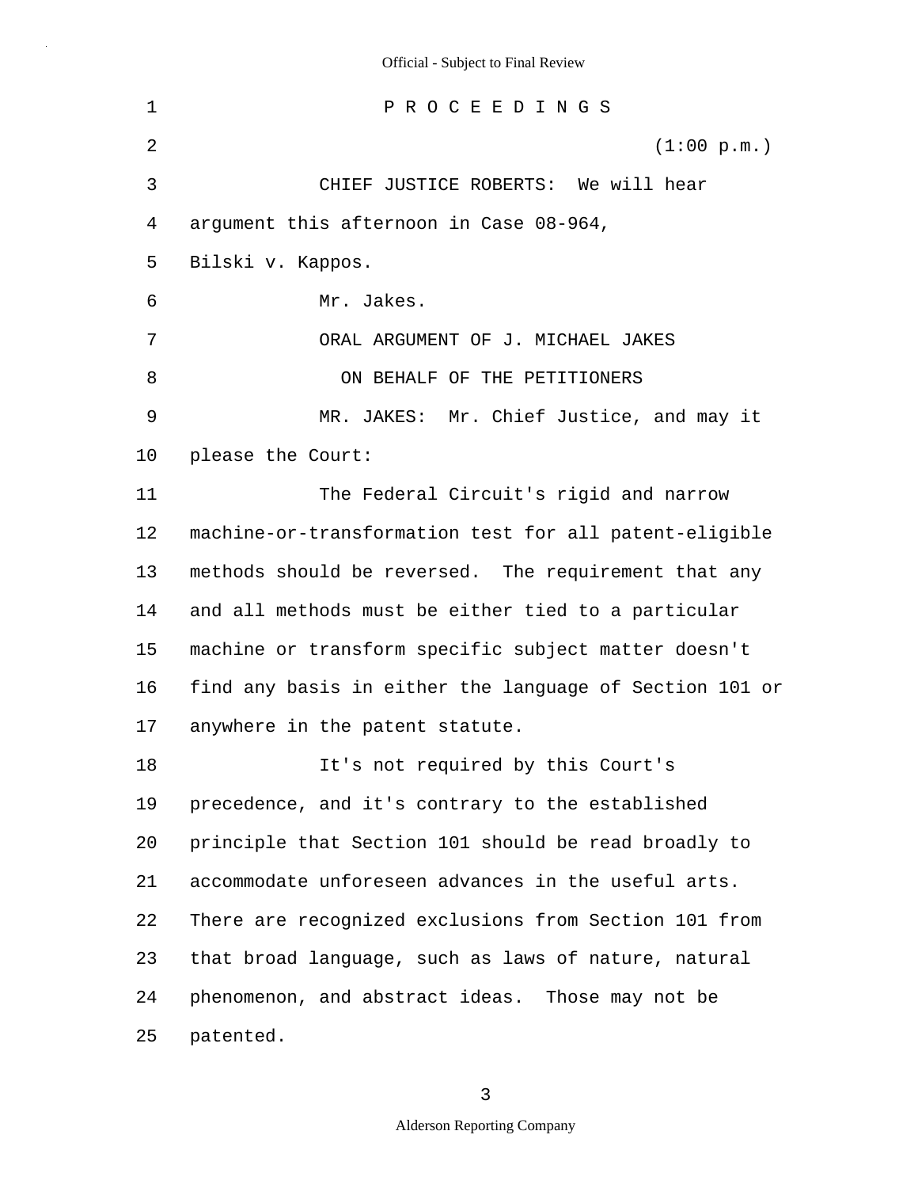P R O C E E D I N G S

(1:00 p.m.)

CHIEF JUSTICE ROBERTS: We will hear argument this afternoon in Case 08-964, Bilski v. Kappos.

Mr. Jakes.

ORAL ARGUMENT OF J. MICHAEL JAKES

ON BEHALF OF THE PETITIONERS

MR. JAKES: Mr. Chief Justice, and may it please the Court:

The Federal Circuit's rigid and narrow machine-or-transformation test for all patent-eligible methods should be reversed. The requirement that any and all methods must be either tied to a particular machine or transform specific subject matter doesn't find any basis in either the language of Section 101 or anywhere in the patent statute.

It's not required by this Court's precedence, and it's contrary to the established principle that Section 101 should be read broadly to accommodate unforeseen advances in the useful arts. There are recognized exclusions from Section 101 from that broad language, such as laws of nature, natural phenomenon, and abstract ideas. Those may not be patented.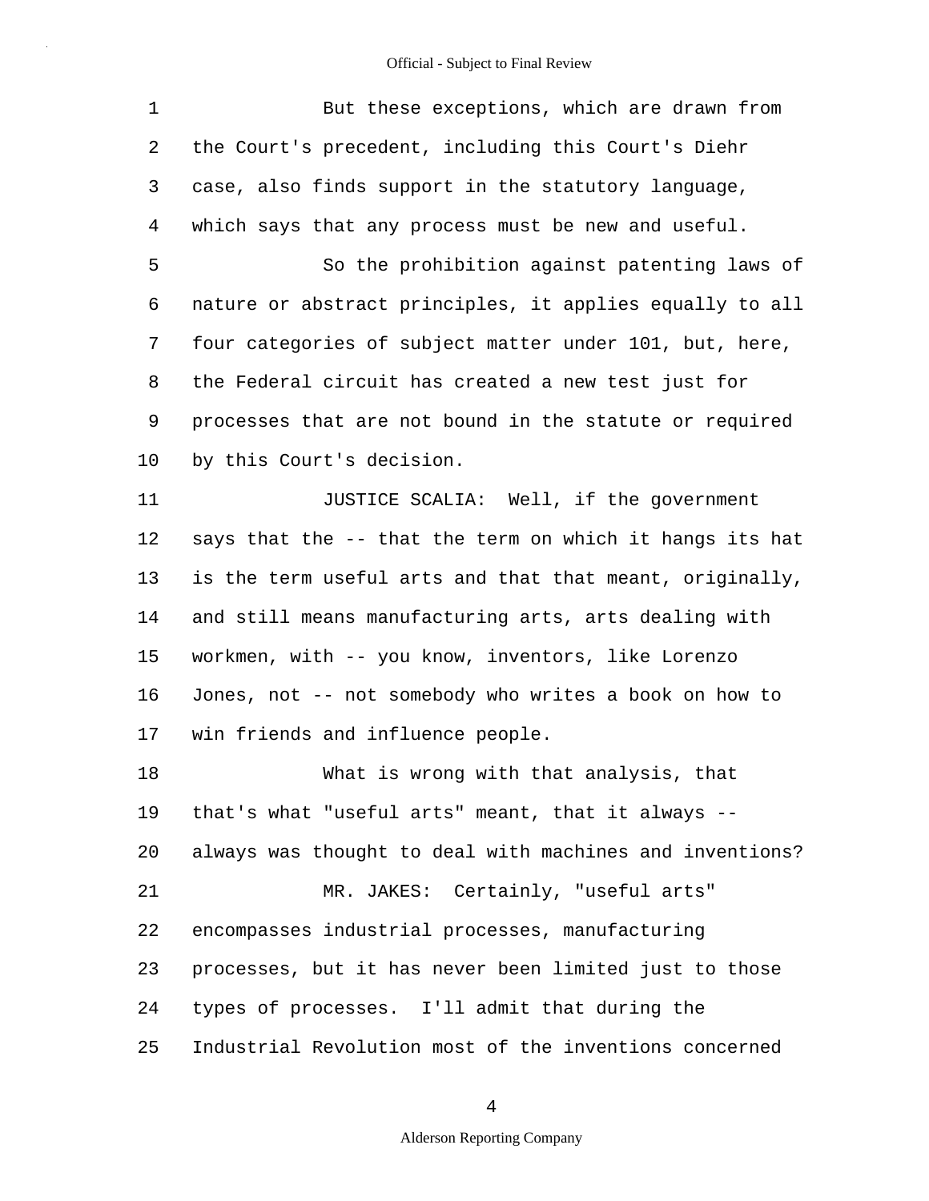But these exceptions, which are drawn from the Court's precedent, including this Court's Diehr case, also finds support in the statutory language, which says that any process must be new and useful.

So the prohibition against patenting laws of nature or abstract principles, it applies equally to all four categories of subject matter under 101, but, here, the Federal circuit has created a new test just for processes that are not bound in the statute or required by this Court's decision.

JUSTICE SCALIA: Well, if the government says that the -- that the term on which it hangs its hat is the term useful arts and that that meant, originally, and still means manufacturing arts, arts dealing with workmen, with -- you know, inventors, like Lorenzo Jones, not -- not somebody who writes a book on how to win friends and influence people.

What is wrong with that analysis, that that's what "useful arts" meant, that it always -- always was thought to deal with machines and inventions?

MR. JAKES: Certainly, "useful arts" encompasses industrial processes, manufacturing processes, but it has never been limited just to those types of processes. I'll admit that during the Industrial Revolution most of the inventions concerned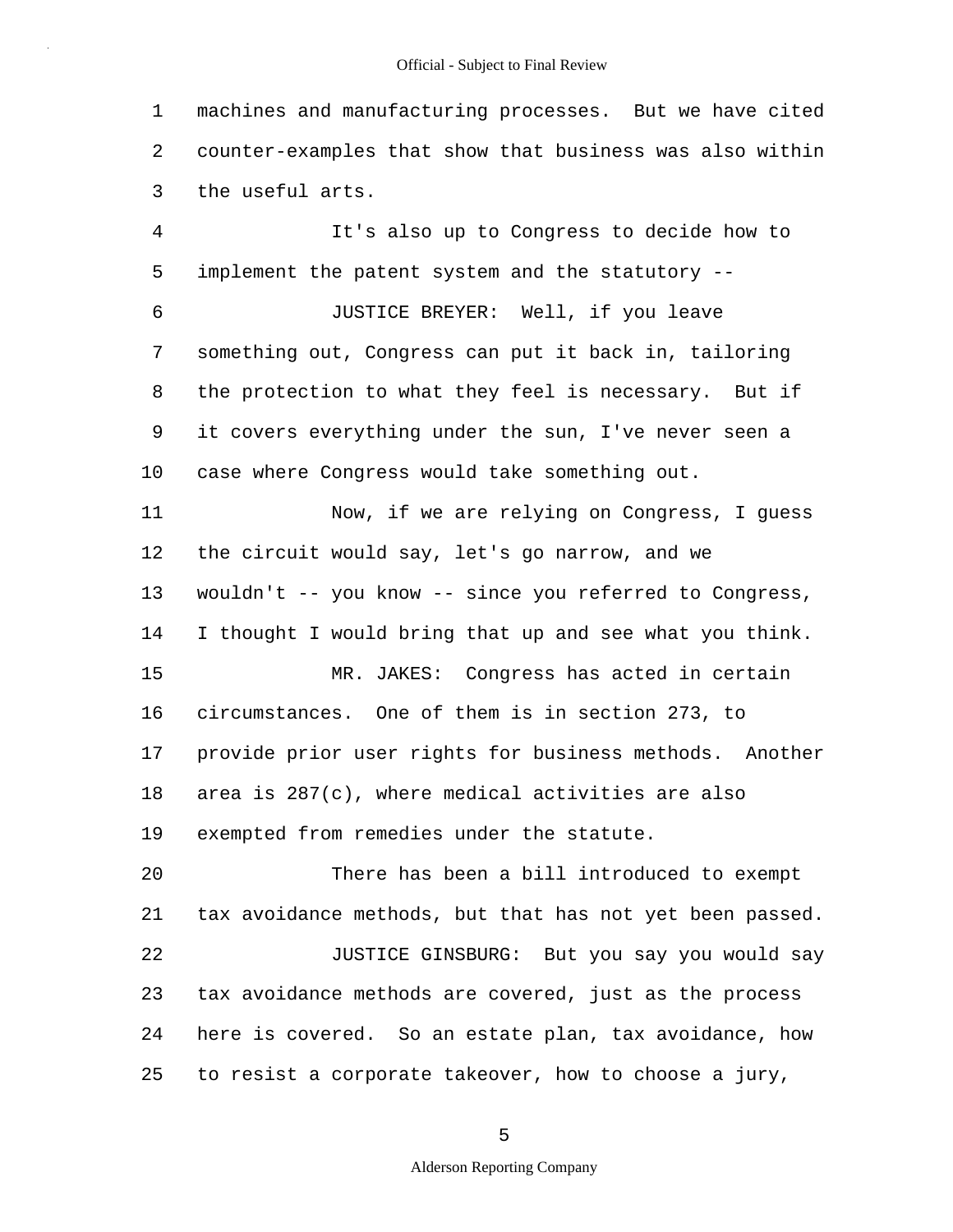machines and manufacturing processes. But we have cited counter-examples that show that business was also within the useful arts.

It's also up to Congress to decide how to implement the patent system and the statutory --

JUSTICE BREYER: Well, if you leave something out, Congress can put it back in, tailoring the protection to what they feel is necessary. But if it covers everything under the sun, I've never seen a case where Congress would take something out.

Now, if we are relying on Congress, I guess the circuit would say, let's go narrow, and we wouldn't -- you know -- since you referred to Congress, I thought I would bring that up and see what you think.

MR. JAKES: Congress has acted in certain circumstances. One of them is in section 273, to provide prior user rights for business methods. Another area is 287(c), where medical activities are also exempted from remedies under the statute.

There has been a bill introduced to exempt tax avoidance methods, but that has not yet been passed.

JUSTICE GINSBURG: But you say you would say tax avoidance methods are covered, just as the process here is covered. So an estate plan, tax avoidance, how to resist a corporate takeover, how to choose a jury,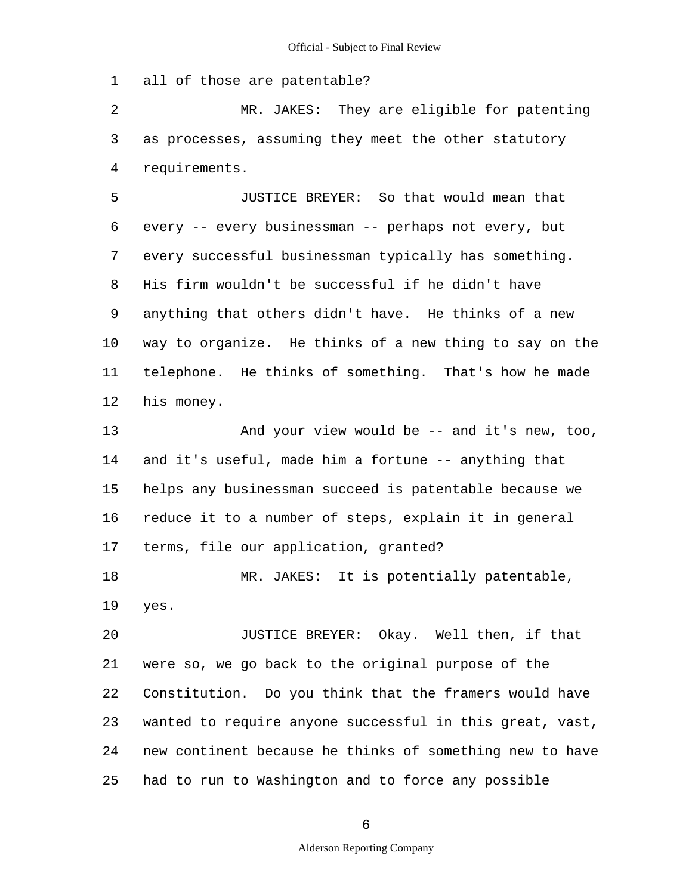all of those are patentable?

MR. JAKES: They are eligible for patenting as processes, assuming they meet the other statutory requirements.

JUSTICE BREYER: So that would mean that every -- every businessman -- perhaps not every, but every successful businessman typically has something. His firm wouldn't be successful if he didn't have anything that others didn't have. He thinks of a new way to organize. He thinks of a new thing to say on the telephone. He thinks of something. That's how he made his money.

And your view would be -- and it's new, too, and it's useful, made him a fortune -- anything that helps any businessman succeed is patentable because we reduce it to a number of steps, explain it in general terms, file our application, granted?

MR. JAKES: It is potentially patentable, yes.

JUSTICE BREYER: Okay. Well then, if that were so, we go back to the original purpose of the Constitution. Do you think that the framers would have wanted to require anyone successful in this great, vast, new continent because he thinks of something new to have had to run to Washington and to force any possible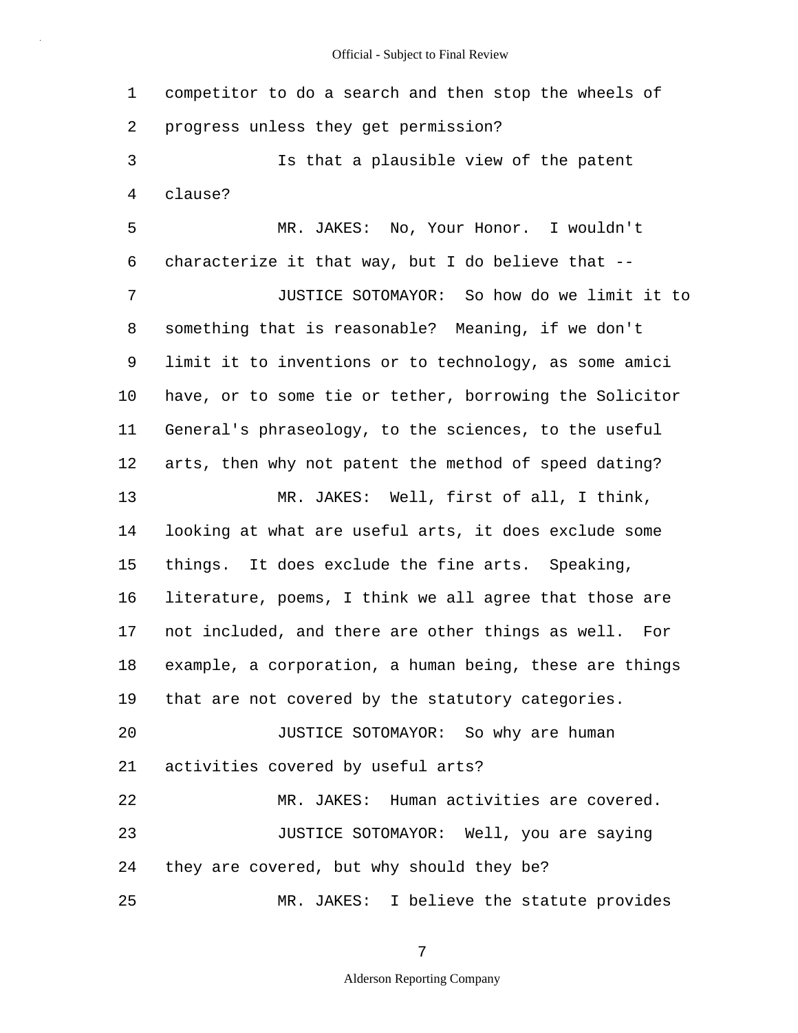competitor to do a search and then stop the wheels of progress unless they get permission?

Is that a plausible view of the patent clause?

MR. JAKES: No, Your Honor. I wouldn't characterize it that way, but I do believe that --

JUSTICE SOTOMAYOR: So how do we limit it to something that is reasonable? Meaning, if we don't limit it to inventions or to technology, as some amici have, or to some tie or tether, borrowing the Solicitor General's phraseology, to the sciences, to the useful arts, then why not patent the method of speed dating?

MR. JAKES: Well, first of all, I think, looking at what are useful arts, it does exclude some things. It does exclude the fine arts. Speaking, literature, poems, I think we all agree that those are not included, and there are other things as well. For example, a corporation, a human being, these are things that are not covered by the statutory categories.

JUSTICE SOTOMAYOR: So why are human activities covered by useful arts?

MR. JAKES: Human activities are covered.

JUSTICE SOTOMAYOR: Well, you are saying they are covered, but why should they be?

MR. JAKES: I believe the statute provides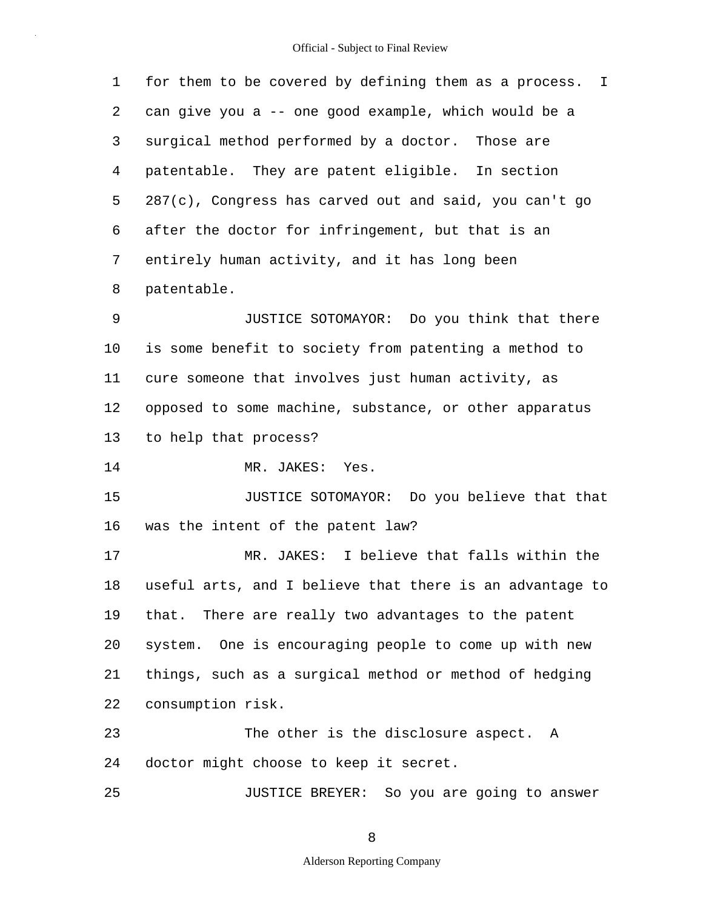for them to be covered by defining them as a process. I can give you a -- one good example, which would be a surgical method performed by a doctor. Those are patentable. They are patent eligible. In section 287(c), Congress has carved out and said, you can't go after the doctor for infringement, but that is an entirely human activity, and it has long been patentable.

JUSTICE SOTOMAYOR: Do you think that there is some benefit to society from patenting a method to cure someone that involves just human activity, as opposed to some machine, substance, or other apparatus to help that process?

MR. JAKES: Yes.

JUSTICE SOTOMAYOR: Do you believe that that was the intent of the patent law?

MR. JAKES: I believe that falls within the useful arts, and I believe that there is an advantage to that. There are really two advantages to the patent system. One is encouraging people to come up with new things, such as a surgical method or method of hedging consumption risk.

The other is the disclosure aspect. A doctor might choose to keep it secret.

JUSTICE BREYER: So you are going to answer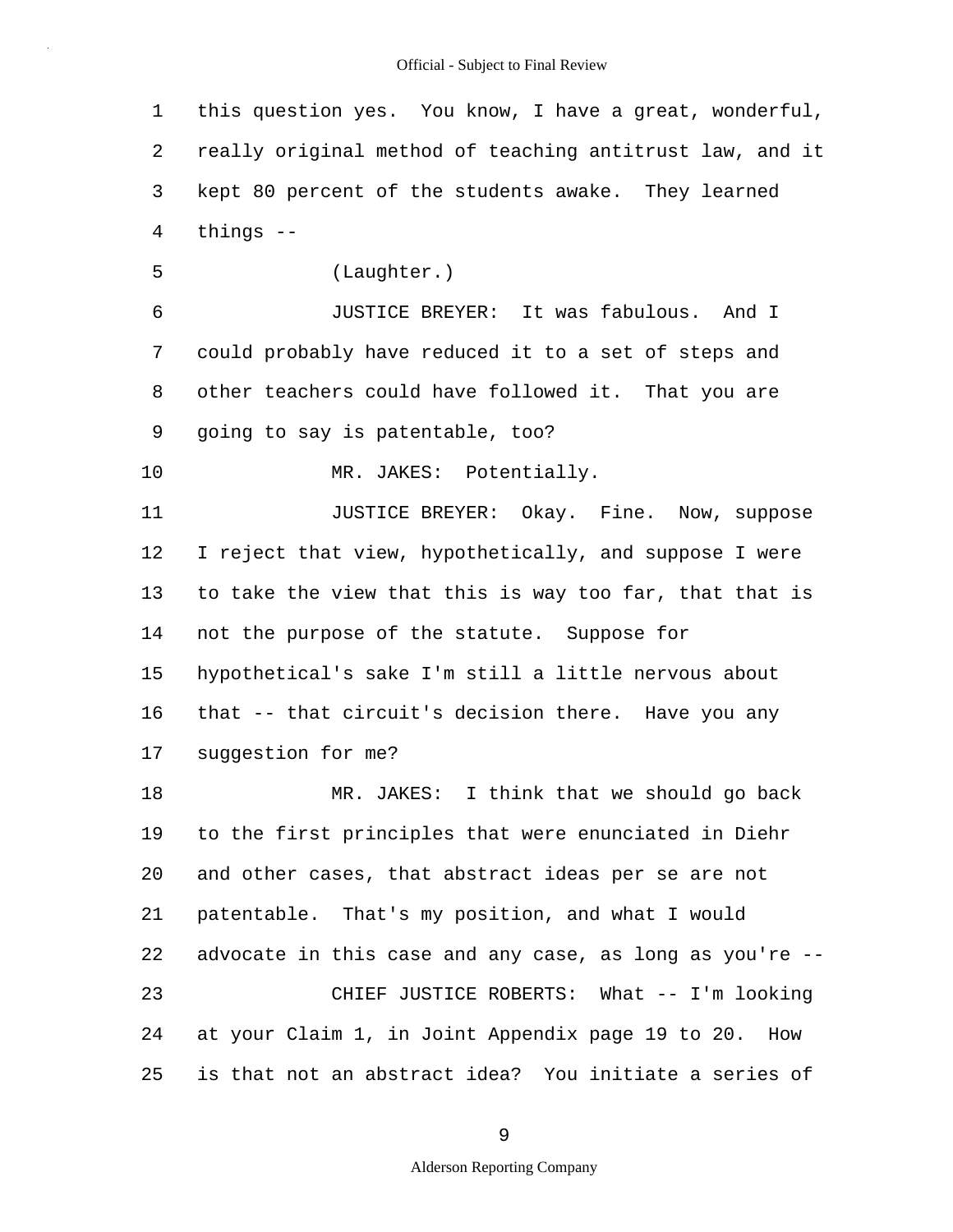1 this question yes. You know, I have a great, wonderful,
2 really original method of teaching antitrust law, and it
3 kept 80 percent of the students awake. They learned
4 things --

5 (Laughter.)

6 JUSTICE BREYER: It was fabulous. And I
7 could probably have reduced it to a set of steps and
8 other teachers could have followed it. That you are
9 going to say is patentable, too?

10 MR. JAKES: Potentially.

11 JUSTICE BREYER: Okay. Fine. Now, suppose
12 I reject that view, hypothetically, and suppose I were
13 to take the view that this is way too far, that that is
14 not the purpose of the statute. Suppose for
15 hypothetical's sake I'm still a little nervous about
16 that -- that circuit's decision there. Have you any
17 suggestion for me?

18 MR. JAKES: I think that we should go back
19 to the first principles that were enunciated in Diehr
20 and other cases, that abstract ideas per se are not
21 patentable. That's my position, and what I would
22 advocate in this case and any case, as long as you're --

23 CHIEF JUSTICE ROBERTS: What -- I'm looking
24 at your Claim 1, in Joint Appendix page 19 to 20. How
25 is that not an abstract idea? You initiate a series of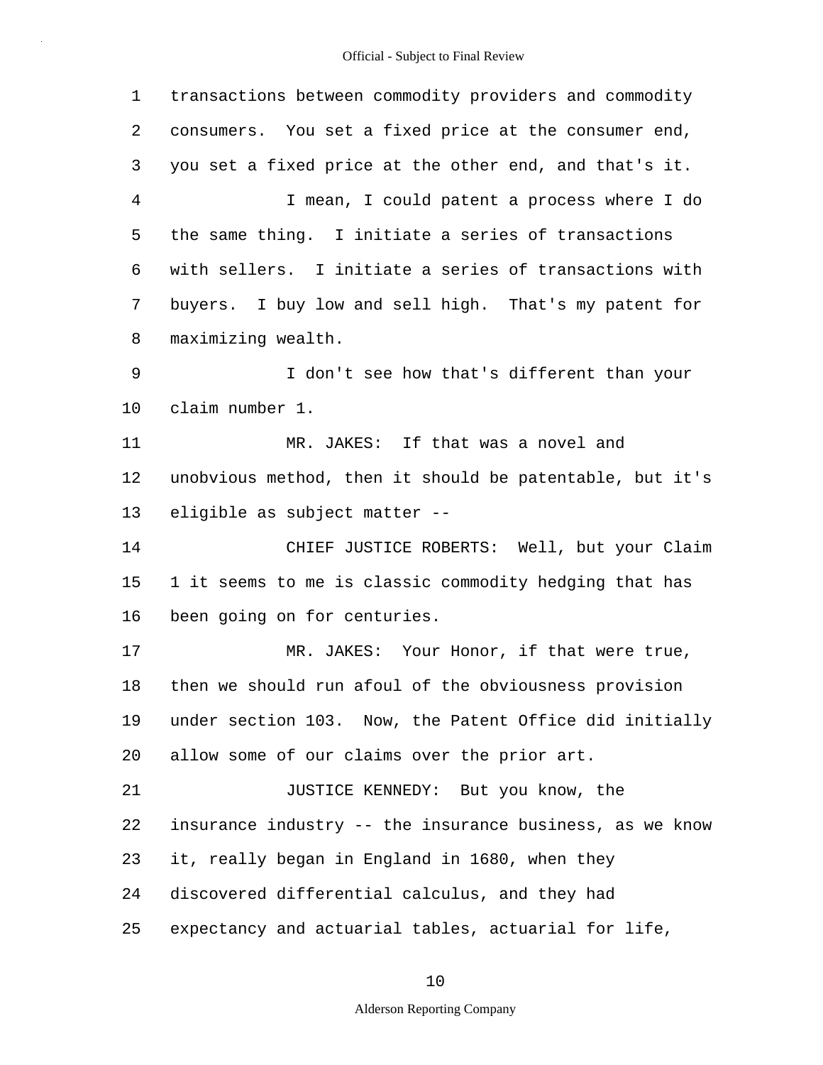transactions between commodity providers and commodity consumers. You set a fixed price at the consumer end, you set a fixed price at the other end, and that's it.

I mean, I could patent a process where I do the same thing. I initiate a series of transactions with sellers. I initiate a series of transactions with buyers. I buy low and sell high. That's my patent for maximizing wealth.

I don't see how that's different than your claim number 1.

MR. JAKES: If that was a novel and unobvious method, then it should be patentable, but it's eligible as subject matter --

CHIEF JUSTICE ROBERTS: Well, but your Claim 1 it seems to me is classic commodity hedging that has been going on for centuries.

MR. JAKES: Your Honor, if that were true, then we should run afoul of the obviousness provision under section 103. Now, the Patent Office did initially allow some of our claims over the prior art.

JUSTICE KENNEDY: But you know, the insurance industry -- the insurance business, as we know it, really began in England in 1680, when they discovered differential calculus, and they had expectancy and actuarial tables, actuarial for life,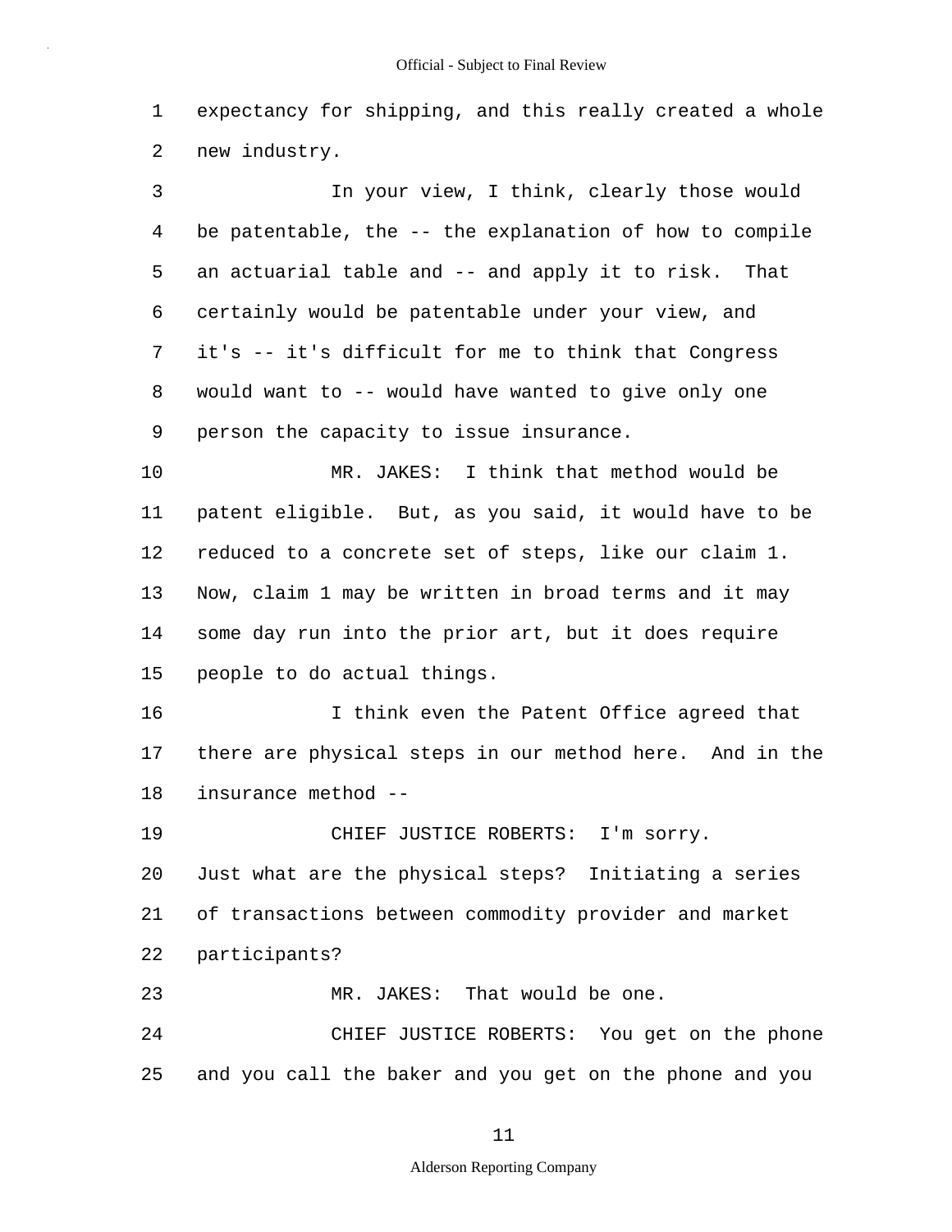expectancy for shipping, and this really created a whole new industry.

In your view, I think, clearly those would be patentable, the -- the explanation of how to compile an actuarial table and -- and apply it to risk. That certainly would be patentable under your view, and it's -- it's difficult for me to think that Congress would want to -- would have wanted to give only one person the capacity to issue insurance.

MR. JAKES: I think that method would be patent eligible. But, as you said, it would have to be reduced to a concrete set of steps, like our claim 1. Now, claim 1 may be written in broad terms and it may some day run into the prior art, but it does require people to do actual things.

I think even the Patent Office agreed that there are physical steps in our method here. And in the insurance method --

CHIEF JUSTICE ROBERTS: I'm sorry. Just what are the physical steps? Initiating a series of transactions between commodity provider and market participants?

MR. JAKES: That would be one.

CHIEF JUSTICE ROBERTS: You get on the phone and you call the baker and you get on the phone and you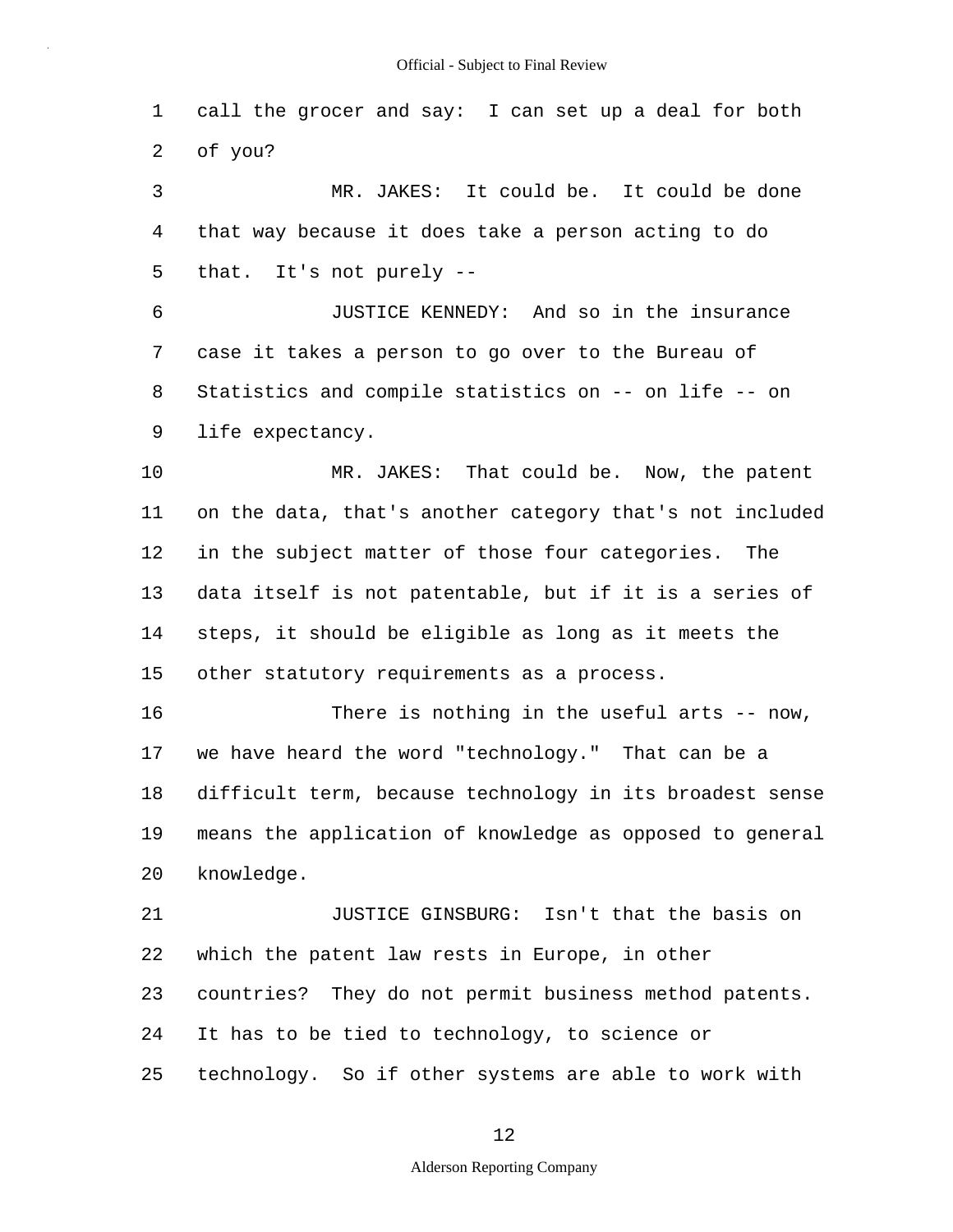call the grocer and say: I can set up a deal for both of you?

MR. JAKES: It could be. It could be done that way because it does take a person acting to do that. It's not purely --

JUSTICE KENNEDY: And so in the insurance case it takes a person to go over to the Bureau of Statistics and compile statistics on -- on life -- on life expectancy.

MR. JAKES: That could be. Now, the patent on the data, that's another category that's not included in the subject matter of those four categories. The data itself is not patentable, but if it is a series of steps, it should be eligible as long as it meets the other statutory requirements as a process.

There is nothing in the useful arts -- now, we have heard the word "technology." That can be a difficult term, because technology in its broadest sense means the application of knowledge as opposed to general knowledge.

JUSTICE GINSBURG: Isn't that the basis on which the patent law rests in Europe, in other countries? They do not permit business method patents. It has to be tied to technology, to science or technology. So if other systems are able to work with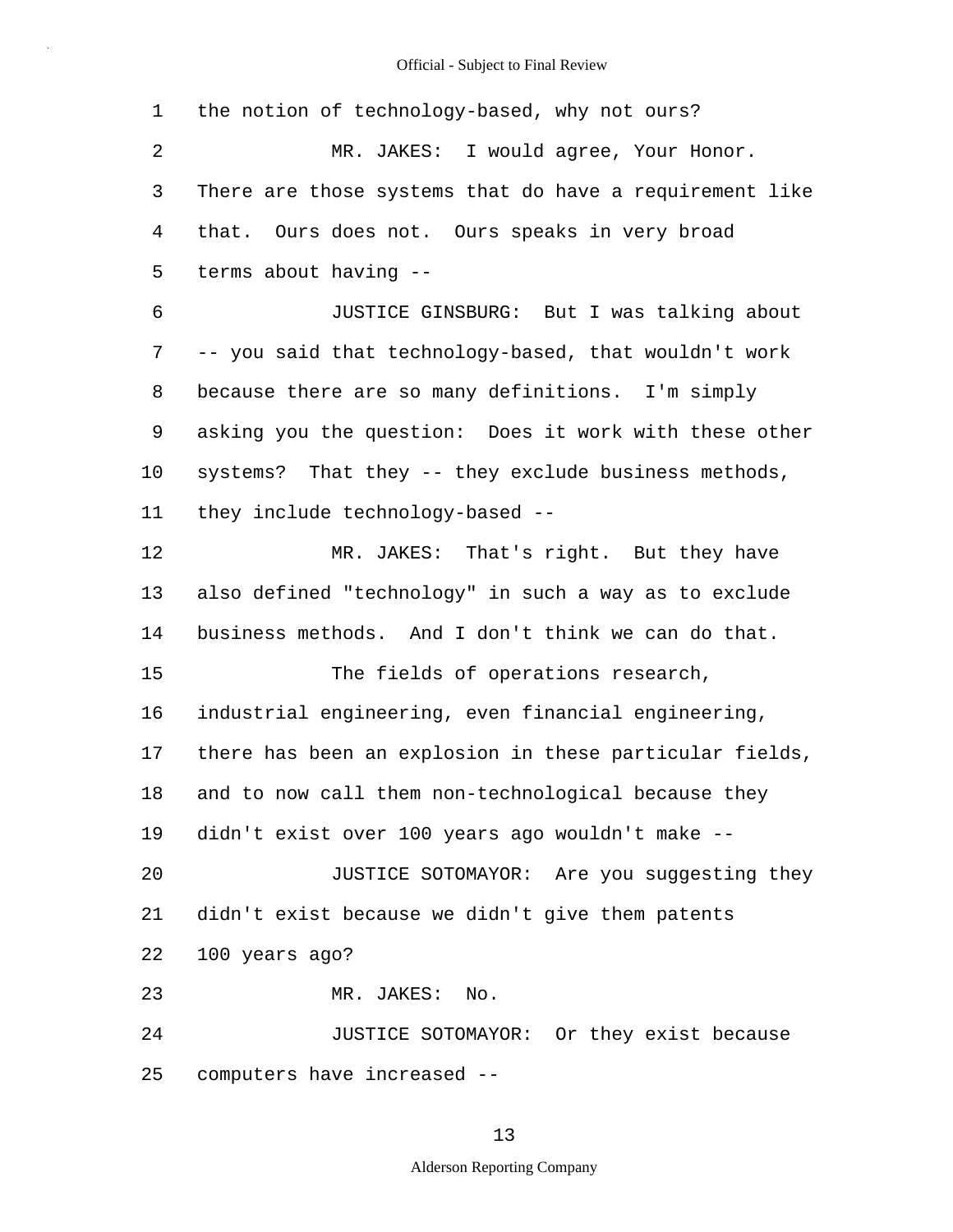the notion of technology-based, why not ours?

MR. JAKES: I would agree, Your Honor. There are those systems that do have a requirement like that. Ours does not. Ours speaks in very broad terms about having --

JUSTICE GINSBURG: But I was talking about -- you said that technology-based, that wouldn't work because there are so many definitions. I'm simply asking you the question: Does it work with these other systems? That they -- they exclude business methods, they include technology-based --

MR. JAKES: That's right. But they have also defined "technology" in such a way as to exclude business methods. And I don't think we can do that.

The fields of operations research, industrial engineering, even financial engineering, there has been an explosion in these particular fields, and to now call them non-technological because they didn't exist over 100 years ago wouldn't make --

JUSTICE SOTOMAYOR: Are you suggesting they didn't exist because we didn't give them patents 100 years ago?

MR. JAKES: No.

JUSTICE SOTOMAYOR: Or they exist because computers have increased --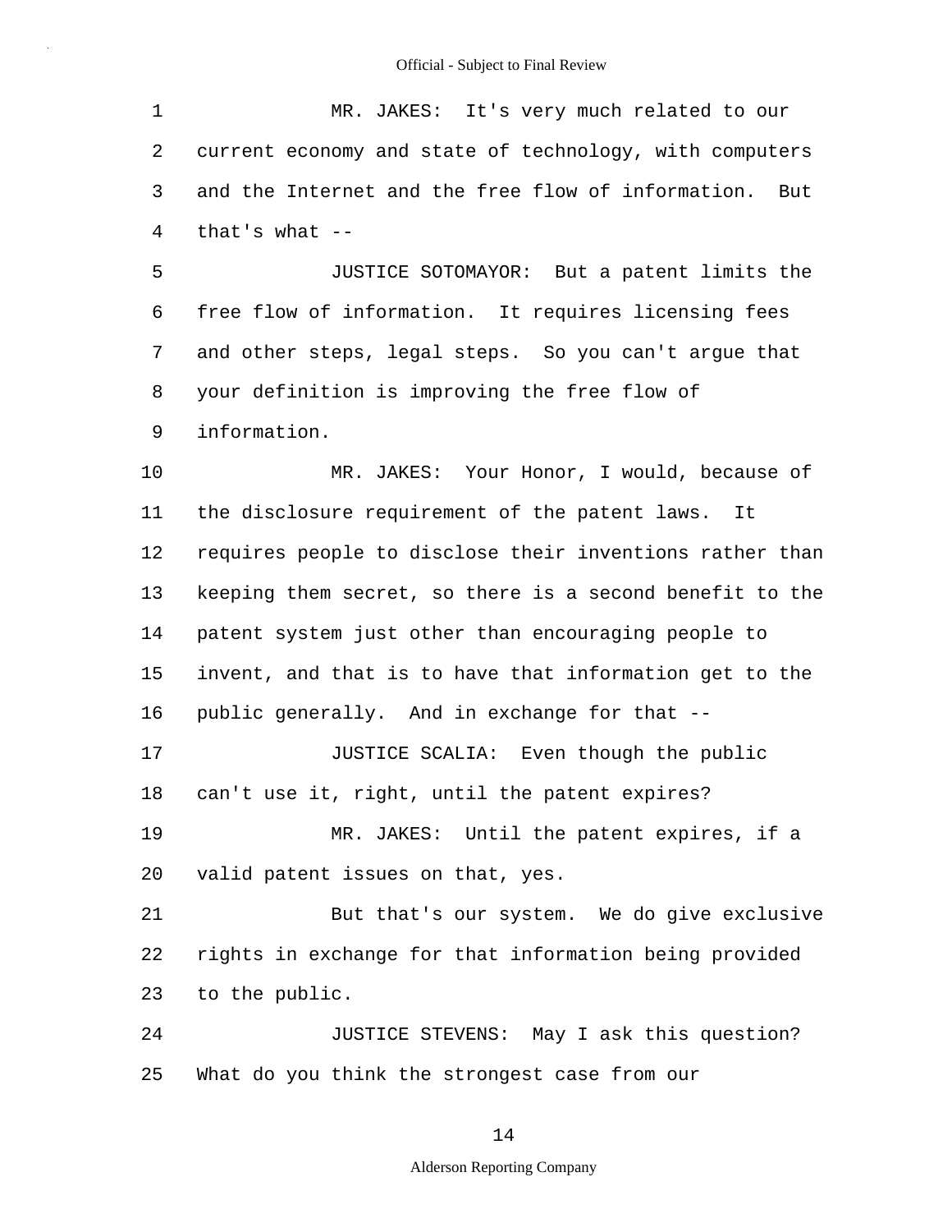MR. JAKES: It's very much related to our current economy and state of technology, with computers and the Internet and the free flow of information. But that's what --

JUSTICE SOTOMAYOR: But a patent limits the free flow of information. It requires licensing fees and other steps, legal steps. So you can't argue that your definition is improving the free flow of information.

MR. JAKES: Your Honor, I would, because of the disclosure requirement of the patent laws. It requires people to disclose their inventions rather than keeping them secret, so there is a second benefit to the patent system just other than encouraging people to invent, and that is to have that information get to the public generally. And in exchange for that --

JUSTICE SCALIA: Even though the public can't use it, right, until the patent expires?

MR. JAKES: Until the patent expires, if a valid patent issues on that, yes.

But that's our system. We do give exclusive rights in exchange for that information being provided to the public.

JUSTICE STEVENS: May I ask this question? What do you think the strongest case from our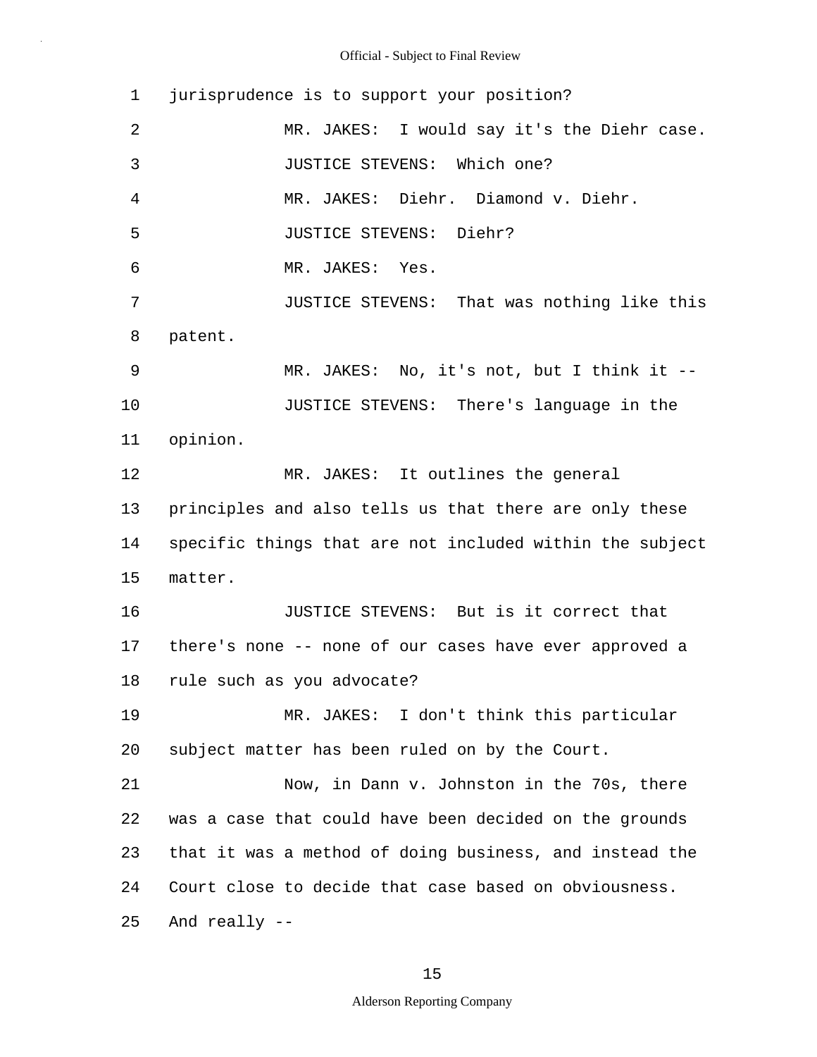jurisprudence is to support your position?

MR. JAKES: I would say it's the Diehr case.

JUSTICE STEVENS: Which one?

MR. JAKES: Diehr. Diamond v. Diehr.

JUSTICE STEVENS: Diehr?

MR. JAKES: Yes.

JUSTICE STEVENS: That was nothing like this patent.

MR. JAKES: No, it's not, but I think it --

JUSTICE STEVENS: There's language in the opinion.

MR. JAKES: It outlines the general principles and also tells us that there are only these specific things that are not included within the subject matter.

JUSTICE STEVENS: But is it correct that there's none -- none of our cases have ever approved a rule such as you advocate?

MR. JAKES: I don't think this particular subject matter has been ruled on by the Court.

Now, in Dann v. Johnston in the 70s, there was a case that could have been decided on the grounds that it was a method of doing business, and instead the Court close to decide that case based on obviousness. And really --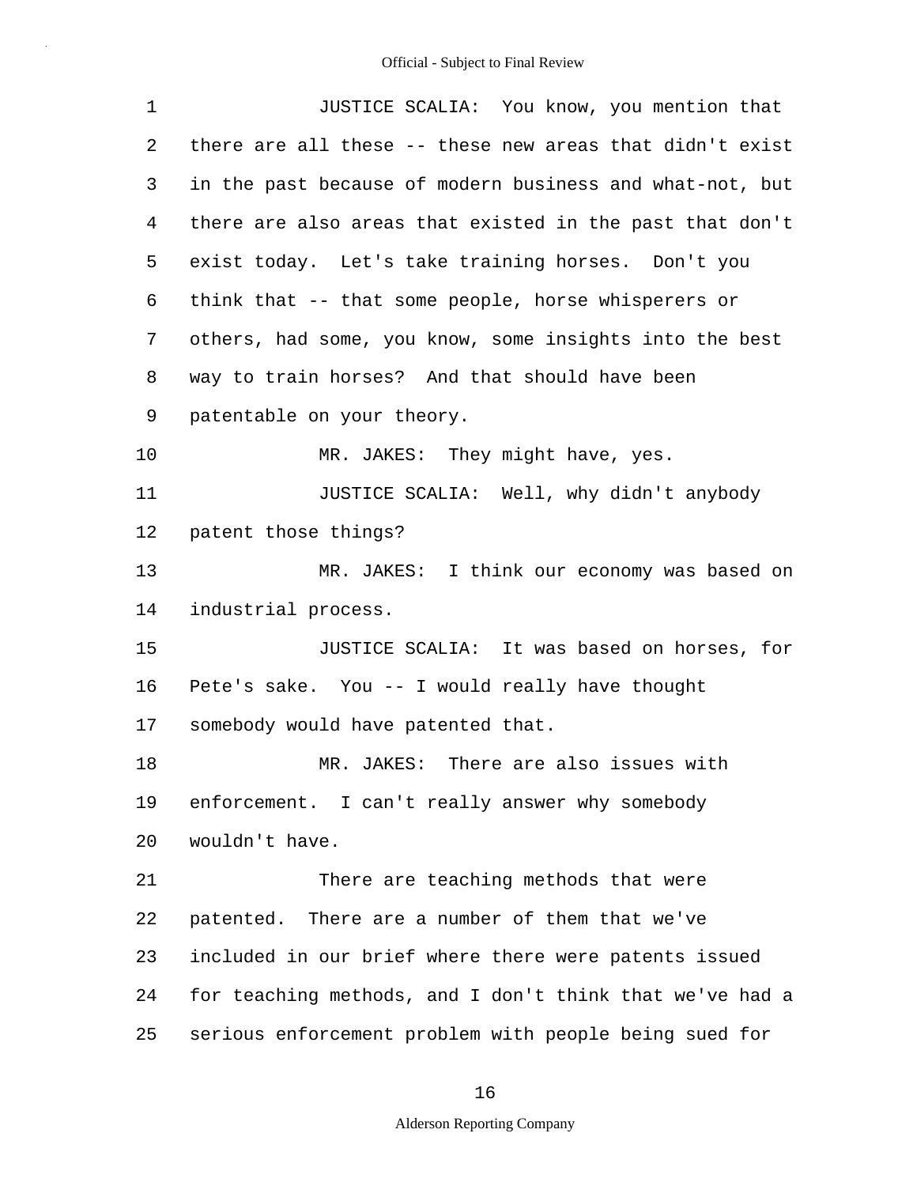JUSTICE SCALIA: You know, you mention that there are all these -- these new areas that didn't exist in the past because of modern business and what-not, but there are also areas that existed in the past that don't exist today. Let's take training horses. Don't you think that -- that some people, horse whisperers or others, had some, you know, some insights into the best way to train horses? And that should have been patentable on your theory.

MR. JAKES: They might have, yes.

JUSTICE SCALIA: Well, why didn't anybody patent those things?

MR. JAKES: I think our economy was based on industrial process.

JUSTICE SCALIA: It was based on horses, for Pete's sake. You -- I would really have thought somebody would have patented that.

MR. JAKES: There are also issues with enforcement. I can't really answer why somebody wouldn't have.

There are teaching methods that were patented. There are a number of them that we've included in our brief where there were patents issued for teaching methods, and I don't think that we've had a serious enforcement problem with people being sued for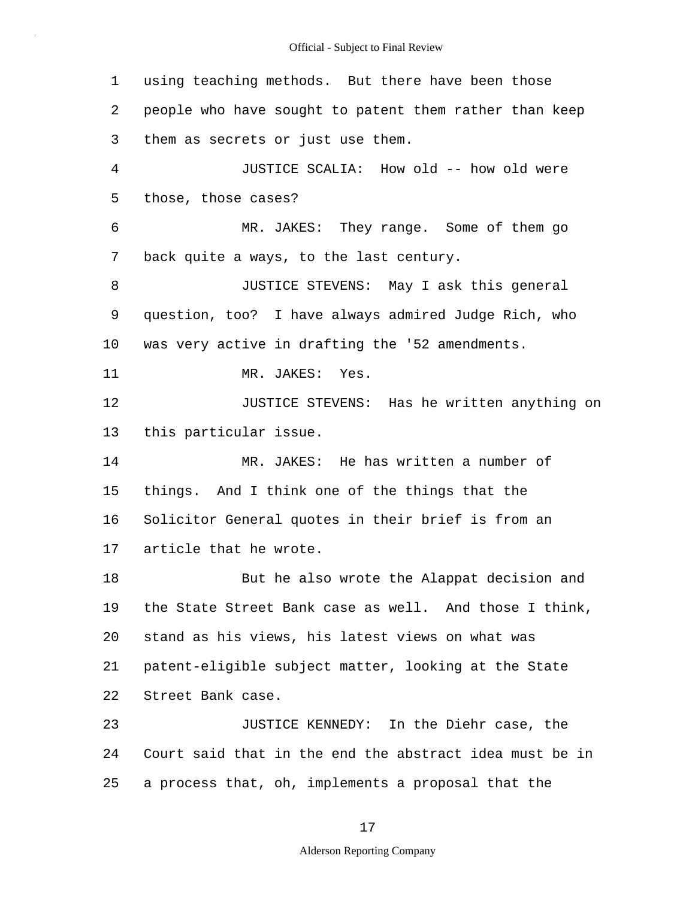using teaching methods. But there have been those people who have sought to patent them rather than keep them as secrets or just use them.

JUSTICE SCALIA: How old -- how old were those, those cases?

MR. JAKES: They range. Some of them go back quite a ways, to the last century.

JUSTICE STEVENS: May I ask this general question, too? I have always admired Judge Rich, who was very active in drafting the '52 amendments.

MR. JAKES: Yes.

JUSTICE STEVENS: Has he written anything on this particular issue.

MR. JAKES: He has written a number of things. And I think one of the things that the Solicitor General quotes in their brief is from an article that he wrote.

But he also wrote the Alappat decision and the State Street Bank case as well. And those I think, stand as his views, his latest views on what was patent-eligible subject matter, looking at the State Street Bank case.

JUSTICE KENNEDY: In the Diehr case, the Court said that in the end the abstract idea must be in a process that, oh, implements a proposal that the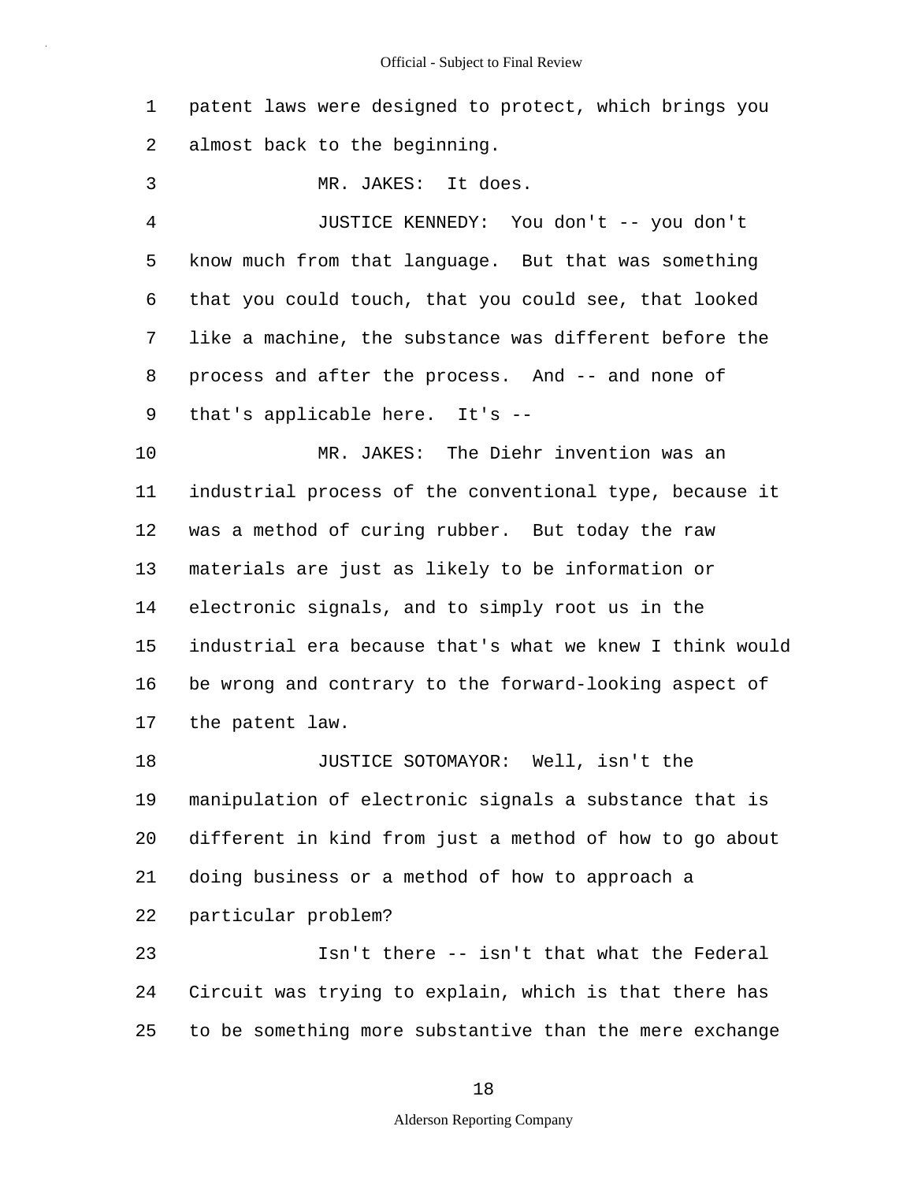1 patent laws were designed to protect, which brings you
2 almost back to the beginning.

3 MR. JAKES: It does.

4 JUSTICE KENNEDY: You don't -- you don't
5 know much from that language. But that was something
6 that you could touch, that you could see, that looked
7 like a machine, the substance was different before the
8 process and after the process. And -- and none of
9 that's applicable here. It's --

10 MR. JAKES: The Diehr invention was an
11 industrial process of the conventional type, because it
12 was a method of curing rubber. But today the raw
13 materials are just as likely to be information or
14 electronic signals, and to simply root us in the
15 industrial era because that's what we knew I think would
16 be wrong and contrary to the forward-looking aspect of
17 the patent law.

18 JUSTICE SOTOMAYOR: Well, isn't the
19 manipulation of electronic signals a substance that is
20 different in kind from just a method of how to go about
21 doing business or a method of how to approach a
22 particular problem?

23 Isn't there -- isn't that what the Federal
24 Circuit was trying to explain, which is that there has
25 to be something more substantive than the mere exchange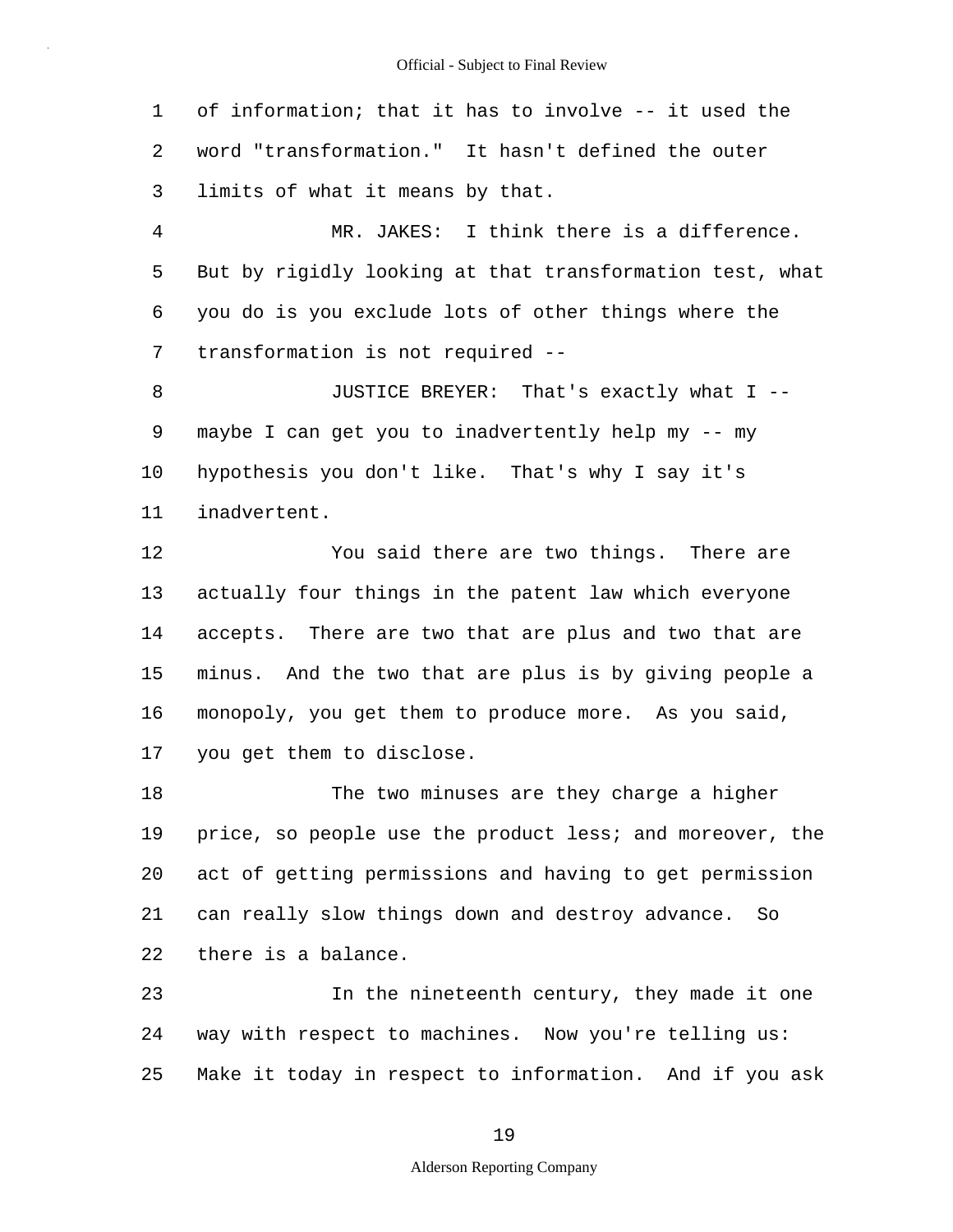of information; that it has to involve -- it used the word "transformation." It hasn't defined the outer limits of what it means by that.

MR. JAKES: I think there is a difference. But by rigidly looking at that transformation test, what you do is you exclude lots of other things where the transformation is not required --

JUSTICE BREYER: That's exactly what I -- maybe I can get you to inadvertently help my -- my hypothesis you don't like. That's why I say it's inadvertent.

You said there are two things. There are actually four things in the patent law which everyone accepts. There are two that are plus and two that are minus. And the two that are plus is by giving people a monopoly, you get them to produce more. As you said, you get them to disclose.

The two minuses are they charge a higher price, so people use the product less; and moreover, the act of getting permissions and having to get permission can really slow things down and destroy advance. So there is a balance.

In the nineteenth century, they made it one way with respect to machines. Now you're telling us: Make it today in respect to information. And if you ask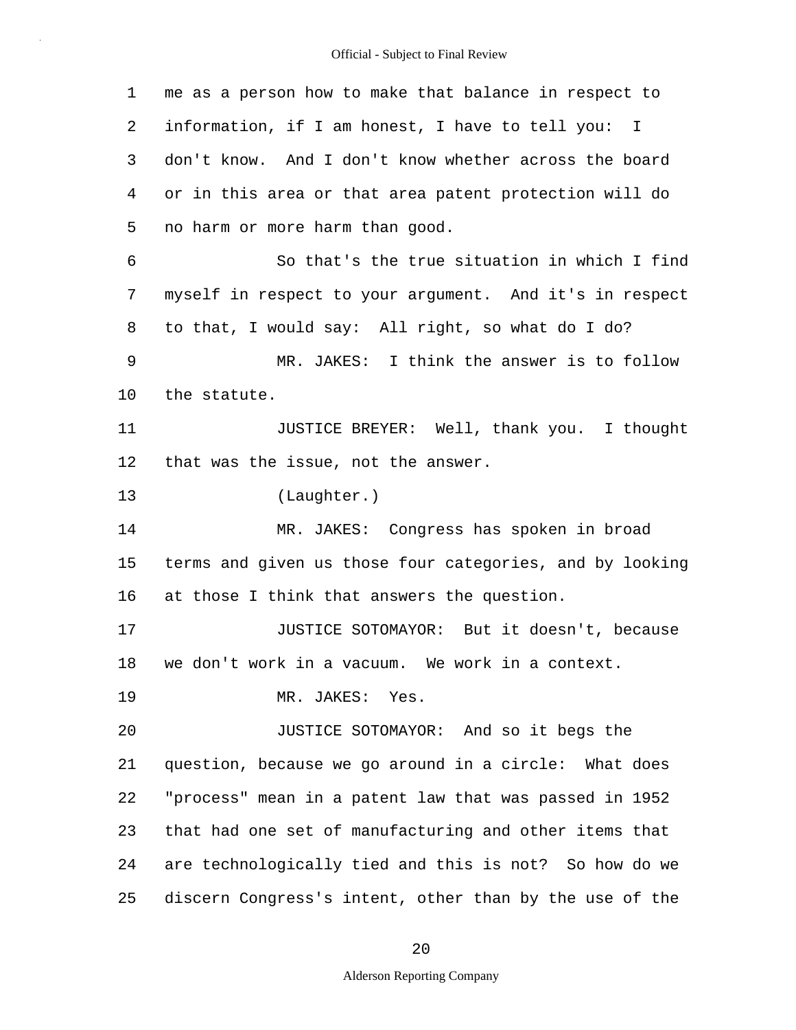me as a person how to make that balance in respect to information, if I am honest, I have to tell you: I don't know. And I don't know whether across the board or in this area or that area patent protection will do no harm or more harm than good.

So that's the true situation in which I find myself in respect to your argument. And it's in respect to that, I would say: All right, so what do I do?

MR. JAKES: I think the answer is to follow the statute.

JUSTICE BREYER: Well, thank you. I thought that was the issue, not the answer.

(Laughter.)

MR. JAKES: Congress has spoken in broad terms and given us those four categories, and by looking at those I think that answers the question.

JUSTICE SOTOMAYOR: But it doesn't, because we don't work in a vacuum. We work in a context.

MR. JAKES: Yes.

JUSTICE SOTOMAYOR: And so it begs the question, because we go around in a circle: What does "process" mean in a patent law that was passed in 1952 that had one set of manufacturing and other items that are technologically tied and this is not? So how do we discern Congress's intent, other than by the use of the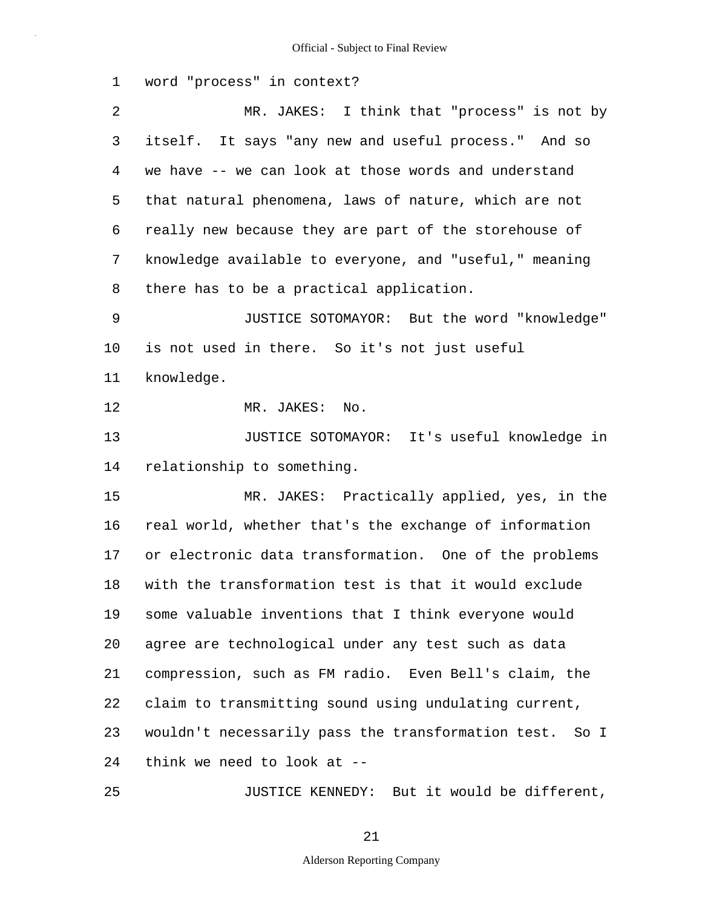word "process" in context?

MR. JAKES: I think that "process" is not by itself. It says "any new and useful process." And so we have -- we can look at those words and understand that natural phenomena, laws of nature, which are not really new because they are part of the storehouse of knowledge available to everyone, and "useful," meaning there has to be a practical application.

JUSTICE SOTOMAYOR: But the word "knowledge" is not used in there. So it's not just useful knowledge.

MR. JAKES: No.

JUSTICE SOTOMAYOR: It's useful knowledge in relationship to something.

MR. JAKES: Practically applied, yes, in the real world, whether that's the exchange of information or electronic data transformation. One of the problems with the transformation test is that it would exclude some valuable inventions that I think everyone would agree are technological under any test such as data compression, such as FM radio. Even Bell's claim, the claim to transmitting sound using undulating current, wouldn't necessarily pass the transformation test. So I think we need to look at --

JUSTICE KENNEDY: But it would be different,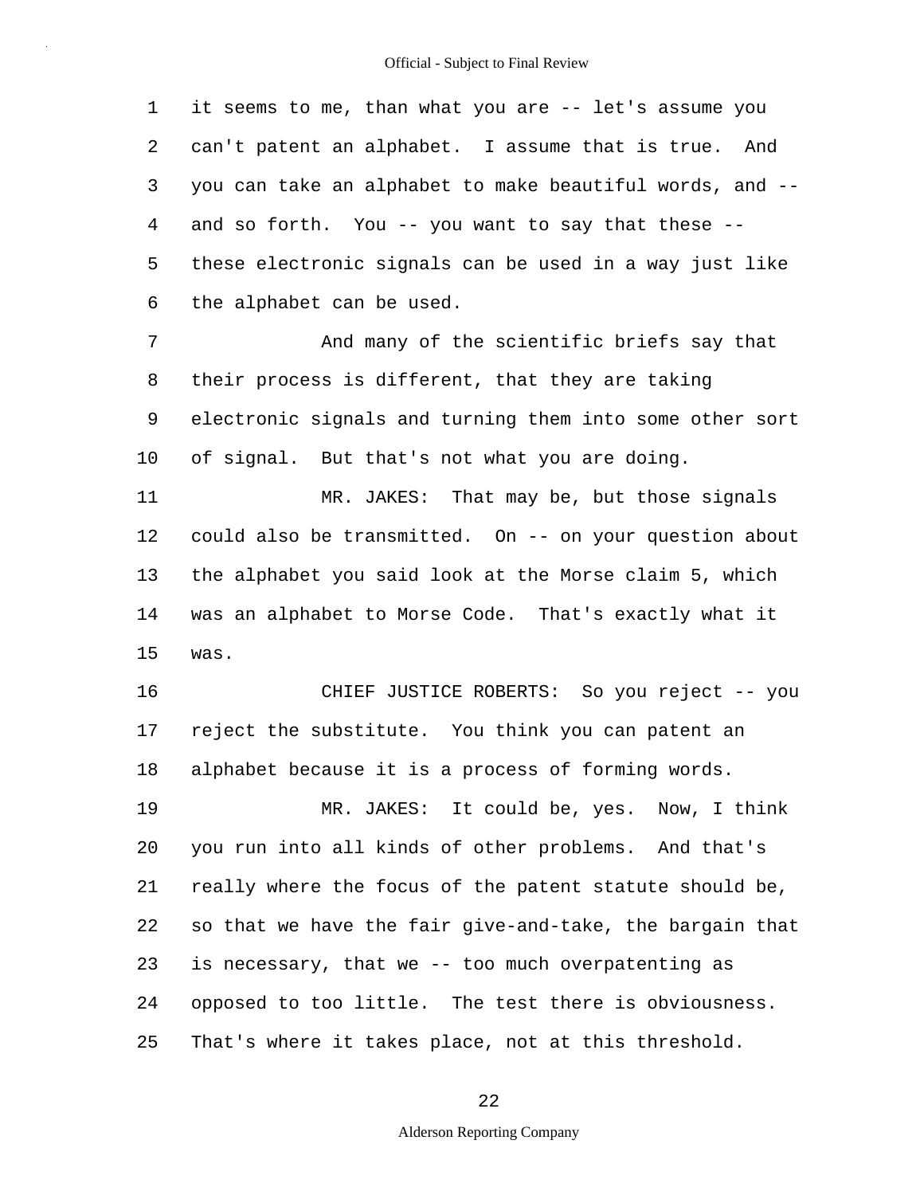it seems to me, than what you are -- let's assume you can't patent an alphabet. I assume that is true. And you can take an alphabet to make beautiful words, and -- and so forth. You -- you want to say that these -- these electronic signals can be used in a way just like the alphabet can be used.

And many of the scientific briefs say that their process is different, that they are taking electronic signals and turning them into some other sort of signal. But that's not what you are doing.

MR. JAKES: That may be, but those signals could also be transmitted. On -- on your question about the alphabet you said look at the Morse claim 5, which was an alphabet to Morse Code. That's exactly what it was.

CHIEF JUSTICE ROBERTS: So you reject -- you reject the substitute. You think you can patent an alphabet because it is a process of forming words.

MR. JAKES: It could be, yes. Now, I think you run into all kinds of other problems. And that's really where the focus of the patent statute should be, so that we have the fair give-and-take, the bargain that is necessary, that we -- too much overpatenting as opposed to too little. The test there is obviousness. That's where it takes place, not at this threshold.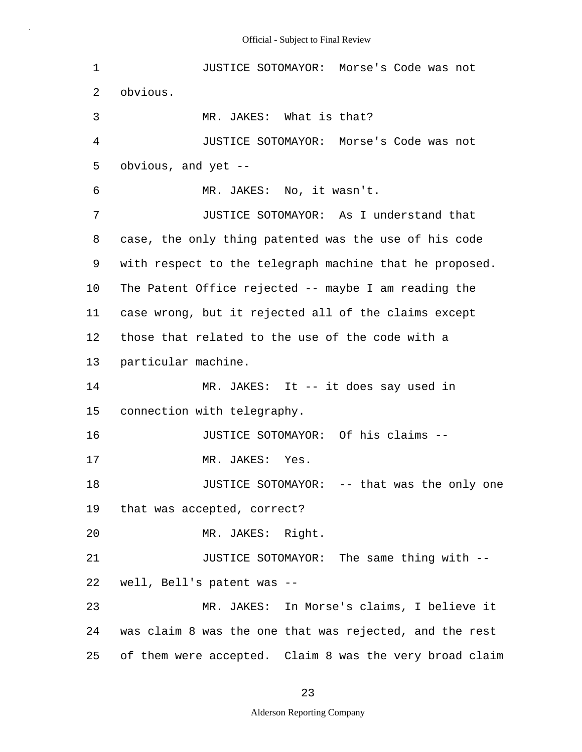JUSTICE SOTOMAYOR: Morse's Code was not obvious.

MR. JAKES: What is that?

JUSTICE SOTOMAYOR: Morse's Code was not obvious, and yet --

MR. JAKES: No, it wasn't.

JUSTICE SOTOMAYOR: As I understand that case, the only thing patented was the use of his code with respect to the telegraph machine that he proposed. The Patent Office rejected -- maybe I am reading the case wrong, but it rejected all of the claims except those that related to the use of the code with a particular machine.

MR. JAKES: It -- it does say used in connection with telegraphy.

JUSTICE SOTOMAYOR: Of his claims --

MR. JAKES: Yes.

JUSTICE SOTOMAYOR: -- that was the only one that was accepted, correct?

MR. JAKES: Right.

JUSTICE SOTOMAYOR: The same thing with -- well, Bell's patent was --

MR. JAKES: In Morse's claims, I believe it was claim 8 was the one that was rejected, and the rest of them were accepted. Claim 8 was the very broad claim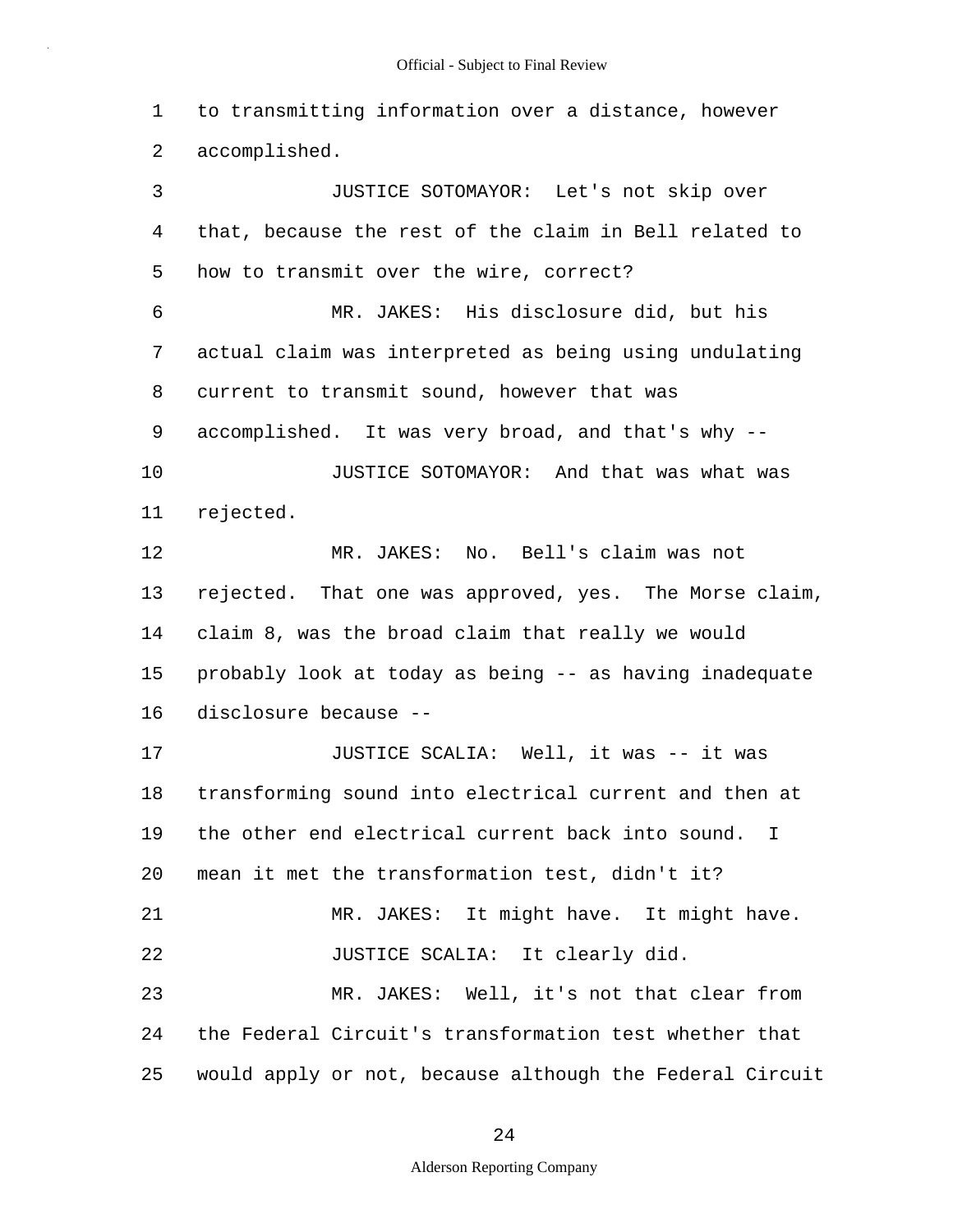to transmitting information over a distance, however accomplished.

JUSTICE SOTOMAYOR: Let's not skip over that, because the rest of the claim in Bell related to how to transmit over the wire, correct?

MR. JAKES: His disclosure did, but his actual claim was interpreted as being using undulating current to transmit sound, however that was accomplished. It was very broad, and that's why --

JUSTICE SOTOMAYOR: And that was what was rejected.

MR. JAKES: No. Bell's claim was not rejected. That one was approved, yes. The Morse claim, claim 8, was the broad claim that really we would probably look at today as being -- as having inadequate disclosure because --

JUSTICE SCALIA: Well, it was -- it was transforming sound into electrical current and then at the other end electrical current back into sound. I mean it met the transformation test, didn't it?

MR. JAKES: It might have. It might have.

JUSTICE SCALIA: It clearly did.

MR. JAKES: Well, it's not that clear from the Federal Circuit's transformation test whether that would apply or not, because although the Federal Circuit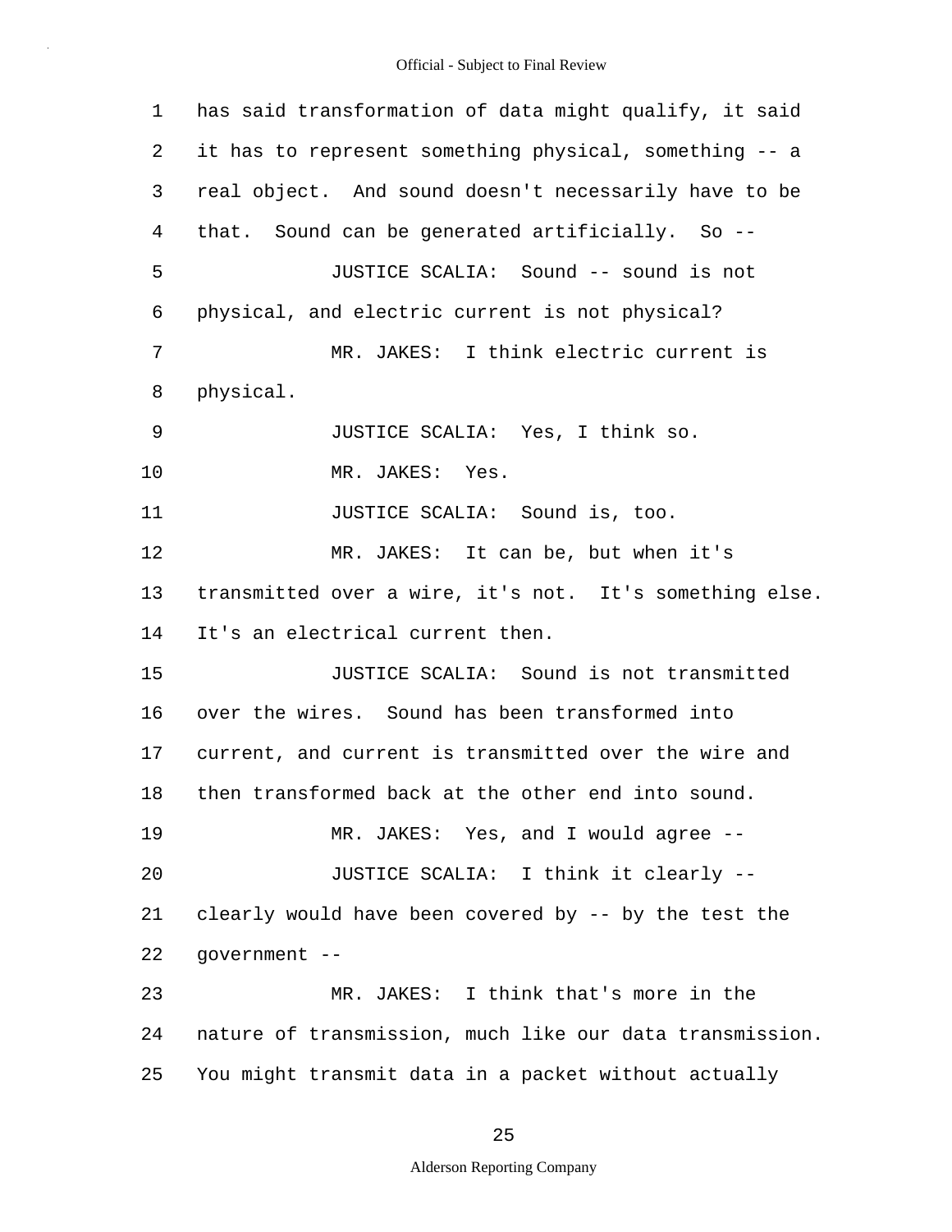has said transformation of data might qualify, it said it has to represent something physical, something -- a real object. And sound doesn't necessarily have to be that. Sound can be generated artificially. So --

JUSTICE SCALIA: Sound -- sound is not physical, and electric current is not physical?

MR. JAKES: I think electric current is physical.

JUSTICE SCALIA: Yes, I think so.

MR. JAKES: Yes.

JUSTICE SCALIA: Sound is, too.

MR. JAKES: It can be, but when it's transmitted over a wire, it's not. It's something else. It's an electrical current then.

JUSTICE SCALIA: Sound is not transmitted over the wires. Sound has been transformed into current, and current is transmitted over the wire and then transformed back at the other end into sound.

MR. JAKES: Yes, and I would agree --

JUSTICE SCALIA: I think it clearly -- clearly would have been covered by -- by the test the government --

MR. JAKES: I think that's more in the nature of transmission, much like our data transmission. You might transmit data in a packet without actually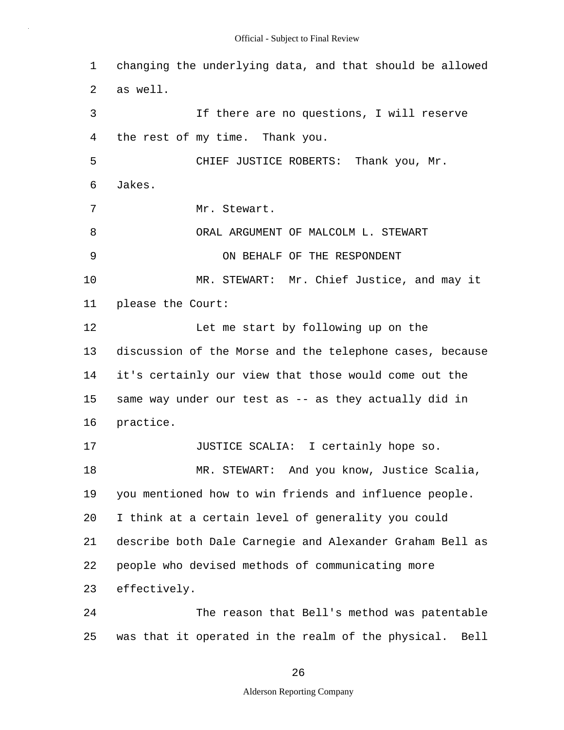changing the underlying data, and that should be allowed as well.

If there are no questions, I will reserve the rest of my time. Thank you.

CHIEF JUSTICE ROBERTS: Thank you, Mr. Jakes.

Mr. Stewart.

ORAL ARGUMENT OF MALCOLM L. STEWART

ON BEHALF OF THE RESPONDENT

MR. STEWART: Mr. Chief Justice, and may it please the Court:

Let me start by following up on the discussion of the Morse and the telephone cases, because it's certainly our view that those would come out the same way under our test as -- as they actually did in practice.

JUSTICE SCALIA: I certainly hope so.

MR. STEWART: And you know, Justice Scalia, you mentioned how to win friends and influence people. I think at a certain level of generality you could describe both Dale Carnegie and Alexander Graham Bell as people who devised methods of communicating more effectively.

The reason that Bell's method was patentable was that it operated in the realm of the physical. Bell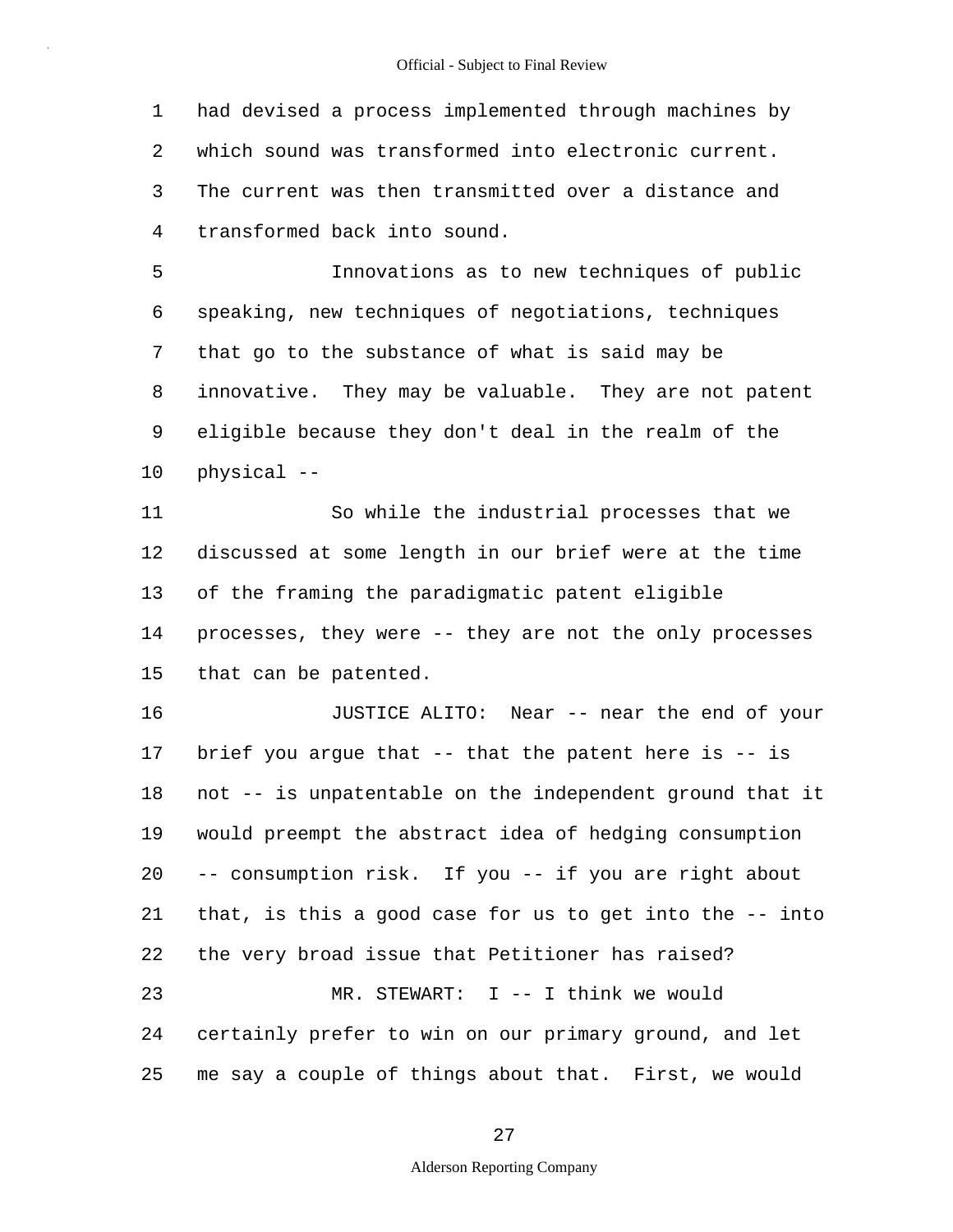had devised a process implemented through machines by which sound was transformed into electronic current. The current was then transmitted over a distance and transformed back into sound.

Innovations as to new techniques of public speaking, new techniques of negotiations, techniques that go to the substance of what is said may be innovative. They may be valuable. They are not patent eligible because they don't deal in the realm of the physical --

So while the industrial processes that we discussed at some length in our brief were at the time of the framing the paradigmatic patent eligible processes, they were -- they are not the only processes that can be patented.

JUSTICE ALITO: Near -- near the end of your brief you argue that -- that the patent here is -- is not -- is unpatentable on the independent ground that it would preempt the abstract idea of hedging consumption -- consumption risk. If you -- if you are right about that, is this a good case for us to get into the -- into the very broad issue that Petitioner has raised?

MR. STEWART: I -- I think we would certainly prefer to win on our primary ground, and let me say a couple of things about that. First, we would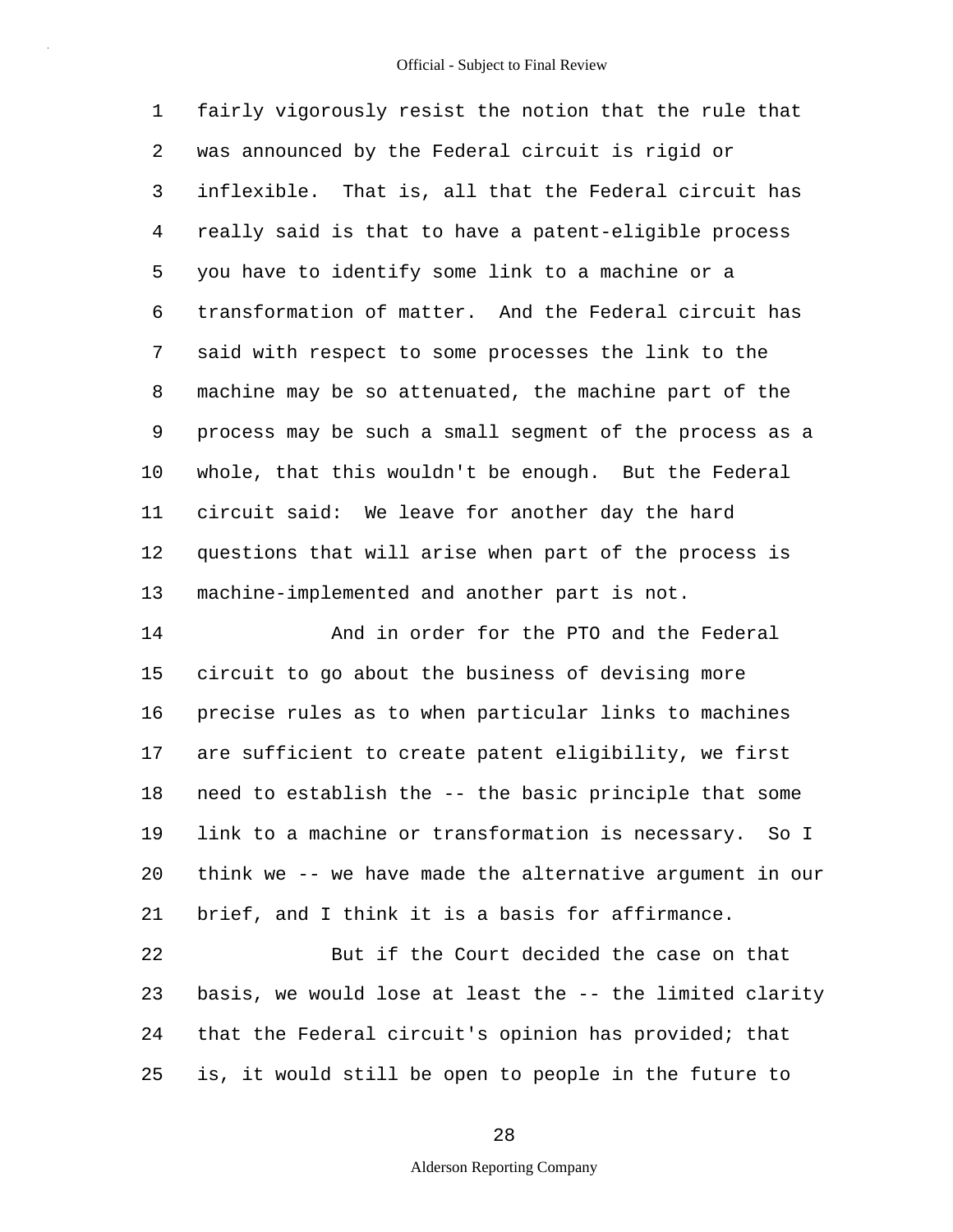fairly vigorously resist the notion that the rule that was announced by the Federal circuit is rigid or inflexible. That is, all that the Federal circuit has really said is that to have a patent-eligible process you have to identify some link to a machine or a transformation of matter. And the Federal circuit has said with respect to some processes the link to the machine may be so attenuated, the machine part of the process may be such a small segment of the process as a whole, that this wouldn't be enough. But the Federal circuit said: We leave for another day the hard questions that will arise when part of the process is machine-implemented and another part is not.

And in order for the PTO and the Federal circuit to go about the business of devising more precise rules as to when particular links to machines are sufficient to create patent eligibility, we first need to establish the -- the basic principle that some link to a machine or transformation is necessary. So I think we -- we have made the alternative argument in our brief, and I think it is a basis for affirmance.

But if the Court decided the case on that basis, we would lose at least the -- the limited clarity that the Federal circuit's opinion has provided; that is, it would still be open to people in the future to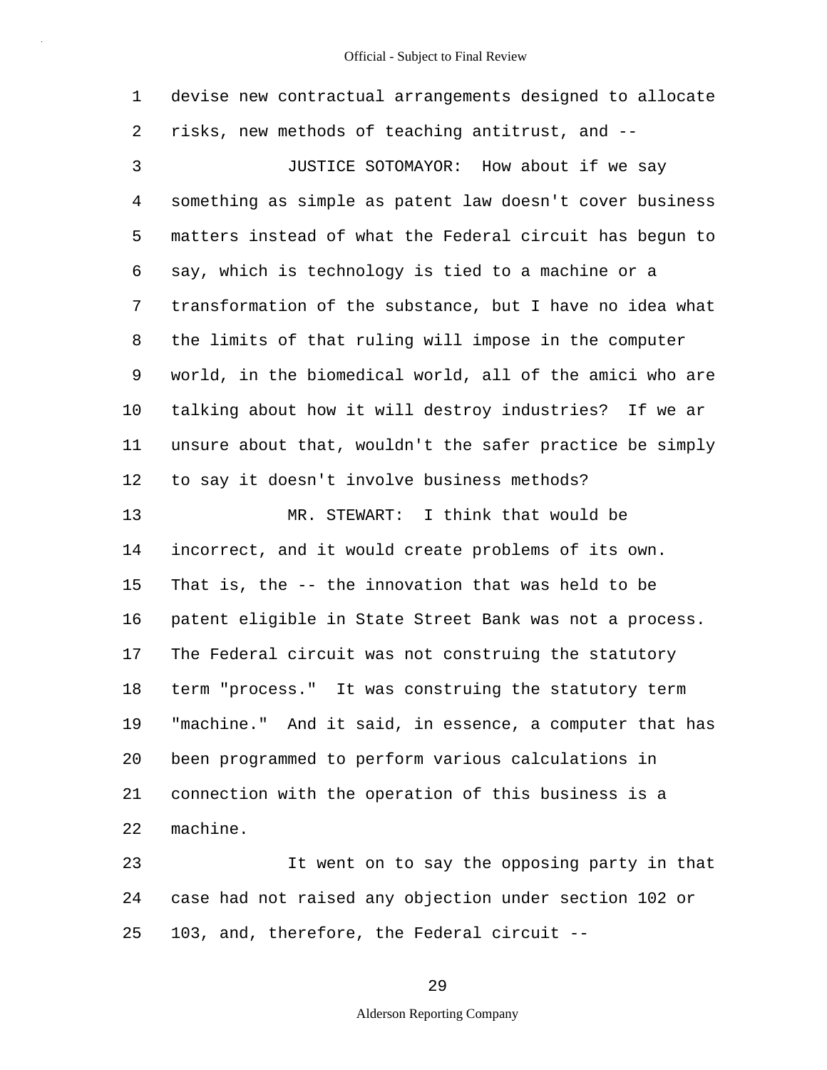1 devise new contractual arrangements designed to allocate
2 risks, new methods of teaching antitrust, and --
3 JUSTICE SOTOMAYOR: How about if we say
4 something as simple as patent law doesn't cover business
5 matters instead of what the Federal circuit has begun to
6 say, which is technology is tied to a machine or a
7 transformation of the substance, but I have no idea what
8 the limits of that ruling will impose in the computer
9 world, in the biomedical world, all of the amici who are
10 talking about how it will destroy industries? If we ar
11 unsure about that, wouldn't the safer practice be simply
12 to say it doesn't involve business methods?
13 MR. STEWART: I think that would be
14 incorrect, and it would create problems of its own.
15 That is, the -- the innovation that was held to be
16 patent eligible in State Street Bank was not a process.
17 The Federal circuit was not construing the statutory
18 term "process." It was construing the statutory term
19 "machine." And it said, in essence, a computer that has
20 been programmed to perform various calculations in
21 connection with the operation of this business is a
22 machine.
23 It went on to say the opposing party in that
24 case had not raised any objection under section 102 or
25 103, and, therefore, the Federal circuit --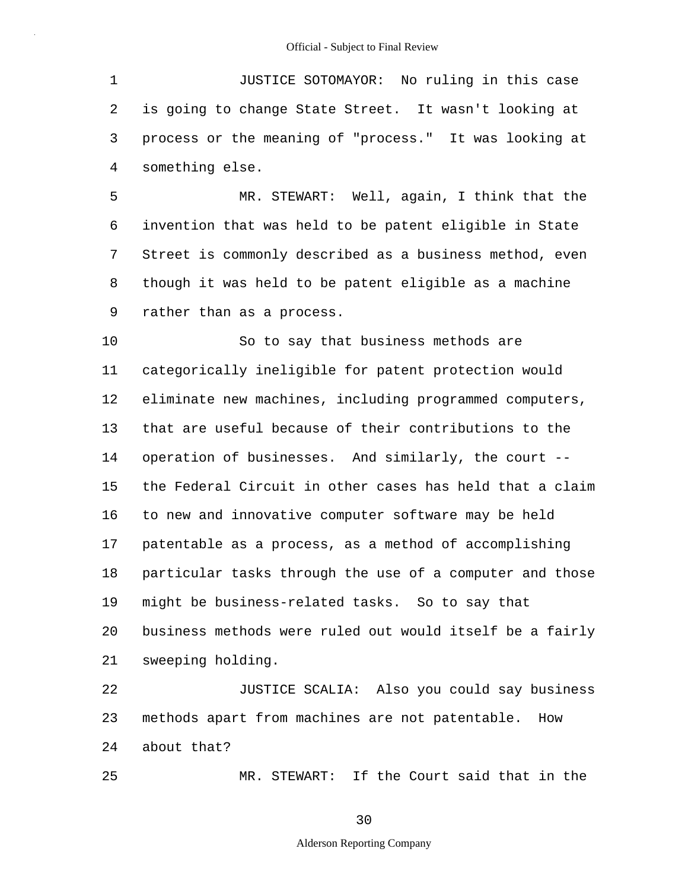JUSTICE SOTOMAYOR: No ruling in this case is going to change State Street. It wasn't looking at process or the meaning of "process." It was looking at something else.

MR. STEWART: Well, again, I think that the invention that was held to be patent eligible in State Street is commonly described as a business method, even though it was held to be patent eligible as a machine rather than as a process.

So to say that business methods are categorically ineligible for patent protection would eliminate new machines, including programmed computers, that are useful because of their contributions to the operation of businesses. And similarly, the court -- the Federal Circuit in other cases has held that a claim to new and innovative computer software may be held patentable as a process, as a method of accomplishing particular tasks through the use of a computer and those might be business-related tasks. So to say that business methods were ruled out would itself be a fairly sweeping holding.

JUSTICE SCALIA: Also you could say business methods apart from machines are not patentable. How about that?

MR. STEWART: If the Court said that in the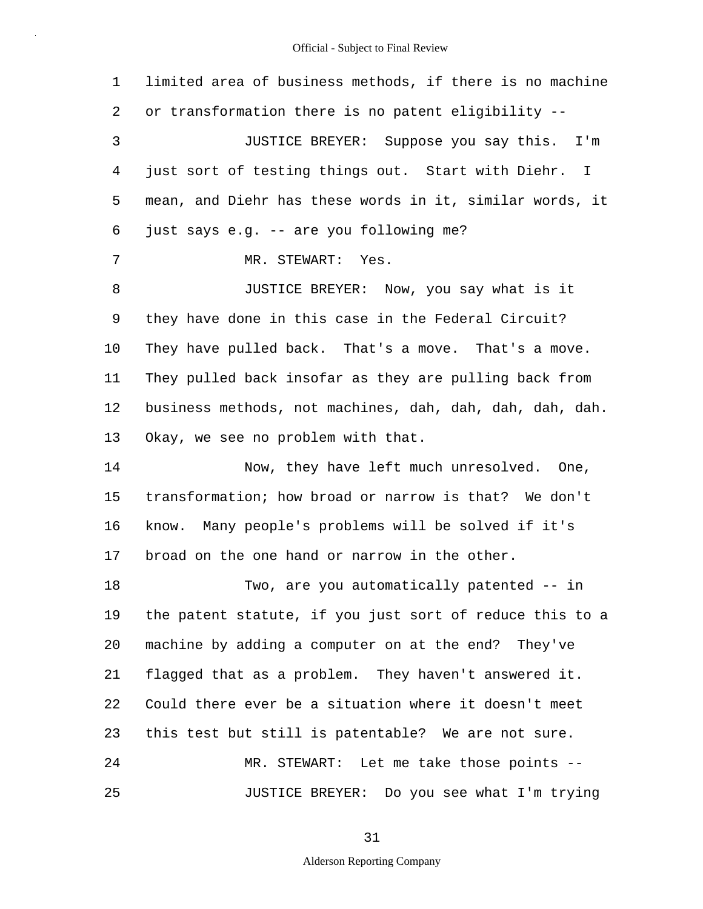limited area of business methods, if there is no machine or transformation there is no patent eligibility --

JUSTICE BREYER: Suppose you say this. I'm just sort of testing things out. Start with Diehr. I mean, and Diehr has these words in it, similar words, it just says e.g. -- are you following me?

MR. STEWART: Yes.

JUSTICE BREYER: Now, you say what is it they have done in this case in the Federal Circuit? They have pulled back. That's a move. That's a move. They pulled back insofar as they are pulling back from business methods, not machines, dah, dah, dah, dah, dah. Okay, we see no problem with that.

Now, they have left much unresolved. One, transformation; how broad or narrow is that? We don't know. Many people's problems will be solved if it's broad on the one hand or narrow in the other.

Two, are you automatically patented -- in the patent statute, if you just sort of reduce this to a machine by adding a computer on at the end? They've flagged that as a problem. They haven't answered it. Could there ever be a situation where it doesn't meet this test but still is patentable? We are not sure.

MR. STEWART: Let me take those points --

JUSTICE BREYER: Do you see what I'm trying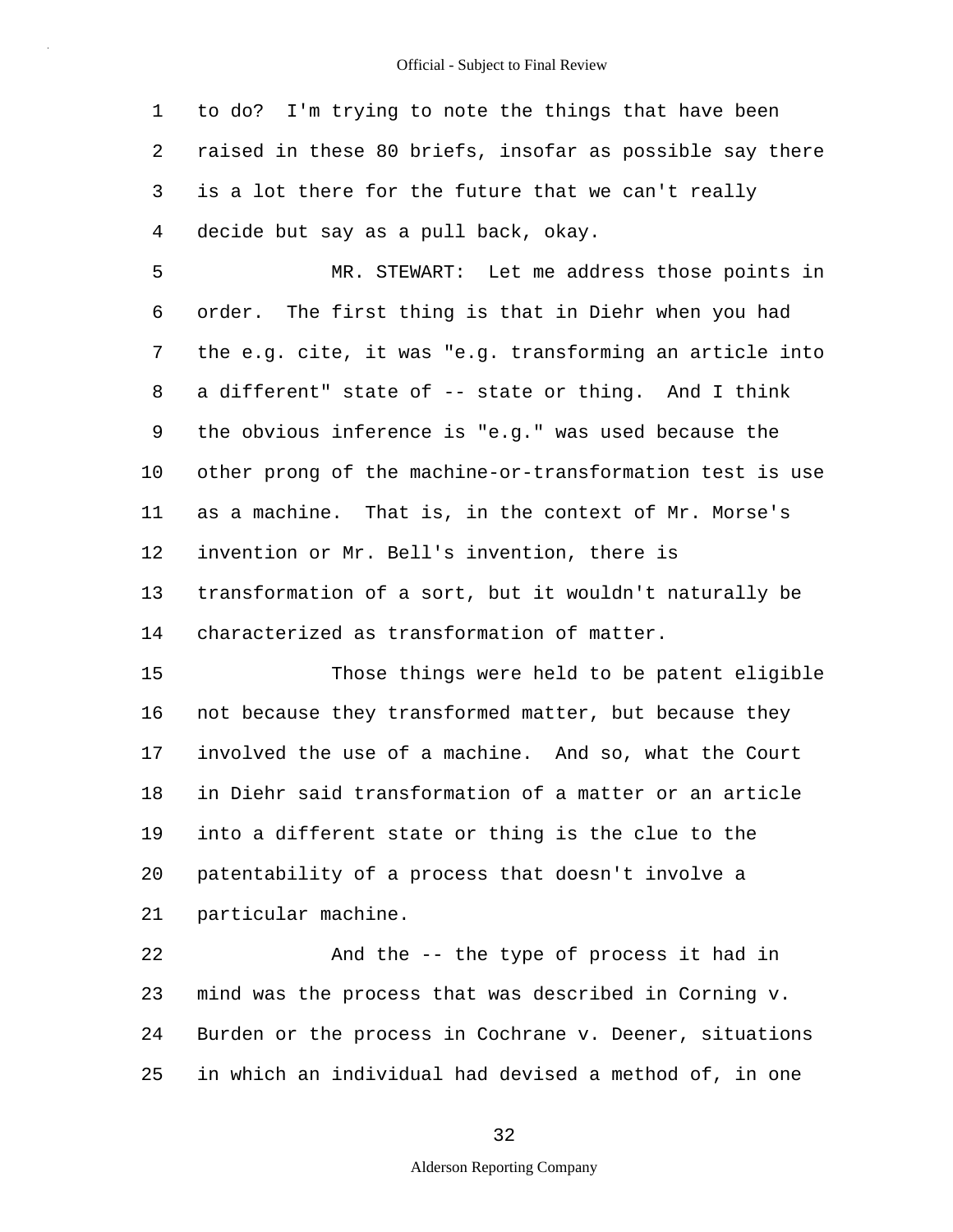to do? I'm trying to note the things that have been raised in these 80 briefs, insofar as possible say there is a lot there for the future that we can't really decide but say as a pull back, okay.

MR. STEWART: Let me address those points in order. The first thing is that in Diehr when you had the e.g. cite, it was "e.g. transforming an article into a different" state of -- state or thing. And I think the obvious inference is "e.g." was used because the other prong of the machine-or-transformation test is use as a machine. That is, in the context of Mr. Morse's invention or Mr. Bell's invention, there is transformation of a sort, but it wouldn't naturally be characterized as transformation of matter.

Those things were held to be patent eligible not because they transformed matter, but because they involved the use of a machine. And so, what the Court in Diehr said transformation of a matter or an article into a different state or thing is the clue to the patentability of a process that doesn't involve a particular machine.

And the -- the type of process it had in mind was the process that was described in Corning v. Burden or the process in Cochrane v. Deener, situations in which an individual had devised a method of, in one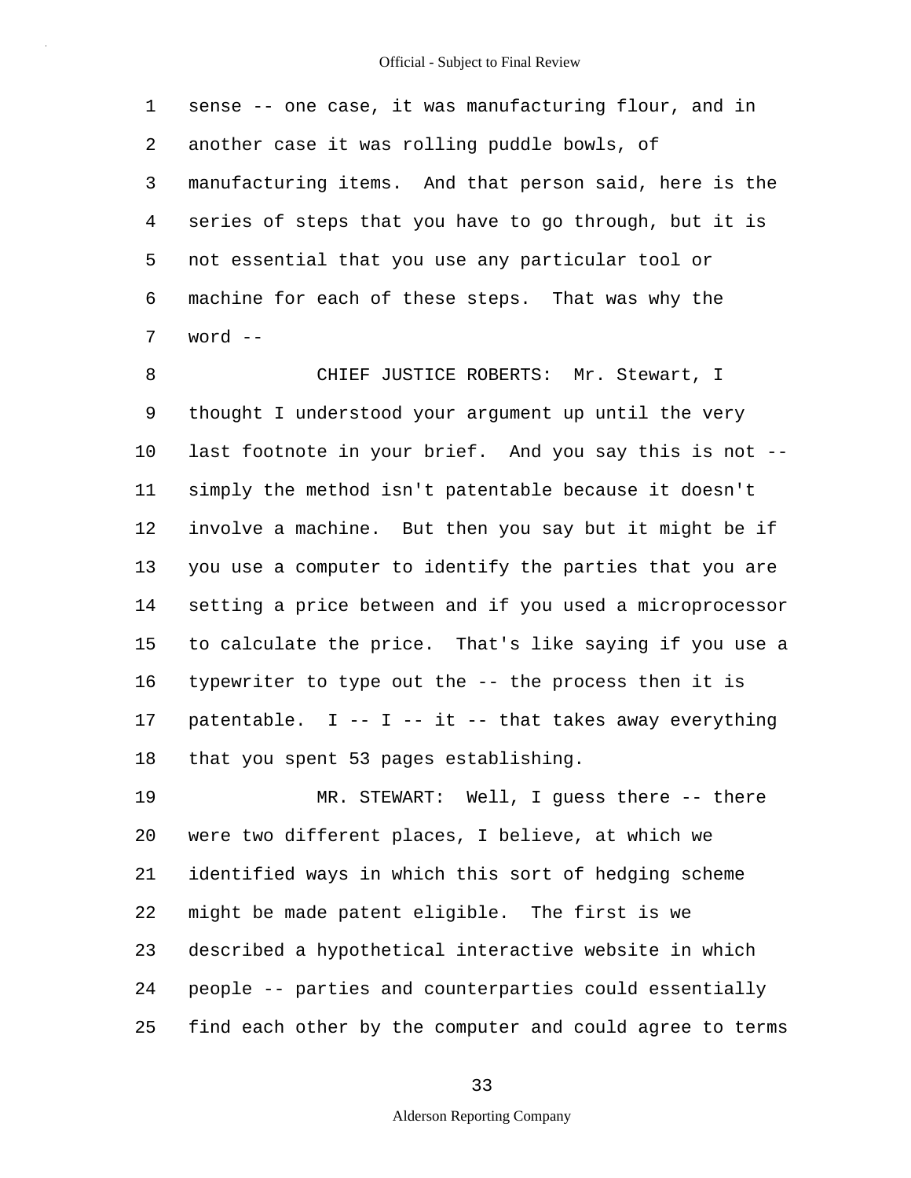sense -- one case, it was manufacturing flour, and in another case it was rolling puddle bowls, of manufacturing items. And that person said, here is the series of steps that you have to go through, but it is not essential that you use any particular tool or machine for each of these steps. That was why the word --

CHIEF JUSTICE ROBERTS: Mr. Stewart, I thought I understood your argument up until the very last footnote in your brief. And you say this is not -- simply the method isn't patentable because it doesn't involve a machine. But then you say but it might be if you use a computer to identify the parties that you are setting a price between and if you used a microprocessor to calculate the price. That's like saying if you use a typewriter to type out the -- the process then it is patentable. I -- I -- it -- that takes away everything that you spent 53 pages establishing.

MR. STEWART: Well, I guess there -- there were two different places, I believe, at which we identified ways in which this sort of hedging scheme might be made patent eligible. The first is we described a hypothetical interactive website in which people -- parties and counterparties could essentially find each other by the computer and could agree to terms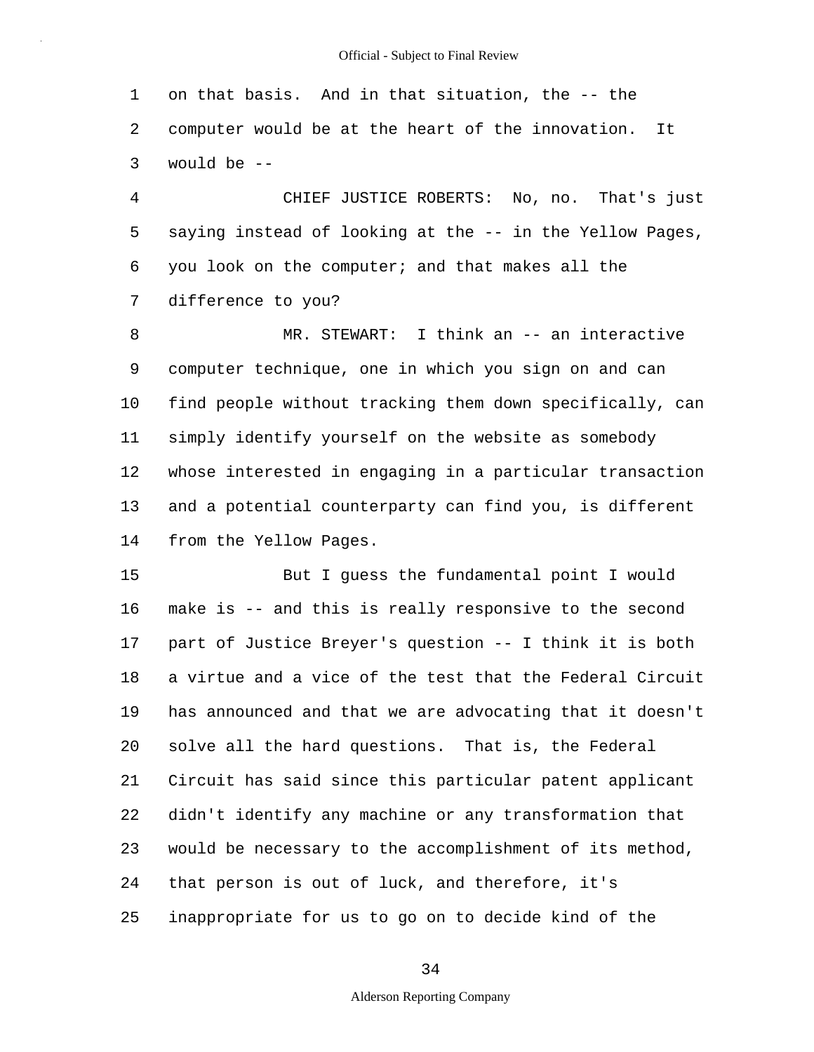on that basis. And in that situation, the -- the computer would be at the heart of the innovation. It would be --

CHIEF JUSTICE ROBERTS: No, no. That's just saying instead of looking at the -- in the Yellow Pages, you look on the computer; and that makes all the difference to you?

MR. STEWART: I think an -- an interactive computer technique, one in which you sign on and can find people without tracking them down specifically, can simply identify yourself on the website as somebody whose interested in engaging in a particular transaction and a potential counterparty can find you, is different from the Yellow Pages.

But I guess the fundamental point I would make is -- and this is really responsive to the second part of Justice Breyer's question -- I think it is both a virtue and a vice of the test that the Federal Circuit has announced and that we are advocating that it doesn't solve all the hard questions. That is, the Federal Circuit has said since this particular patent applicant didn't identify any machine or any transformation that would be necessary to the accomplishment of its method, that person is out of luck, and therefore, it's inappropriate for us to go on to decide kind of the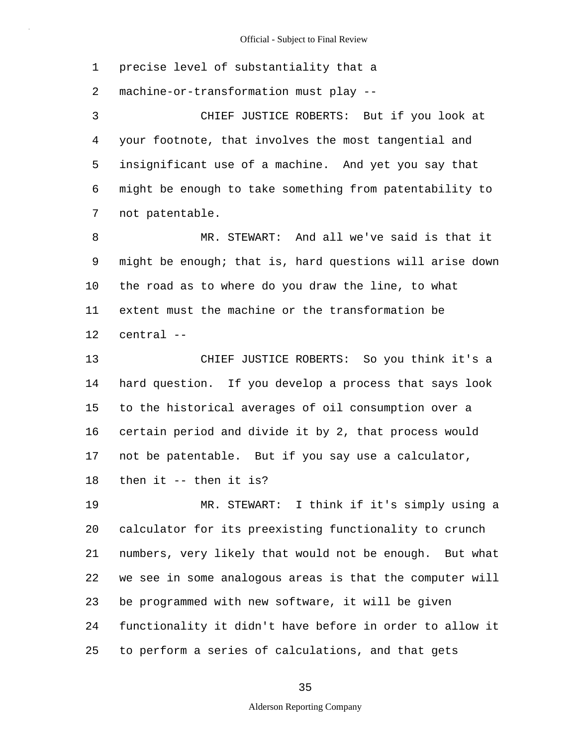precise level of substantiality that a machine-or-transformation must play --

CHIEF JUSTICE ROBERTS: But if you look at your footnote, that involves the most tangential and insignificant use of a machine. And yet you say that might be enough to take something from patentability to not patentable.

MR. STEWART: And all we've said is that it might be enough; that is, hard questions will arise down the road as to where do you draw the line, to what extent must the machine or the transformation be central --

CHIEF JUSTICE ROBERTS: So you think it's a hard question. If you develop a process that says look to the historical averages of oil consumption over a certain period and divide it by 2, that process would not be patentable. But if you say use a calculator, then it -- then it is?

MR. STEWART: I think if it's simply using a calculator for its preexisting functionality to crunch numbers, very likely that would not be enough. But what we see in some analogous areas is that the computer will be programmed with new software, it will be given functionality it didn't have before in order to allow it to perform a series of calculations, and that gets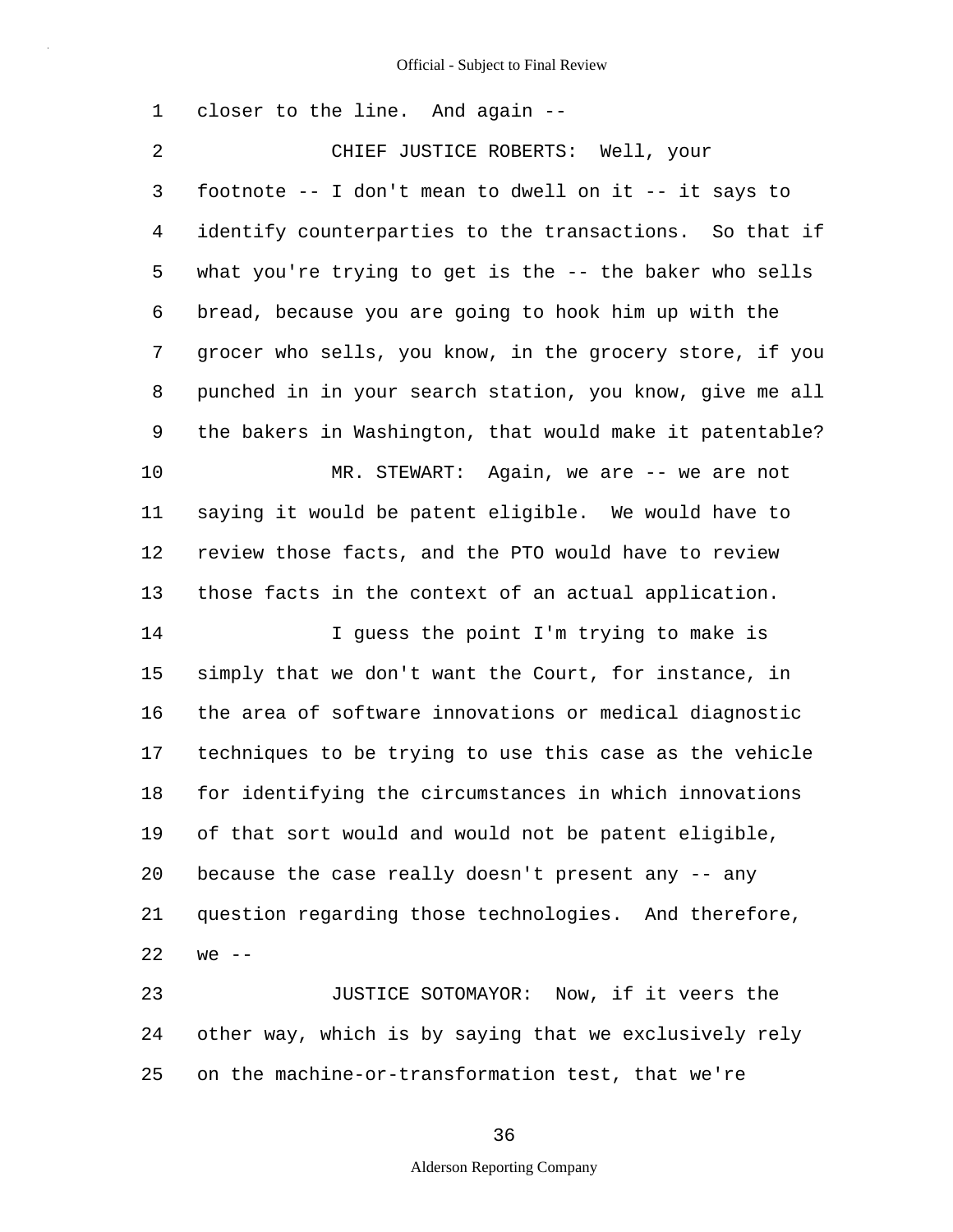closer to the line. And again --

CHIEF JUSTICE ROBERTS: Well, your footnote -- I don't mean to dwell on it -- it says to identify counterparties to the transactions. So that if what you're trying to get is the -- the baker who sells bread, because you are going to hook him up with the grocer who sells, you know, in the grocery store, if you punched in in your search station, you know, give me all the bakers in Washington, that would make it patentable?

MR. STEWART: Again, we are -- we are not saying it would be patent eligible. We would have to review those facts, and the PTO would have to review those facts in the context of an actual application.

I guess the point I'm trying to make is simply that we don't want the Court, for instance, in the area of software innovations or medical diagnostic techniques to be trying to use this case as the vehicle for identifying the circumstances in which innovations of that sort would and would not be patent eligible, because the case really doesn't present any -- any question regarding those technologies. And therefore, we --

JUSTICE SOTOMAYOR: Now, if it veers the other way, which is by saying that we exclusively rely on the machine-or-transformation test, that we're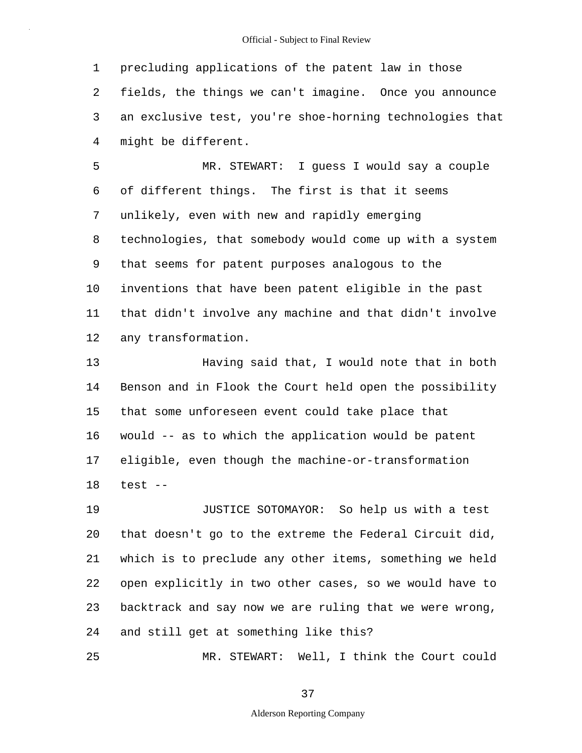precluding applications of the patent law in those fields, the things we can't imagine. Once you announce an exclusive test, you're shoe-horning technologies that might be different.

MR. STEWART: I guess I would say a couple of different things. The first is that it seems unlikely, even with new and rapidly emerging technologies, that somebody would come up with a system that seems for patent purposes analogous to the inventions that have been patent eligible in the past that didn't involve any machine and that didn't involve any transformation.

Having said that, I would note that in both Benson and in Flook the Court held open the possibility that some unforeseen event could take place that would -- as to which the application would be patent eligible, even though the machine-or-transformation test --

JUSTICE SOTOMAYOR: So help us with a test that doesn't go to the extreme the Federal Circuit did, which is to preclude any other items, something we held open explicitly in two other cases, so we would have to backtrack and say now we are ruling that we were wrong, and still get at something like this?

MR. STEWART: Well, I think the Court could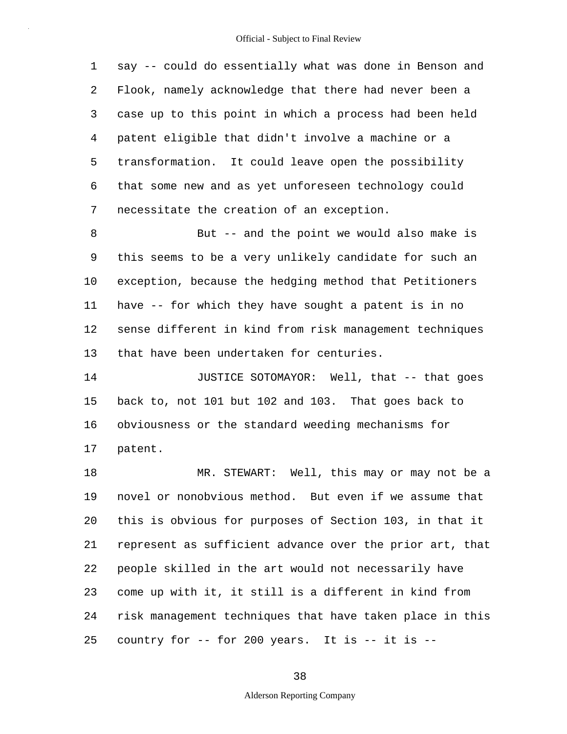say -- could do essentially what was done in Benson and Flook, namely acknowledge that there had never been a case up to this point in which a process had been held patent eligible that didn't involve a machine or a transformation. It could leave open the possibility that some new and as yet unforeseen technology could necessitate the creation of an exception.

But -- and the point we would also make is this seems to be a very unlikely candidate for such an exception, because the hedging method that Petitioners have -- for which they have sought a patent is in no sense different in kind from risk management techniques that have been undertaken for centuries.

JUSTICE SOTOMAYOR: Well, that -- that goes back to, not 101 but 102 and 103. That goes back to obviousness or the standard weeding mechanisms for patent.

MR. STEWART: Well, this may or may not be a novel or nonobvious method. But even if we assume that this is obvious for purposes of Section 103, in that it represent as sufficient advance over the prior art, that people skilled in the art would not necessarily have come up with it, it still is a different in kind from risk management techniques that have taken place in this country for -- for 200 years. It is -- it is --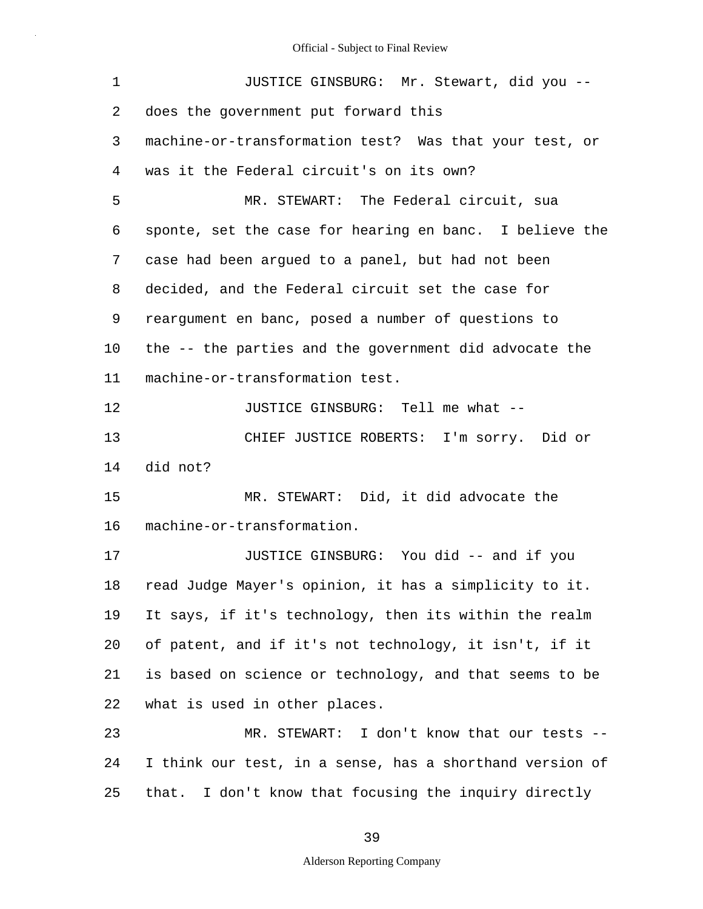JUSTICE GINSBURG: Mr. Stewart, did you -- does the government put forward this machine-or-transformation test? Was that your test, or was it the Federal circuit's on its own?

MR. STEWART: The Federal circuit, sua sponte, set the case for hearing en banc. I believe the case had been argued to a panel, but had not been decided, and the Federal circuit set the case for reargument en banc, posed a number of questions to the -- the parties and the government did advocate the machine-or-transformation test.

JUSTICE GINSBURG: Tell me what --

CHIEF JUSTICE ROBERTS: I'm sorry. Did or did not?

MR. STEWART: Did, it did advocate the machine-or-transformation.

JUSTICE GINSBURG: You did -- and if you read Judge Mayer's opinion, it has a simplicity to it. It says, if it's technology, then its within the realm of patent, and if it's not technology, it isn't, if it is based on science or technology, and that seems to be what is used in other places.

MR. STEWART: I don't know that our tests -- I think our test, in a sense, has a shorthand version of that. I don't know that focusing the inquiry directly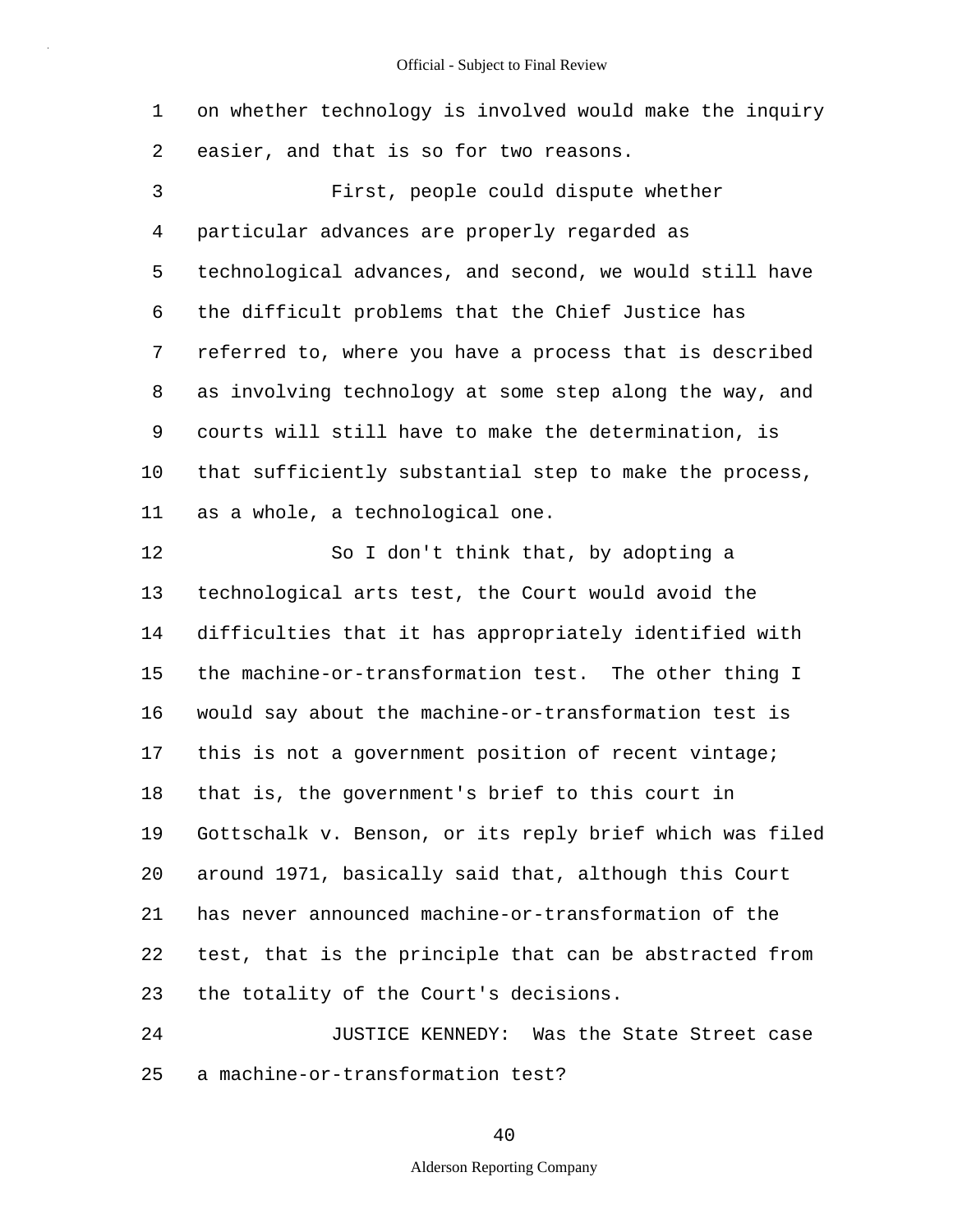on whether technology is involved would make the inquiry easier, and that is so for two reasons.

First, people could dispute whether particular advances are properly regarded as technological advances, and second, we would still have the difficult problems that the Chief Justice has referred to, where you have a process that is described as involving technology at some step along the way, and courts will still have to make the determination, is that sufficiently substantial step to make the process, as a whole, a technological one.

So I don't think that, by adopting a technological arts test, the Court would avoid the difficulties that it has appropriately identified with the machine-or-transformation test. The other thing I would say about the machine-or-transformation test is this is not a government position of recent vintage; that is, the government's brief to this court in Gottschalk v. Benson, or its reply brief which was filed around 1971, basically said that, although this Court has never announced machine-or-transformation of the test, that is the principle that can be abstracted from the totality of the Court's decisions.

JUSTICE KENNEDY: Was the State Street case a machine-or-transformation test?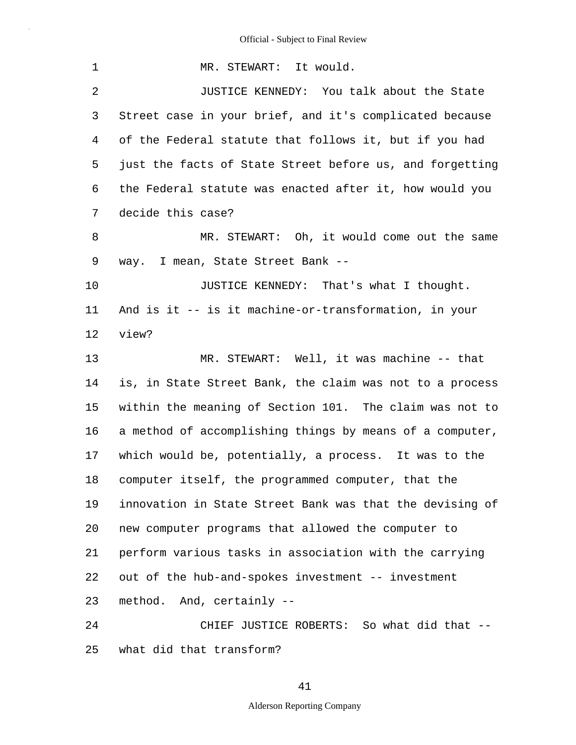MR. STEWART: It would.

JUSTICE KENNEDY: You talk about the State Street case in your brief, and it's complicated because of the Federal statute that follows it, but if you had just the facts of State Street before us, and forgetting the Federal statute was enacted after it, how would you decide this case?

MR. STEWART: Oh, it would come out the same way. I mean, State Street Bank --

JUSTICE KENNEDY: That's what I thought. And is it -- is it machine-or-transformation, in your view?

MR. STEWART: Well, it was machine -- that is, in State Street Bank, the claim was not to a process within the meaning of Section 101. The claim was not to a method of accomplishing things by means of a computer, which would be, potentially, a process. It was to the computer itself, the programmed computer, that the innovation in State Street Bank was that the devising of new computer programs that allowed the computer to perform various tasks in association with the carrying out of the hub-and-spokes investment -- investment method. And, certainly --

CHIEF JUSTICE ROBERTS: So what did that -- what did that transform?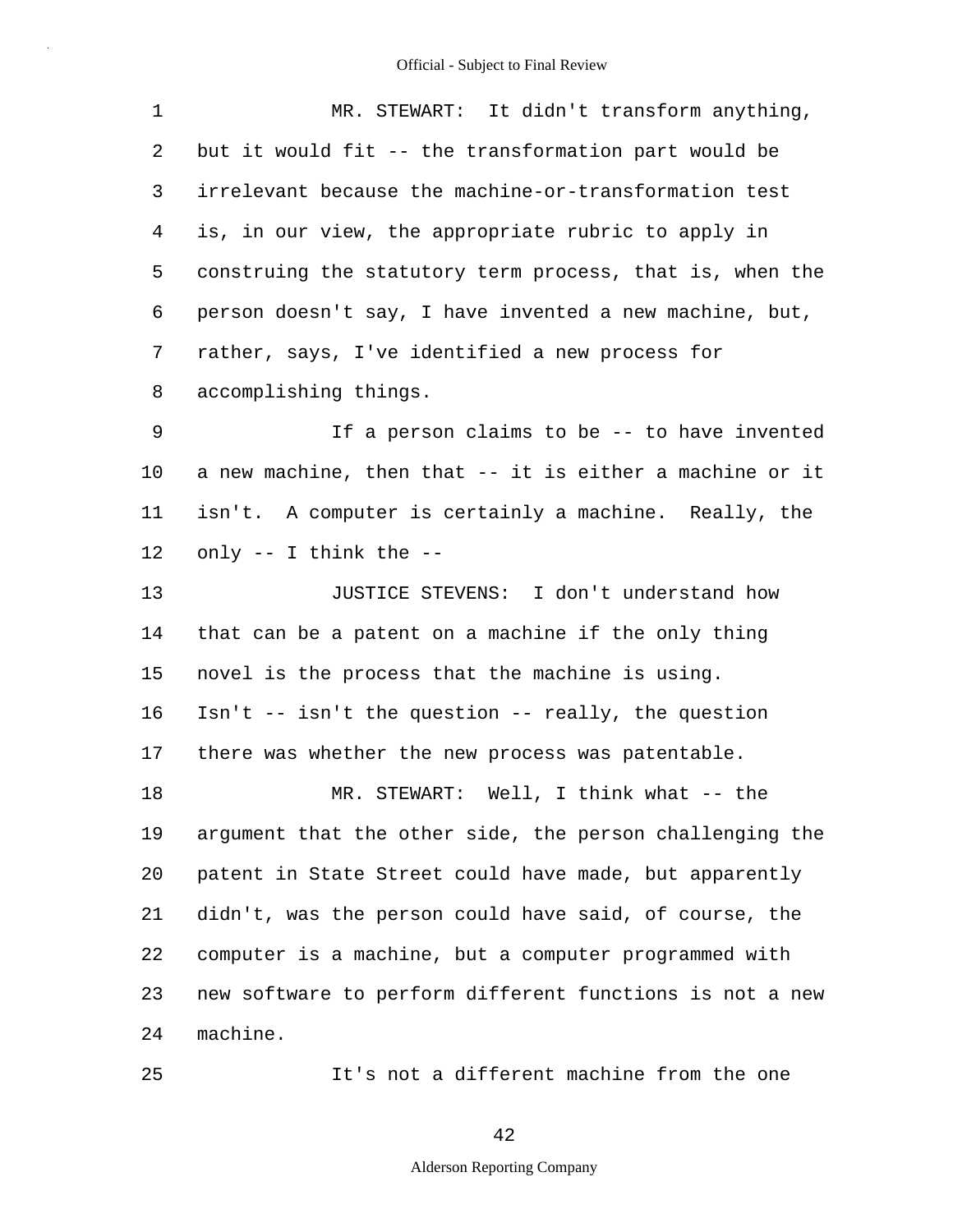MR. STEWART: It didn't transform anything, but it would fit -- the transformation part would be irrelevant because the machine-or-transformation test is, in our view, the appropriate rubric to apply in construing the statutory term process, that is, when the person doesn't say, I have invented a new machine, but, rather, says, I've identified a new process for accomplishing things.

If a person claims to be -- to have invented a new machine, then that -- it is either a machine or it isn't. A computer is certainly a machine. Really, the only -- I think the --

JUSTICE STEVENS: I don't understand how that can be a patent on a machine if the only thing novel is the process that the machine is using. Isn't -- isn't the question -- really, the question there was whether the new process was patentable.

MR. STEWART: Well, I think what -- the argument that the other side, the person challenging the patent in State Street could have made, but apparently didn't, was the person could have said, of course, the computer is a machine, but a computer programmed with new software to perform different functions is not a new machine.

It's not a different machine from the one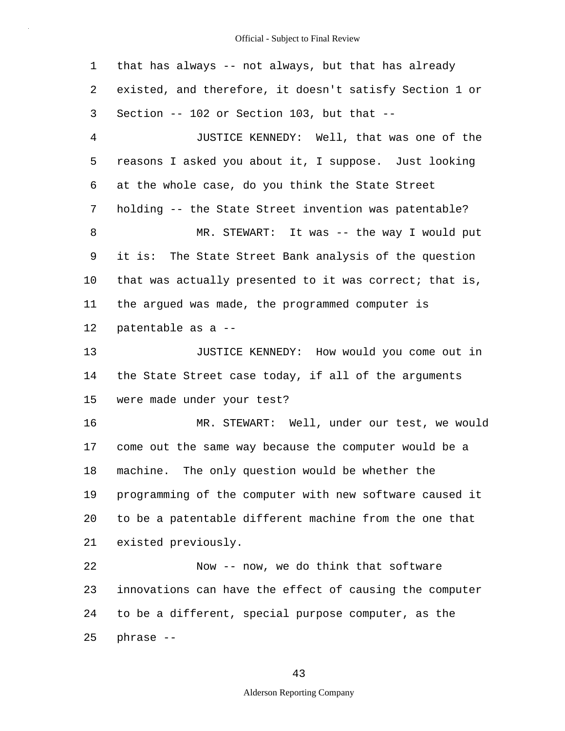that has always -- not always, but that has already existed, and therefore, it doesn't satisfy Section 1 or Section -- 102 or Section 103, but that --

JUSTICE KENNEDY: Well, that was one of the reasons I asked you about it, I suppose. Just looking at the whole case, do you think the State Street holding -- the State Street invention was patentable?

MR. STEWART: It was -- the way I would put it is: The State Street Bank analysis of the question that was actually presented to it was correct; that is, the argued was made, the programmed computer is patentable as a --

JUSTICE KENNEDY: How would you come out in the State Street case today, if all of the arguments were made under your test?

MR. STEWART: Well, under our test, we would come out the same way because the computer would be a machine. The only question would be whether the programming of the computer with new software caused it to be a patentable different machine from the one that existed previously.

Now -- now, we do think that software innovations can have the effect of causing the computer to be a different, special purpose computer, as the phrase --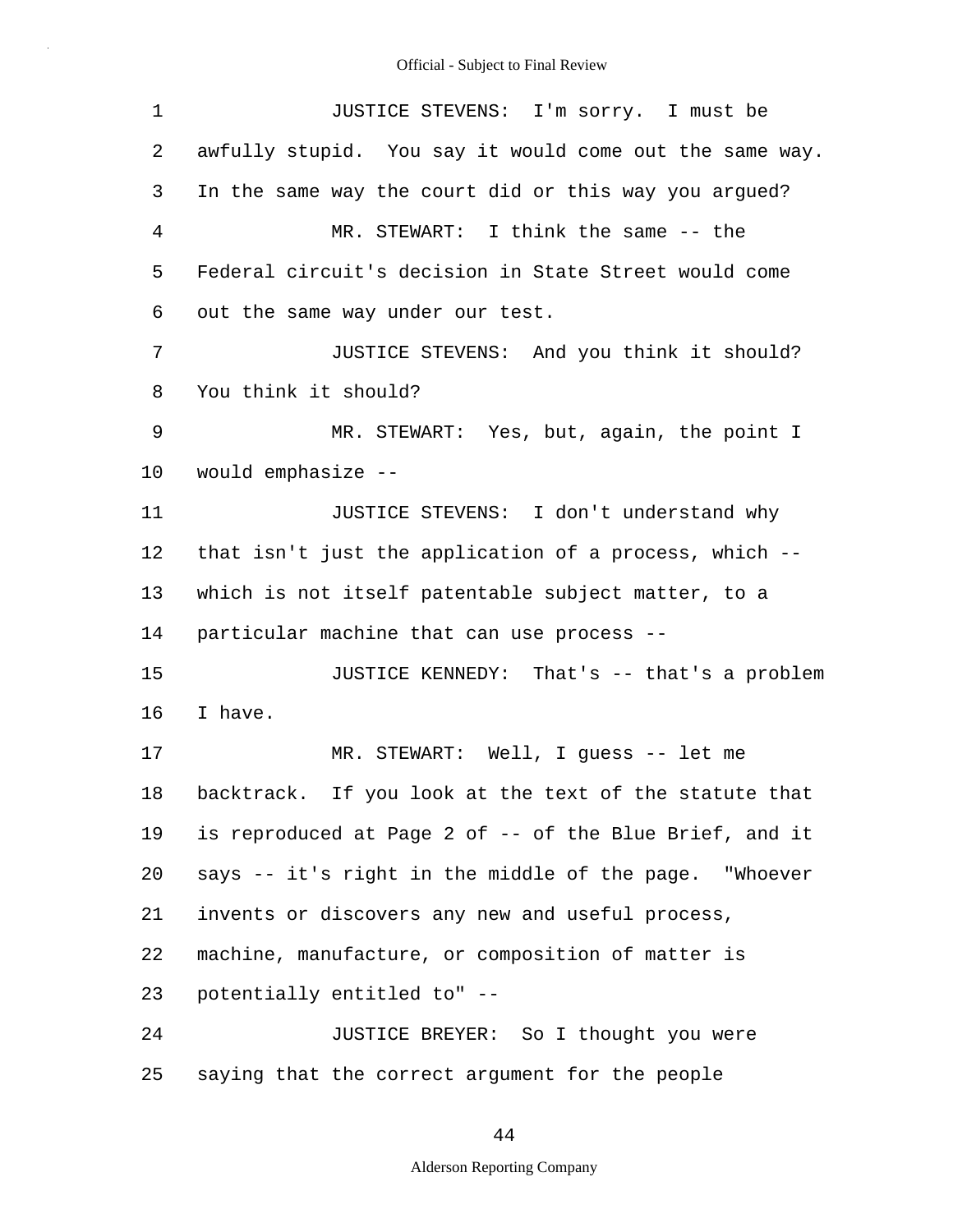JUSTICE STEVENS: I'm sorry. I must be awfully stupid. You say it would come out the same way. In the same way the court did or this way you argued?

MR. STEWART: I think the same -- the Federal circuit's decision in State Street would come out the same way under our test.

JUSTICE STEVENS: And you think it should? You think it should?

MR. STEWART: Yes, but, again, the point I would emphasize --

JUSTICE STEVENS: I don't understand why that isn't just the application of a process, which -- which is not itself patentable subject matter, to a particular machine that can use process --

JUSTICE KENNEDY: That's -- that's a problem I have.

MR. STEWART: Well, I guess -- let me backtrack. If you look at the text of the statute that is reproduced at Page 2 of -- of the Blue Brief, and it says -- it's right in the middle of the page. "Whoever invents or discovers any new and useful process, machine, manufacture, or composition of matter is potentially entitled to" --

JUSTICE BREYER: So I thought you were saying that the correct argument for the people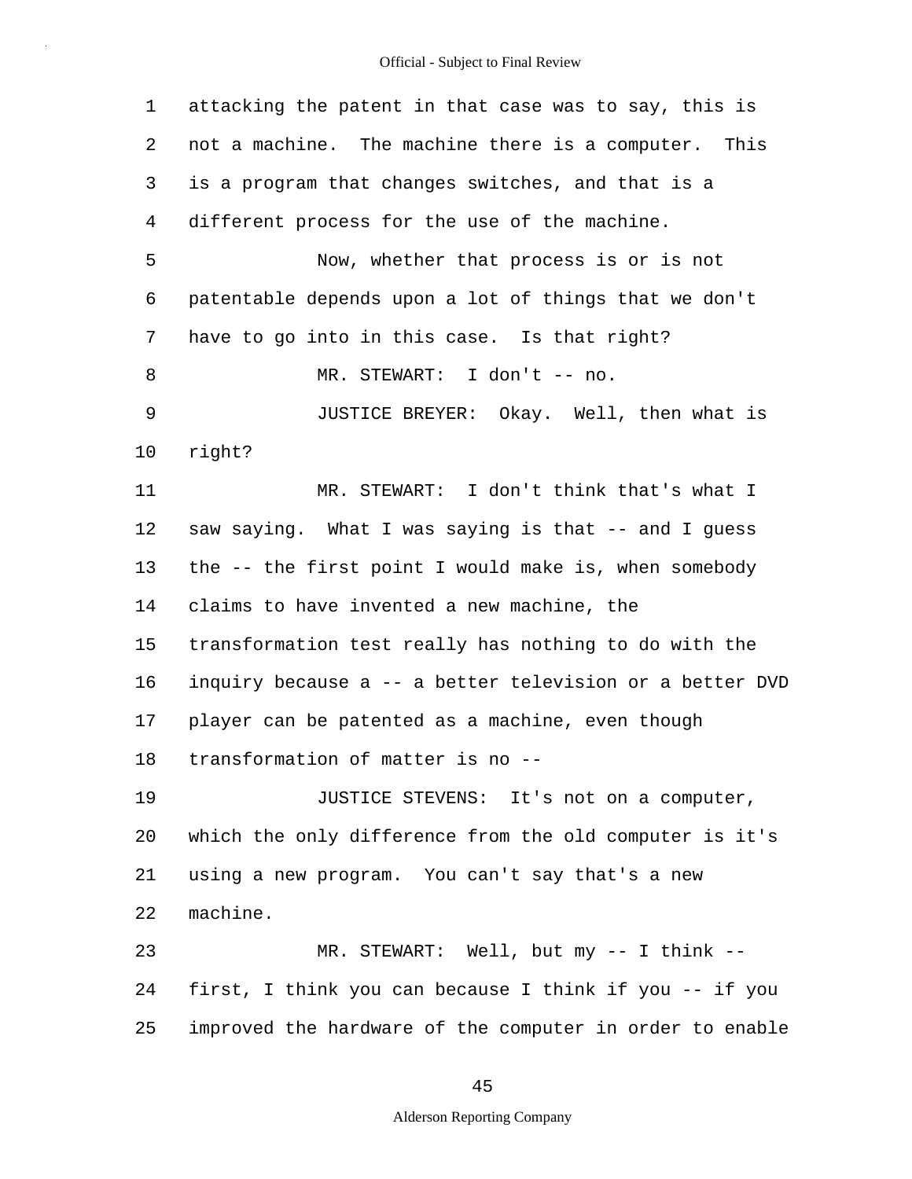attacking the patent in that case was to say, this is not a machine. The machine there is a computer. This is a program that changes switches, and that is a different process for the use of the machine.

Now, whether that process is or is not patentable depends upon a lot of things that we don't have to go into in this case. Is that right?

MR. STEWART: I don't -- no.

JUSTICE BREYER: Okay. Well, then what is right?

MR. STEWART: I don't think that's what I saw saying. What I was saying is that -- and I guess the -- the first point I would make is, when somebody claims to have invented a new machine, the transformation test really has nothing to do with the inquiry because a -- a better television or a better DVD player can be patented as a machine, even though transformation of matter is no --

JUSTICE STEVENS: It's not on a computer, which the only difference from the old computer is it's using a new program. You can't say that's a new machine.

MR. STEWART: Well, but my -- I think -- first, I think you can because I think if you -- if you improved the hardware of the computer in order to enable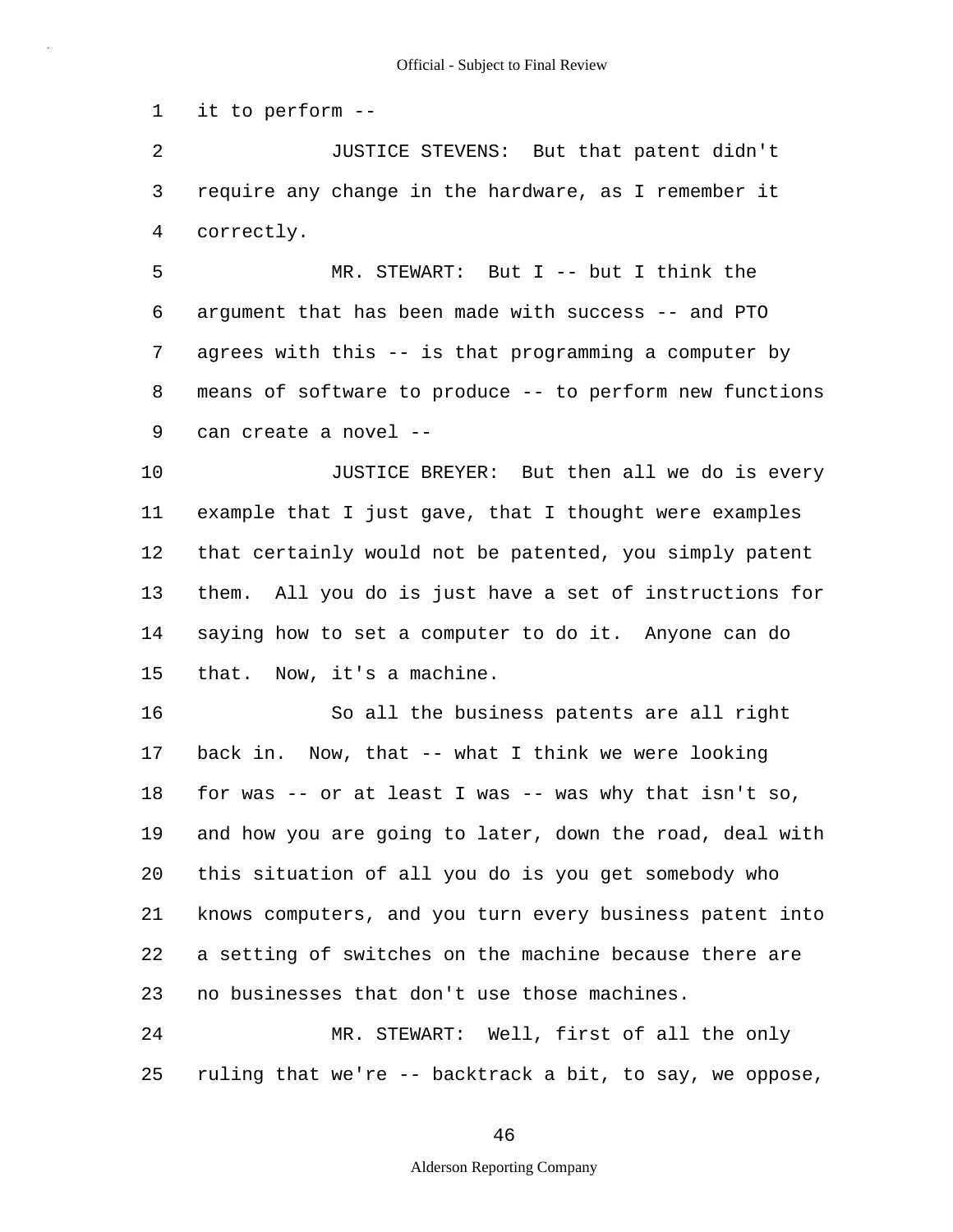1 it to perform --

2 JUSTICE STEVENS: But that patent didn't
3 require any change in the hardware, as I remember it
4 correctly.

5 MR. STEWART: But I -- but I think the
6 argument that has been made with success -- and PTO
7 agrees with this -- is that programming a computer by
8 means of software to produce -- to perform new functions
9 can create a novel --

10 JUSTICE BREYER: But then all we do is every
11 example that I just gave, that I thought were examples
12 that certainly would not be patented, you simply patent
13 them. All you do is just have a set of instructions for
14 saying how to set a computer to do it. Anyone can do
15 that. Now, it's a machine.

16 So all the business patents are all right
17 back in. Now, that -- what I think we were looking
18 for was -- or at least I was -- was why that isn't so,
19 and how you are going to later, down the road, deal with
20 this situation of all you do is you get somebody who
21 knows computers, and you turn every business patent into
22 a setting of switches on the machine because there are
23 no businesses that don't use those machines.

24 MR. STEWART: Well, first of all the only
25 ruling that we're -- backtrack a bit, to say, we oppose,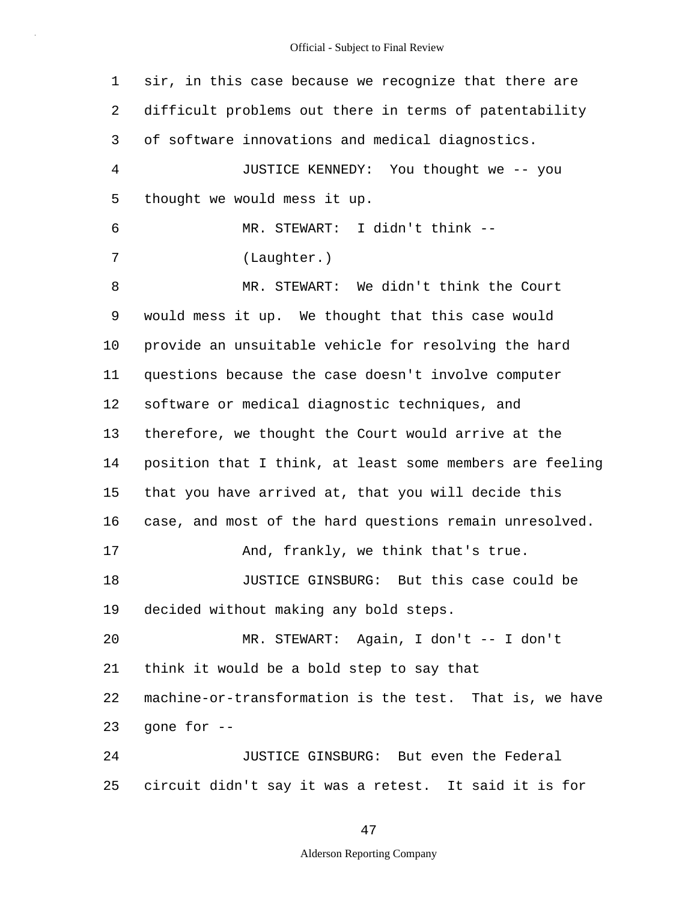sir, in this case because we recognize that there are difficult problems out there in terms of patentability of software innovations and medical diagnostics.

JUSTICE KENNEDY: You thought we -- you thought we would mess it up.

MR. STEWART: I didn't think --

(Laughter.)

MR. STEWART: We didn't think the Court would mess it up. We thought that this case would provide an unsuitable vehicle for resolving the hard questions because the case doesn't involve computer software or medical diagnostic techniques, and therefore, we thought the Court would arrive at the position that I think, at least some members are feeling that you have arrived at, that you will decide this case, and most of the hard questions remain unresolved.

And, frankly, we think that's true.

JUSTICE GINSBURG: But this case could be decided without making any bold steps.

MR. STEWART: Again, I don't -- I don't think it would be a bold step to say that machine-or-transformation is the test. That is, we have gone for --

JUSTICE GINSBURG: But even the Federal circuit didn't say it was a retest. It said it is for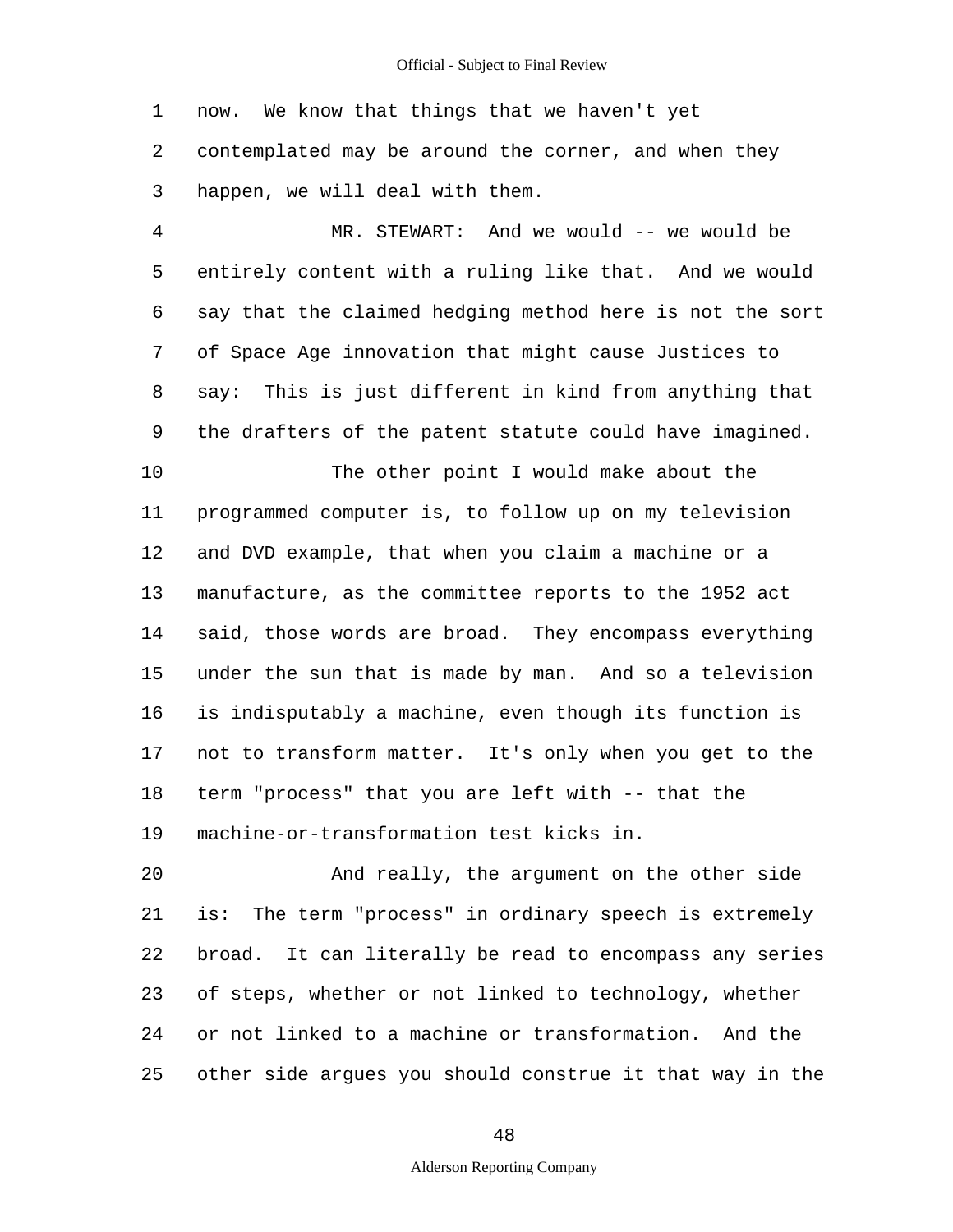now. We know that things that we haven't yet contemplated may be around the corner, and when they happen, we will deal with them.

MR. STEWART: And we would -- we would be entirely content with a ruling like that. And we would say that the claimed hedging method here is not the sort of Space Age innovation that might cause Justices to say: This is just different in kind from anything that the drafters of the patent statute could have imagined.

The other point I would make about the programmed computer is, to follow up on my television and DVD example, that when you claim a machine or a manufacture, as the committee reports to the 1952 act said, those words are broad. They encompass everything under the sun that is made by man. And so a television is indisputably a machine, even though its function is not to transform matter. It's only when you get to the term "process" that you are left with -- that the machine-or-transformation test kicks in.

And really, the argument on the other side is: The term "process" in ordinary speech is extremely broad. It can literally be read to encompass any series of steps, whether or not linked to technology, whether or not linked to a machine or transformation. And the other side argues you should construe it that way in the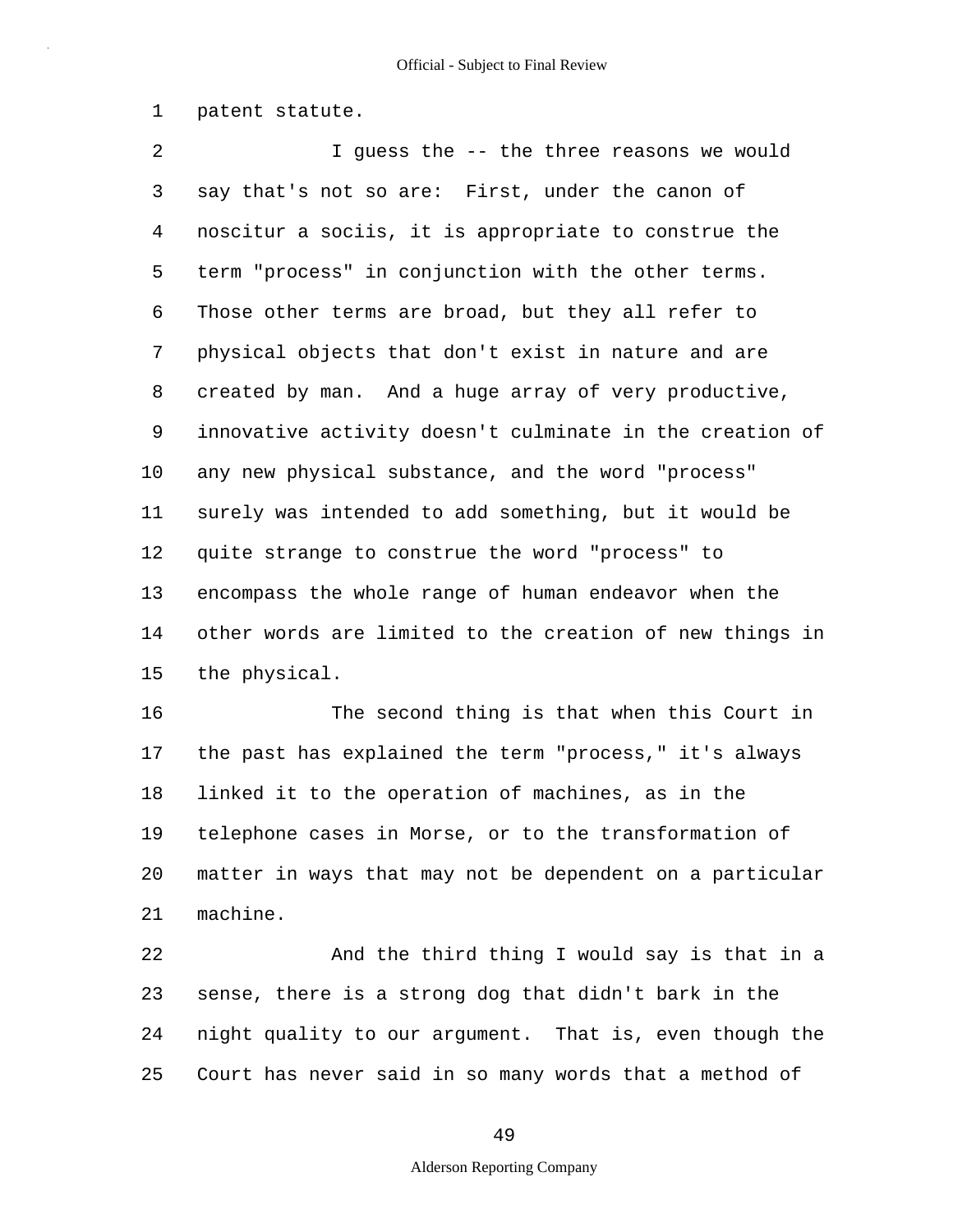patent statute.

I guess the -- the three reasons we would say that's not so are: First, under the canon of noscitur a sociis, it is appropriate to construe the term "process" in conjunction with the other terms. Those other terms are broad, but they all refer to physical objects that don't exist in nature and are created by man. And a huge array of very productive, innovative activity doesn't culminate in the creation of any new physical substance, and the word "process" surely was intended to add something, but it would be quite strange to construe the word "process" to encompass the whole range of human endeavor when the other words are limited to the creation of new things in the physical.

The second thing is that when this Court in the past has explained the term "process," it's always linked it to the operation of machines, as in the telephone cases in Morse, or to the transformation of matter in ways that may not be dependent on a particular machine.

And the third thing I would say is that in a sense, there is a strong dog that didn't bark in the night quality to our argument. That is, even though the Court has never said in so many words that a method of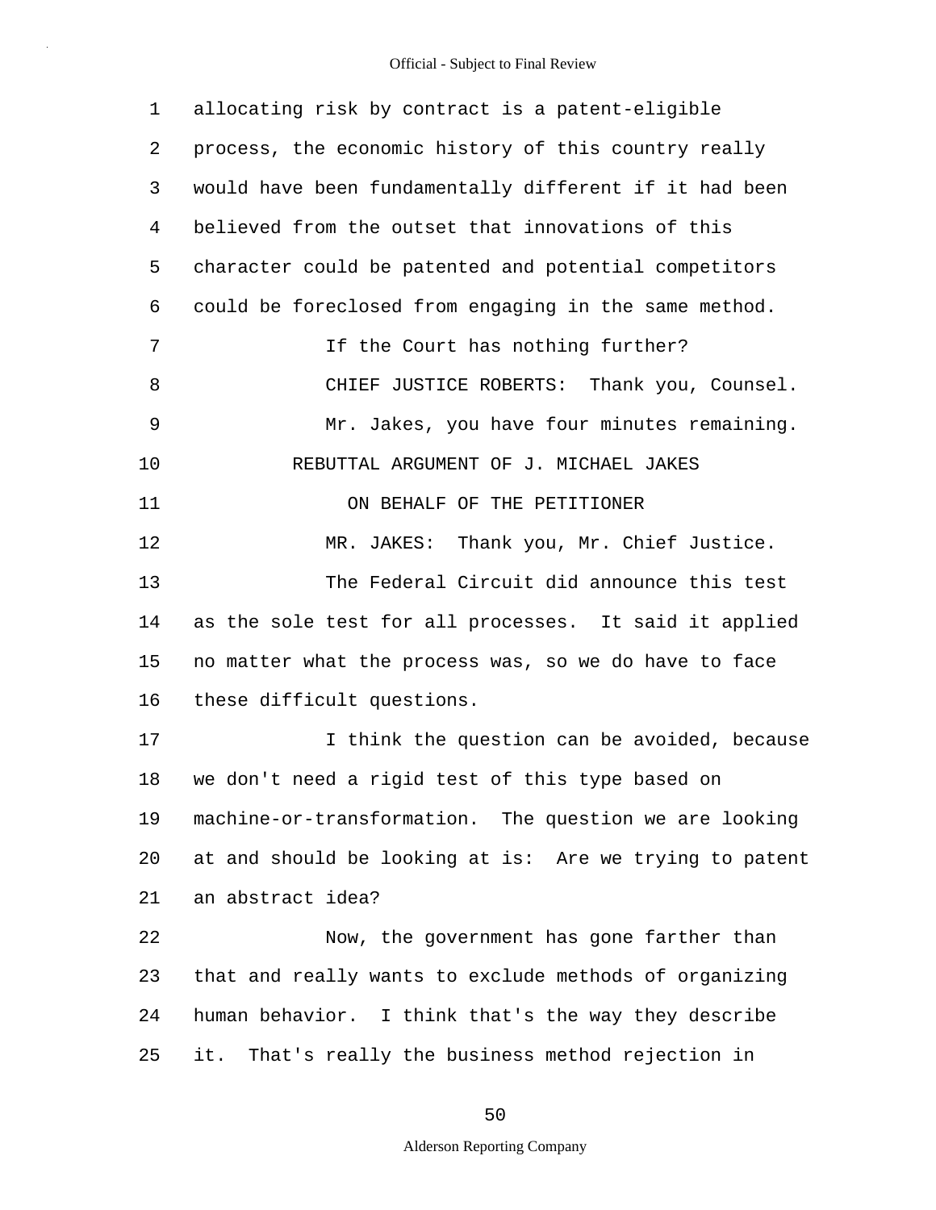1 allocating risk by contract is a patent-eligible
2 process, the economic history of this country really
3 would have been fundamentally different if it had been
4 believed from the outset that innovations of this
5 character could be patented and potential competitors
6 could be foreclosed from engaging in the same method.
7 If the Court has nothing further?
8 CHIEF JUSTICE ROBERTS: Thank you, Counsel.
9 Mr. Jakes, you have four minutes remaining.
10 REBUTTAL ARGUMENT OF J. MICHAEL JAKES
11 ON BEHALF OF THE PETITIONER
12 MR. JAKES: Thank you, Mr. Chief Justice.
13 The Federal Circuit did announce this test
14 as the sole test for all processes. It said it applied
15 no matter what the process was, so we do have to face
16 these difficult questions.
17 I think the question can be avoided, because
18 we don't need a rigid test of this type based on
19 machine-or-transformation. The question we are looking
20 at and should be looking at is: Are we trying to patent
21 an abstract idea?
22 Now, the government has gone farther than
23 that and really wants to exclude methods of organizing
24 human behavior. I think that's the way they describe
25 it. That's really the business method rejection in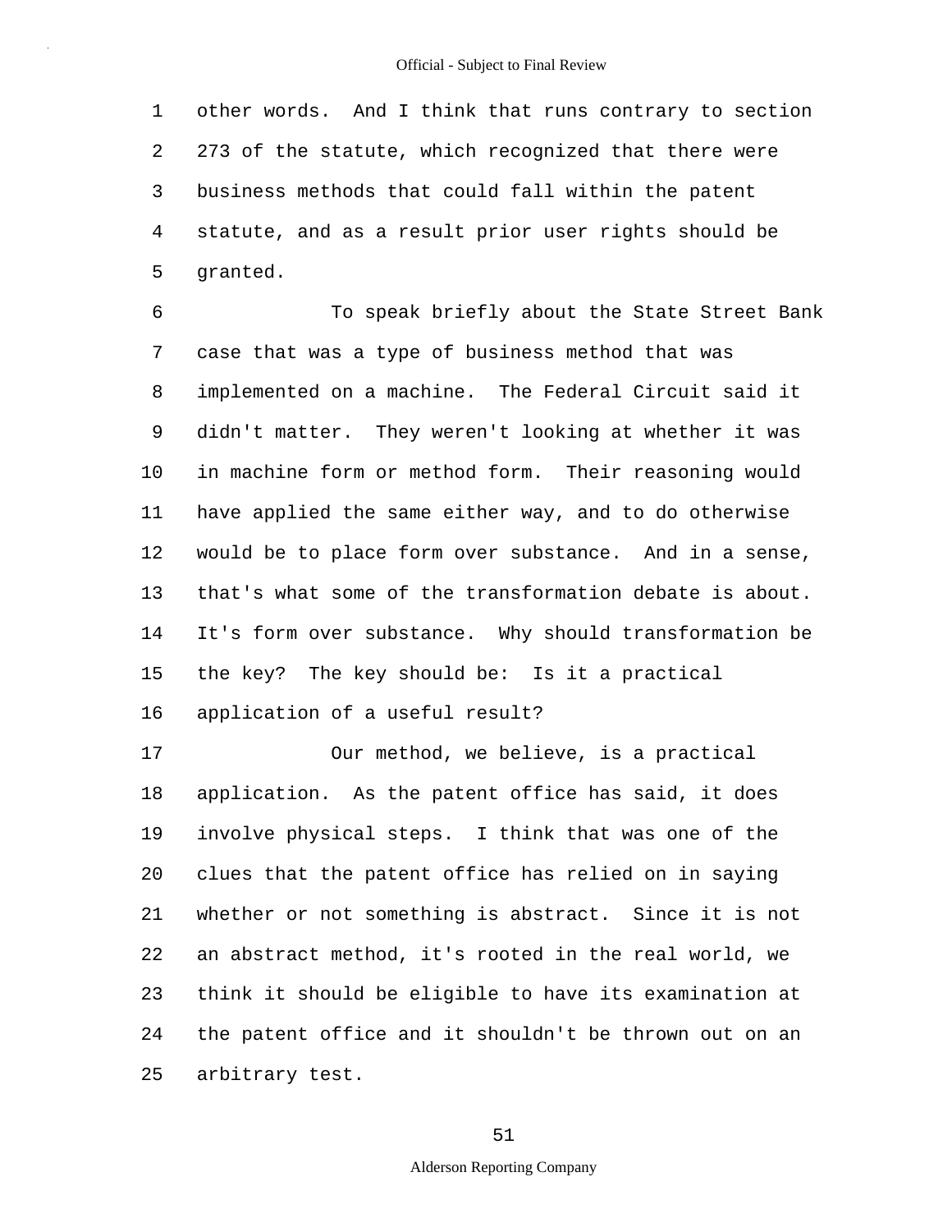other words. And I think that runs contrary to section 273 of the statute, which recognized that there were business methods that could fall within the patent statute, and as a result prior user rights should be granted.

To speak briefly about the State Street Bank case that was a type of business method that was implemented on a machine. The Federal Circuit said it didn't matter. They weren't looking at whether it was in machine form or method form. Their reasoning would have applied the same either way, and to do otherwise would be to place form over substance. And in a sense, that's what some of the transformation debate is about. It's form over substance. Why should transformation be the key? The key should be: Is it a practical application of a useful result?

Our method, we believe, is a practical application. As the patent office has said, it does involve physical steps. I think that was one of the clues that the patent office has relied on in saying whether or not something is abstract. Since it is not an abstract method, it's rooted in the real world, we think it should be eligible to have its examination at the patent office and it shouldn't be thrown out on an arbitrary test.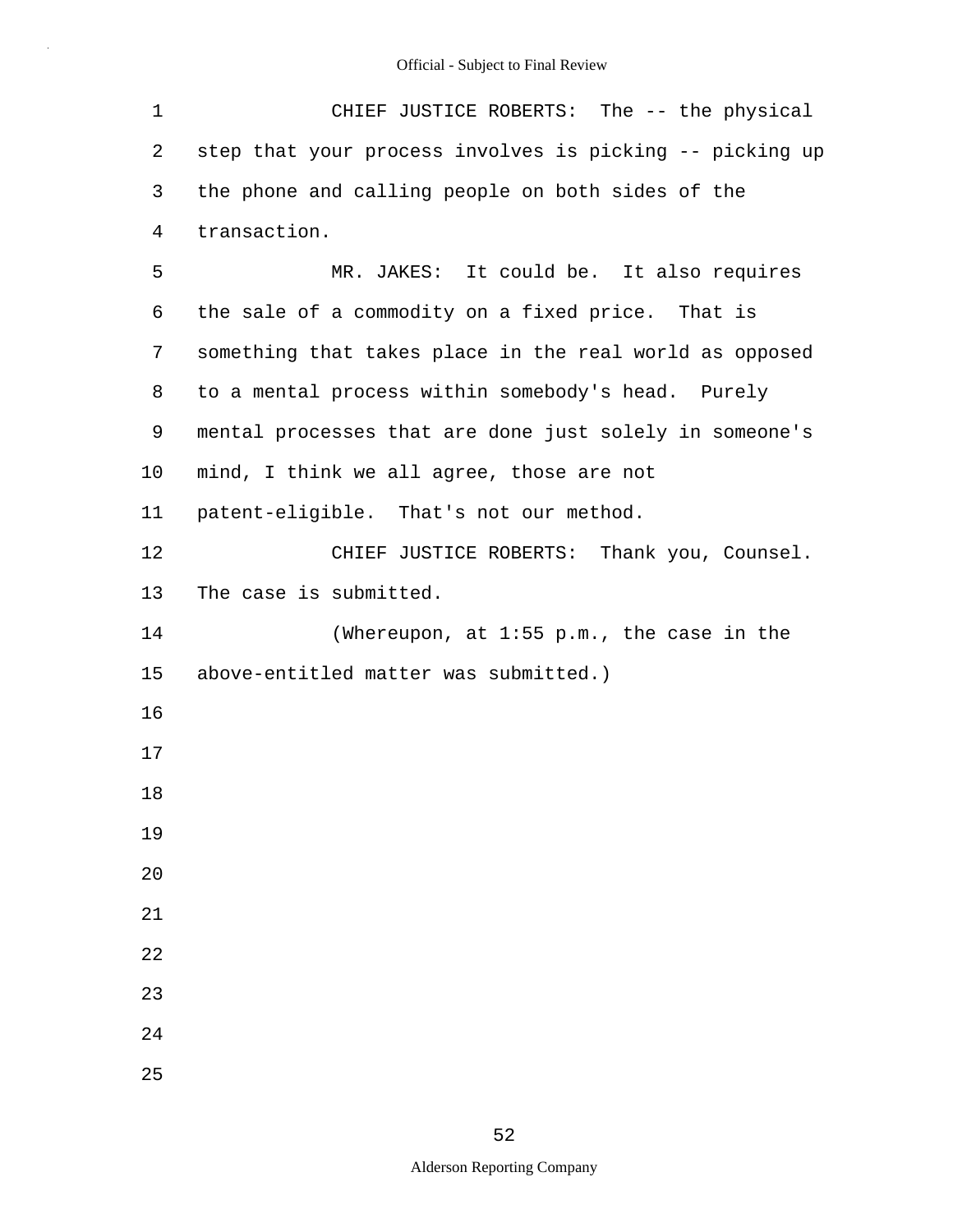CHIEF JUSTICE ROBERTS: The -- the physical step that your process involves is picking -- picking up the phone and calling people on both sides of the transaction.

MR. JAKES: It could be. It also requires the sale of a commodity on a fixed price. That is something that takes place in the real world as opposed to a mental process within somebody's head. Purely mental processes that are done just solely in someone's mind, I think we all agree, those are not patent-eligible. That's not our method.

CHIEF JUSTICE ROBERTS: Thank you, Counsel. The case is submitted.

(Whereupon, at 1:55 p.m., the case in the above-entitled matter was submitted.)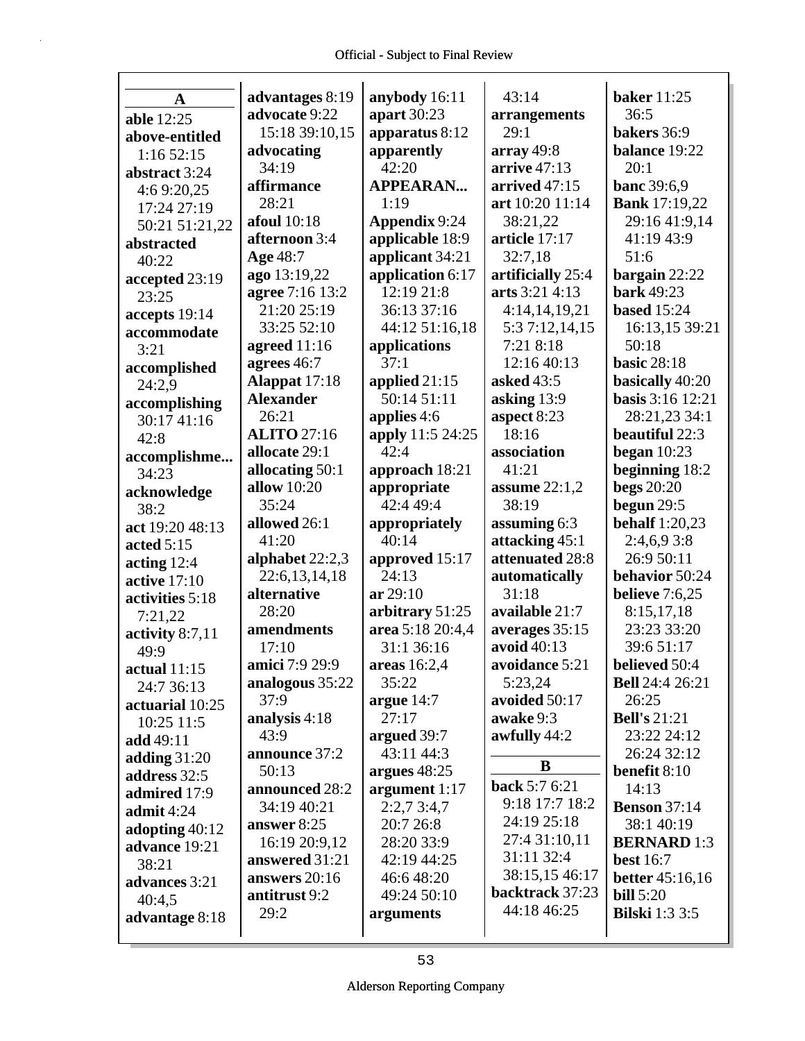**A**

**able** 12:25
**above-entitled** 1:16 52:15
**abstract** 3:24 4:6 9:20,25 17:24 27:19 50:21 51:21,22
**abstracted** 40:22
**accepted** 23:19 23:25
**accepts** 19:14
**accommodate** 3:21
**accomplished** 24:2,9
**accomplishing** 30:17 41:16 42:8
**accomplishme...** 34:23
**acknowledge** 38:2
**act** 19:20 48:13
**acted** 5:15
**acting** 12:4
**active** 17:10
**activities** 5:18 7:21,22
**activity** 8:7,11 49:9
**actual** 11:15 24:7 36:13
**actuarial** 10:25 10:25 11:5
**add** 49:11
**adding** 31:20
**address** 32:5
**admired** 17:9
**admit** 4:24
**adopting** 40:12
**advance** 19:21 38:21
**advances** 3:21 40:4,5
**advantage** 8:18
**advantages** 8:19
**advocate** 9:22 15:18 39:10,15
**advocating** 34:19
**affirmance** 28:21
**afoul** 10:18
**afternoon** 3:4
**Age** 48:7
**ago** 13:19,22
**agree** 7:16 13:2 21:20 25:19 33:25 52:10
**agreed** 11:16
**agrees** 46:7
**Alappat** 17:18
**Alexander** 26:21
**ALITO** 27:16
**allocate** 29:1
**allocating** 50:1
**allow** 10:20 35:24
**allowed** 26:1 41:20
**alphabet** 22:2,3 22:6,13,14,18
**alternative** 28:20
**amendments** 17:10
**amici** 7:9 29:9
**analogous** 35:22 37:9
**analysis** 4:18 43:9
**announce** 37:2 50:13
**announced** 28:2 34:19 40:21
**answer** 8:25 16:19 20:9,12
**answered** 31:21
**answers** 20:16
**antitrust** 9:2 29:2
**anybody** 16:11
**apart** 30:23
**apparatus** 8:12
**apparently** 42:20
**APPEARAN...** 1:19
**Appendix** 9:24
**applicable** 18:9
**applicant** 34:21
**application** 6:17 12:19 21:8 36:13 37:16 44:12 51:16,18
**applications** 37:1
**applied** 21:15 50:14 51:11
**applies** 4:6
**apply** 11:5 24:25 42:4
**approach** 18:21
**appropriate** 42:4 49:4
**appropriately** 40:14
**approved** 15:17 24:13
**ar** 29:10
**arbitrary** 51:25
**area** 5:18 20:4,4 31:1 36:16
**areas** 16:2,4 35:22
**argue** 14:7 27:17
**argued** 39:7 43:11 44:3
**argues** 48:25
**argument** 1:17 2:2,7 3:4,7 20:7 26:8 28:20 33:9 42:19 44:25 46:6 48:20 49:24 50:10
**arguments** 43:14
**arrangements** 29:1
**array** 49:8
**arrive** 47:13
**arrived** 47:15
**art** 10:20 11:14 38:21,22
**article** 17:17 32:7,18
**artificially** 25:4
**arts** 3:21 4:13 4:14,14,19,21 5:3 7:12,14,15 7:21 8:18 12:16 40:13
**asked** 43:5
**asking** 13:9
**aspect** 8:23 18:16
**association** 41:21
**assume** 22:1,2 38:19
**assuming** 6:3
**attacking** 45:1
**attenuated** 28:8
**automatically** 31:18
**available** 21:7
**averages** 35:15
**avoid** 40:13
**avoidance** 5:21 5:23,24
**avoided** 50:17
**awake** 9:3
**awfully** 44:2

**B**

**back** 5:7 6:21 9:18 17:7 18:2 24:19 25:18 27:4 31:10,11 31:11 32:4 38:15,15 46:17
**backtrack** 37:23 44:18 46:25
**baker** 11:25 36:5
**bakers** 36:9
**balance** 19:22 20:1
**banc** 39:6,9
**Bank** 17:19,22 29:16 41:9,14 41:19 43:9 51:6
**bargain** 22:22
**bark** 49:23
**based** 15:24 16:13,15 39:21 50:18
**basic** 28:18
**basically** 40:20
**basis** 3:16 12:21 28:21,23 34:1
**beautiful** 22:3
**began** 10:23
**beginning** 18:2
**begs** 20:20
**begun** 29:5
**behalf** 1:20,23 2:4,6,9 3:8 26:9 50:11
**behavior** 50:24
**believe** 7:6,25 8:15,17,18 23:23 33:20 39:6 51:17
**believed** 50:4
**Bell** 24:4 26:21 26:25
**Bell's** 21:21 23:22 24:12 26:24 32:12
**benefit** 8:10 14:13
**Benson** 37:14 38:1 40:19
**BERNARD** 1:3
**best** 16:7
**better** 45:16,16
**bill** 5:20
**Bilski** 1:3 3:5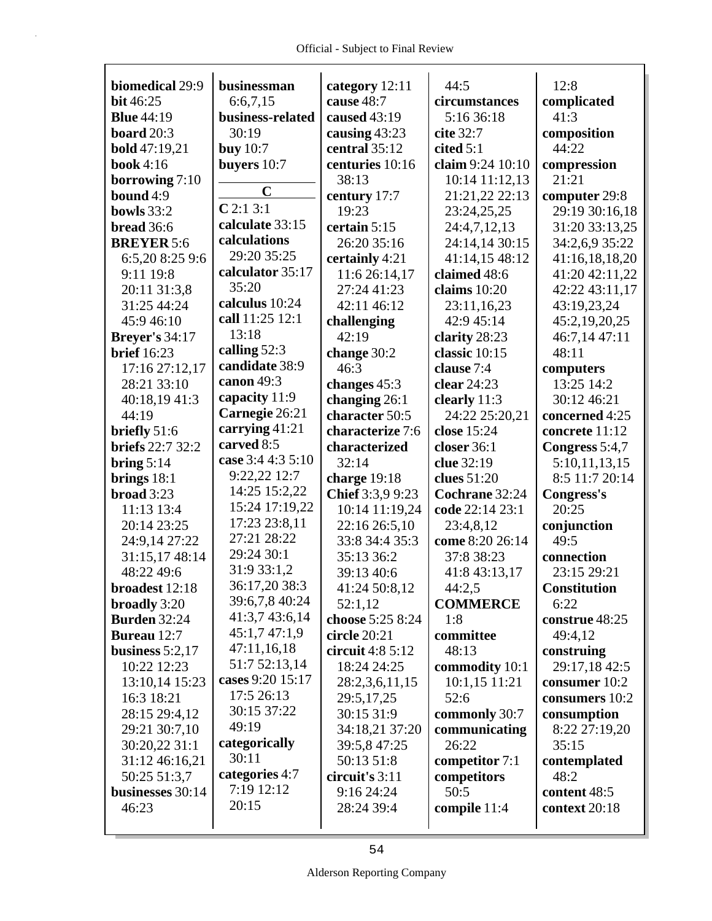**biomedical** 29:9
**bit** 46:25
**Blue** 44:19
**board** 20:3
**bold** 47:19,21
**book** 4:16
**borrowing** 7:10
**bound** 4:9
**bowls** 33:2
**bread** 36:6
**BREYER** 5:6 6:5,20 8:25 9:6 9:11 19:8 20:11 31:3,8 31:25 44:24 45:9 46:10
**Breyer's** 34:17
**brief** 16:23 17:16 27:12,17 28:21 33:10 40:18,19 41:3 44:19
**briefly** 51:6
**briefs** 22:7 32:2
**bring** 5:14
**brings** 18:1
**broad** 3:23 11:13 13:4 20:14 23:25 24:9,14 27:22 31:15,17 48:14 48:22 49:6
**broadest** 12:18
**broadly** 3:20
**Burden** 32:24
**Bureau** 12:7
**business** 5:2,17 10:22 12:23 13:10,14 15:23 16:3 18:21 28:15 29:4,12 29:21 30:7,10 30:20,22 31:1 31:12 46:16,21 50:25 51:3,7
**businesses** 30:14 46:23
**businessman** 6:6,7,15
**business-related** 30:19
**buy** 10:7
**buyers** 10:7

## C

**C** 2:1 3:1
**calculate** 33:15
**calculations** 29:20 35:25
**calculator** 35:17 35:20
**calculus** 10:24
**call** 11:25 12:1 13:18
**calling** 52:3
**candidate** 38:9
**canon** 49:3
**capacity** 11:9
**Carnegie** 26:21
**carrying** 41:21
**carved** 8:5
**case** 3:4 4:3 5:10 9:22,22 12:7 14:25 15:2,22 15:24 17:19,22 17:23 23:8,11 27:21 28:22 29:24 30:1 31:9 33:1,2 36:17,20 38:3 39:6,7,8 40:24 41:3,7 43:6,14 45:1,7 47:1,9 47:11,16,18 51:7 52:13,14
**cases** 9:20 15:17 17:5 26:13 30:15 37:22 49:19
**categorically** 30:11
**categories** 4:7 7:19 12:12 20:15
**category** 12:11
**cause** 48:7
**caused** 43:19
**causing** 43:23
**central** 35:12
**centuries** 10:16 38:13
**century** 17:7 19:23
**certain** 5:15 26:20 35:16
**certainly** 4:21 11:6 26:14,17 27:24 41:23 42:11 46:12
**challenging** 42:19
**change** 30:2 46:3
**changes** 45:3
**changing** 26:1
**character** 50:5
**characterize** 7:6
**characterized** 32:14
**charge** 19:18
**Chief** 3:3,9 9:23 10:14 11:19,24 22:16 26:5,10 33:8 34:4 35:3 35:13 36:2 39:13 40:6 41:24 50:8,12 52:1,12
**choose** 5:25 8:24
**circle** 20:21
**circuit** 4:8 5:12 18:24 24:25 28:2,3,6,11,15 29:5,17,25 30:15 31:9 34:18,21 37:20 39:5,8 47:25 50:13 51:8
**circuit's** 3:11 9:16 24:24 28:24 39:4
44:5
**circumstances** 5:16 36:18
**cite** 32:7
**cited** 5:1
**claim** 9:24 10:10 10:14 11:12,13 21:21,22 22:13 23:24,25,25 24:4,7,12,13 24:14,14 30:15 41:14,15 48:12
**claimed** 48:6
**claims** 10:20 23:11,16,23 42:9 45:14
**clarity** 28:23
**classic** 10:15
**clause** 7:4
**clear** 24:23
**clearly** 11:3 24:22 25:20,21
**close** 15:24
**closer** 36:1
**clue** 32:19
**clues** 51:20
**Cochrane** 32:24
**code** 22:14 23:1 23:4,8,12
**come** 8:20 26:14 37:8 38:23 41:8 43:13,17 44:2,5
**COMMERCE** 1:8
**committee** 48:13
**commodity** 10:1 10:1,15 11:21 52:6
**commonly** 30:7
**communicating** 26:22
**competitor** 7:1
**competitors** 50:5
**compile** 11:4
12:8
**complicated** 41:3
**composition** 44:22
**compression** 21:21
**computer** 29:8 29:19 30:16,18 31:20 33:13,25 34:2,6,9 35:22 41:16,18,18,20 41:20 42:11,22 42:22 43:11,17 43:19,23,24 45:2,19,20,25 46:7,14 47:11 48:11
**computers** 13:25 14:2 30:12 46:21
**concerned** 4:25
**concrete** 11:12
**Congress** 5:4,7 5:10,11,13,15 8:5 11:7 20:14
**Congress's** 20:25
**conjunction** 49:5
**connection** 23:15 29:21
**Constitution** 6:22
**construe** 48:25 49:4,12
**construing** 29:17,18 42:5
**consumer** 10:2
**consumers** 10:2
**consumption** 8:22 27:19,20 35:15
**contemplated** 48:2
**content** 48:5
**context** 20:18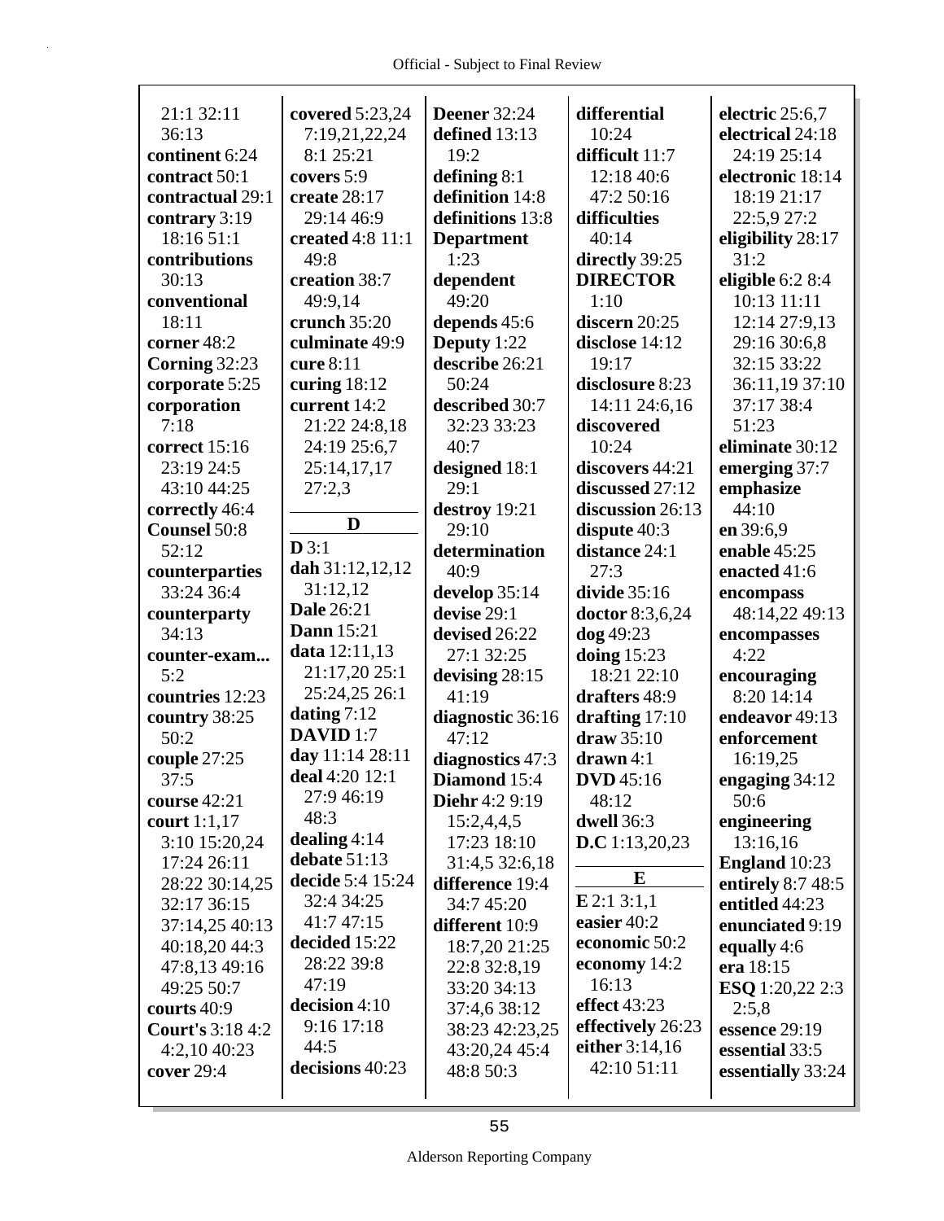21:1 32:11 36:13
**continent** 6:24
**contract** 50:1
**contractual** 29:1
**contrary** 3:19 18:16 51:1
**contributions** 30:13
**conventional** 18:11
**corner** 48:2
**Corning** 32:23
**corporate** 5:25
**corporation** 7:18
**correct** 15:16 23:19 24:5 43:10 44:25
**correctly** 46:4
**Counsel** 50:8 52:12
**counterparties** 33:24 36:4
**counterparty** 34:13
**counter-exam...** 5:2
**countries** 12:23
**country** 38:25 50:2
**couple** 27:25 37:5
**course** 42:21
**court** 1:1,17 3:10 15:20,24 17:24 26:11 28:22 30:14,25 32:17 36:15 37:14,25 40:13 40:18,20 44:3 47:8,13 49:16 49:25 50:7
**courts** 40:9
**Court's** 3:18 4:2 4:2,10 40:23
**cover** 29:4
**covered** 5:23,24 7:19,21,22,24 8:1 25:21
**covers** 5:9
**create** 28:17 29:14 46:9
**created** 4:8 11:1 49:8
**creation** 38:7 49:9,14
**crunch** 35:20
**culminate** 49:9
**cure** 8:11
**curing** 18:12
**current** 14:2 21:22 24:8,18 24:19 25:6,7 25:14,17,17 27:2,3

## D

**D** 3:1
**dah** 31:12,12,12 31:12,12
**Dale** 26:21
**Dann** 15:21
**data** 12:11,13 21:17,20 25:1 25:24,25 26:1
**dating** 7:12
**DAVID** 1:7
**day** 11:14 28:11
**deal** 4:20 12:1 27:9 46:19 48:3
**dealing** 4:14
**debate** 51:13
**decide** 5:4 15:24 32:4 34:25 41:7 47:15
**decided** 15:22 28:22 39:8 47:19
**decision** 4:10 9:16 17:18 44:5
**decisions** 40:23
**Deener** 32:24
**defined** 13:13 19:2
**defining** 8:1
**definition** 14:8
**definitions** 13:8
**Department** 1:23
**dependent** 49:20
**depends** 45:6
**Deputy** 1:22
**describe** 26:21 50:24
**described** 30:7 32:23 33:23 40:7
**designed** 18:1 29:1
**destroy** 19:21 29:10
**determination** 40:9
**develop** 35:14
**devise** 29:1
**devised** 26:22 27:1 32:25
**devising** 28:15 41:19
**diagnostic** 36:16 47:12
**diagnostics** 47:3
**Diamond** 15:4
**Diehr** 4:2 9:19 15:2,4,4,5 17:23 18:10 31:4,5 32:6,18
**difference** 19:4 34:7 45:20
**different** 10:9 18:7,20 21:25 22:8 32:8,19 33:20 34:13 37:4,6 38:12 38:23 42:23,25 43:20,24 45:4 48:8 50:3
**differential** 10:24
**difficult** 11:7 12:18 40:6 47:2 50:16
**difficulties** 40:14
**directly** 39:25
**DIRECTOR** 1:10
**discern** 20:25
**disclose** 14:12 19:17
**disclosure** 8:23 14:11 24:6,16
**discovered** 10:24
**discovers** 44:21
**discussed** 27:12
**discussion** 26:13
**dispute** 40:3
**distance** 24:1 27:3
**divide** 35:16
**doctor** 8:3,6,24
**dog** 49:23
**doing** 15:23 18:21 22:10
**drafters** 48:9
**drafting** 17:10
**draw** 35:10
**drawn** 4:1
**DVD** 45:16 48:12
**dwell** 36:3
**D.C** 1:13,20,23

## E

**E** 2:1 3:1,1
**easier** 40:2
**economic** 50:2
**economy** 14:2 16:13
**effect** 43:23
**effectively** 26:23
**either** 3:14,16 42:10 51:11
**electric** 25:6,7
**electrical** 24:18 24:19 25:14
**electronic** 18:14 18:19 21:17 22:5,9 27:2
**eligibility** 28:17 31:2
**eligible** 6:2 8:4 10:13 11:11 12:14 27:9,13 29:16 30:6,8 32:15 33:22 36:11,19 37:10 37:17 38:4 51:23
**eliminate** 30:12
**emerging** 37:7
**emphasize** 44:10
**en** 39:6,9
**enable** 45:25
**enacted** 41:6
**encompass** 48:14,22 49:13
**encompasses** 4:22
**encouraging** 8:20 14:14
**endeavor** 49:13
**enforcement** 16:19,25
**engaging** 34:12 50:6
**engineering** 13:16,16
**England** 10:23
**entirely** 8:7 48:5
**entitled** 44:23
**enunciated** 9:19
**equally** 4:6
**era** 18:15
**ESQ** 1:20,22 2:3 2:5,8
**essence** 29:19
**essential** 33:5
**essentially** 33:24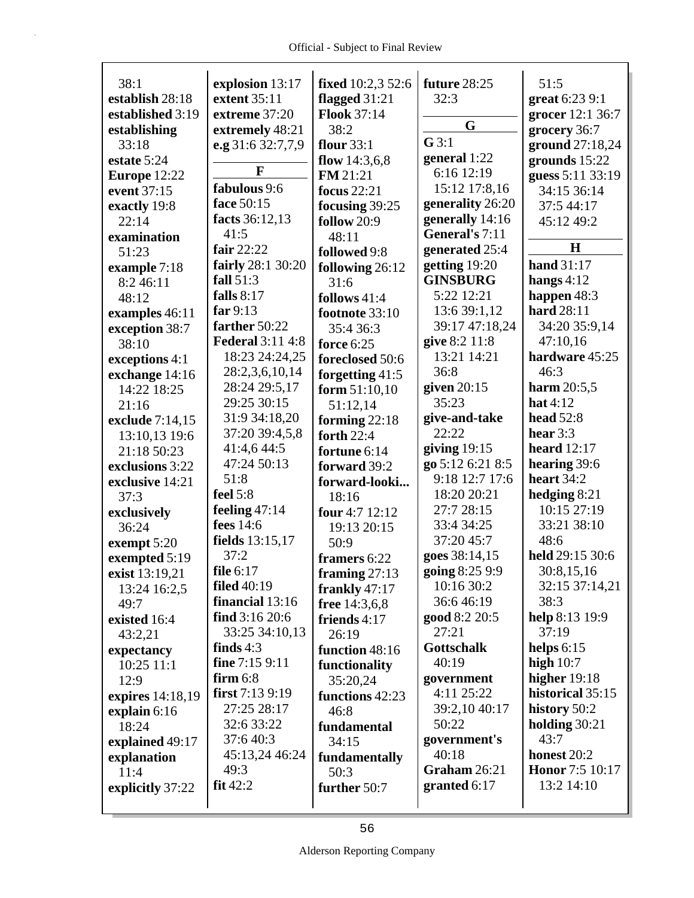38:1
**establish** 28:18
**established** 3:19
**establishing** 33:18
**estate** 5:24
**Europe** 12:22
**event** 37:15
**exactly** 19:8 22:14
**examination** 51:23
**example** 7:18 8:2 46:11 48:12
**examples** 46:11
**exception** 38:7 38:10
**exceptions** 4:1
**exchange** 14:16 14:22 18:25 21:16
**exclude** 7:14,15 13:10,13 19:6 21:18 50:23
**exclusions** 3:22
**exclusive** 14:21 37:3
**exclusively** 36:24
**exempt** 5:20
**exempted** 5:19
**exist** 13:19,21 13:24 16:2,5 49:7
**existed** 16:4 43:2,21
**expectancy** 10:25 11:1 12:9
**expires** 14:18,19
**explain** 6:16 18:24
**explained** 49:17
**explanation** 11:4
**explicitly** 37:22
**explosion** 13:17
**extent** 35:11
**extreme** 37:20
**extremely** 48:21
**e.g** 31:6 32:7,7,9

## F

**fabulous** 9:6
**face** 50:15
**facts** 36:12,13 41:5
**fair** 22:22
**fairly** 28:1 30:20
**fall** 51:3
**falls** 8:17
**far** 9:13
**farther** 50:22
**Federal** 3:11 4:8 18:23 24:24,25 28:2,3,6,10,14 28:24 29:5,17 29:25 30:15 31:9 34:18,20 37:20 39:4,5,8 41:4,6 44:5 47:24 50:13 51:8
**feel** 5:8
**feeling** 47:14
**fees** 14:6
**fields** 13:15,17 37:2
**file** 6:17
**filed** 40:19
**financial** 13:16
**find** 3:16 20:6 33:25 34:10,13
**finds** 4:3
**fine** 7:15 9:11
**firm** 6:8
**first** 7:13 9:19 27:25 28:17 32:6 33:22 37:6 40:3 45:13,24 46:24 49:3
**fit** 42:2
**fixed** 10:2,3 52:6
**flagged** 31:21
**Flook** 37:14 38:2
**flour** 33:1
**flow** 14:3,6,8
**FM** 21:21
**focus** 22:21
**focusing** 39:25
**follow** 20:9 48:11
**followed** 9:8
**following** 26:12 31:6
**follows** 41:4
**footnote** 33:10 35:4 36:3
**force** 6:25
**foreclosed** 50:6
**forgetting** 41:5
**form** 51:10,10 51:12,14
**forming** 22:18
**forth** 22:4
**fortune** 6:14
**forward** 39:2
**forward-looki...** 18:16
**four** 4:7 12:12 19:13 20:15 50:9
**framers** 6:22
**framing** 27:13
**frankly** 47:17
**free** 14:3,6,8
**friends** 4:17 26:19
**function** 48:16
**functionality** 35:20,24
**functions** 42:23 46:8
**fundamental** 34:15
**fundamentally** 50:3
**further** 50:7
**future** 28:25 32:3

## G

**G** 3:1
**general** 1:22 6:16 12:19 15:12 17:8,16
**generality** 26:20
**generally** 14:16
**General's** 7:11
**generated** 25:4
**getting** 19:20
**GINSBURG** 5:22 12:21 13:6 39:1,12 39:17 47:18,24
**give** 8:2 11:8 13:21 14:21 36:8
**given** 20:15 35:23
**give-and-take** 22:22
**giving** 19:15
**go** 5:12 6:21 8:5 9:18 12:7 17:6 18:20 20:21 27:7 28:15 33:4 34:25 37:20 45:7
**goes** 38:14,15
**going** 8:25 9:9 10:16 30:2 36:6 46:19
**good** 8:2 20:5 27:21
**Gottschalk** 40:19
**government** 4:11 25:22 39:2,10 40:17 50:22
**government's** 40:18
**Graham** 26:21
**granted** 6:17
51:5
**great** 6:23 9:1
**grocer** 12:1 36:7
**grocery** 36:7
**ground** 27:18,24
**grounds** 15:22
**guess** 5:11 33:19 34:15 36:14 37:5 44:17 45:12 49:2

## H

**hand** 31:17
**hangs** 4:12
**happen** 48:3
**hard** 28:11 34:20 35:9,14 47:10,16
**hardware** 45:25 46:3
**harm** 20:5,5
**hat** 4:12
**head** 52:8
**hear** 3:3
**heard** 12:17
**hearing** 39:6
**heart** 34:2
**hedging** 8:21 10:15 27:19 33:21 38:10 48:6
**held** 29:15 30:6 30:8,15,16 32:15 37:14,21 38:3
**help** 8:13 19:9 37:19
**helps** 6:15
**high** 10:7
**higher** 19:18
**historical** 35:15
**history** 50:2
**holding** 30:21 43:7
**honest** 20:2
**Honor** 7:5 10:17 13:2 14:10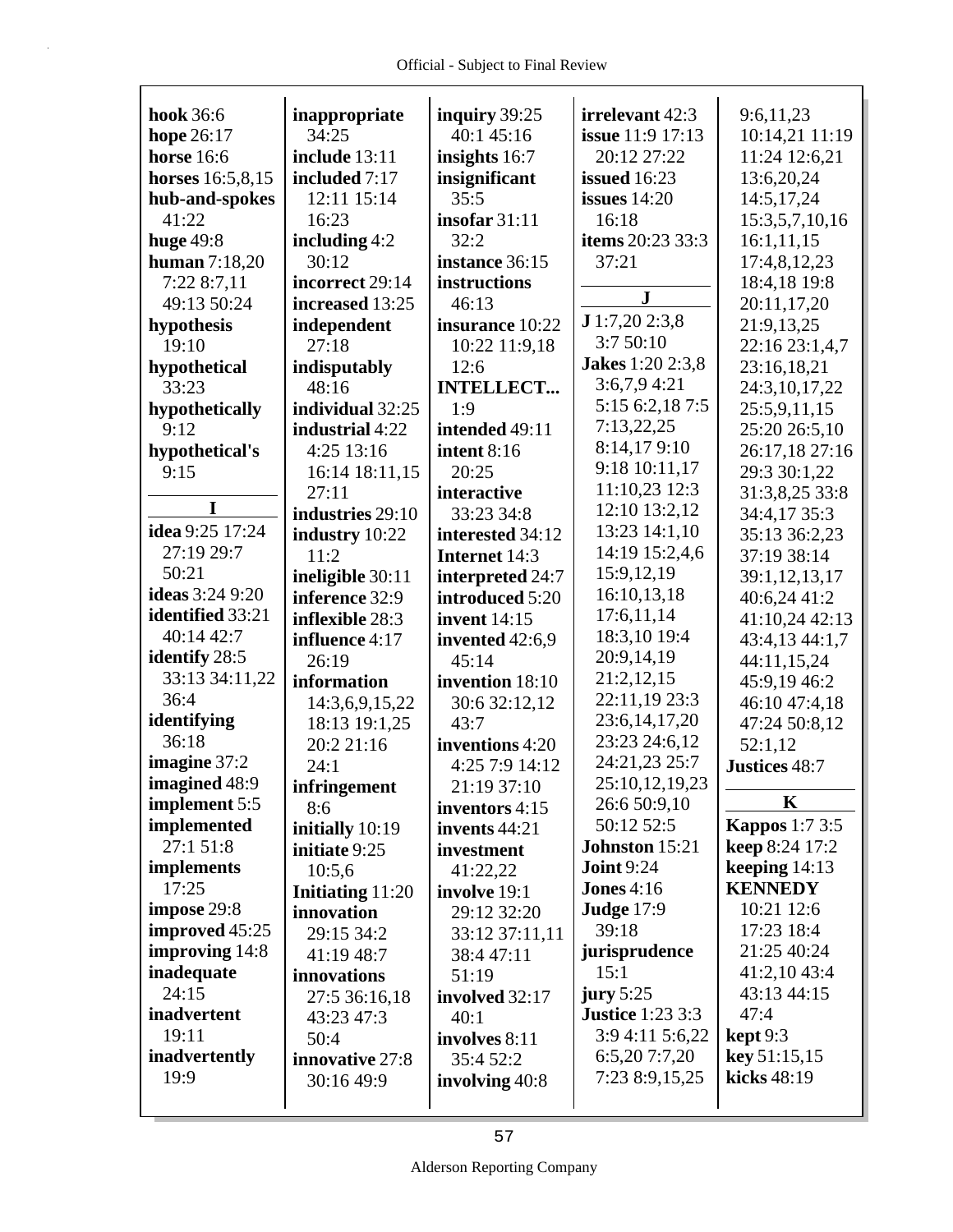**hook** 36:6
**hope** 26:17
**horse** 16:6
**horses** 16:5,8,15
**hub-and-spokes** 41:22
**huge** 49:8
**human** 7:18,20 7:22 8:7,11 49:13 50:24
**hypothesis** 19:10
**hypothetical** 33:23
**hypothetically** 9:12
**hypothetical's** 9:15

## I

**idea** 9:25 17:24 27:19 29:7 50:21
**ideas** 3:24 9:20
**identified** 33:21 40:14 42:7
**identify** 28:5 33:13 34:11,22 36:4
**identifying** 36:18
**imagine** 37:2
**imagined** 48:9
**implement** 5:5
**implemented** 27:1 51:8
**implements** 17:25
**impose** 29:8
**improved** 45:25
**improving** 14:8
**inadequate** 24:15
**inadvertent** 19:11
**inadvertently** 19:9
**inappropriate** 34:25
**include** 13:11
**included** 7:17 12:11 15:14 16:23
**including** 4:2 30:12
**incorrect** 29:14
**increased** 13:25
**independent** 27:18
**indisputably** 48:16
**individual** 32:25
**industrial** 4:22 4:25 13:16 16:14 18:11,15 27:11
**industries** 29:10
**industry** 10:22 11:2
**ineligible** 30:11
**inference** 32:9
**inflexible** 28:3
**influence** 4:17 26:19
**information** 14:3,6,9,15,22 18:13 19:1,25 20:2 21:16 24:1
**infringement** 8:6
**initially** 10:19
**initiate** 9:25 10:5,6
**Initiating** 11:20
**innovation** 29:15 34:2 41:19 48:7
**innovations** 27:5 36:16,18 43:23 47:3 50:4
**innovative** 27:8 30:16 49:9
**inquiry** 39:25 40:1 45:16
**insights** 16:7
**insignificant** 35:5
**insofar** 31:11 32:2
**instance** 36:15
**instructions** 46:13
**insurance** 10:22 10:22 11:9,18 12:6
**INTELLECT...** 1:9
**intended** 49:11
**intent** 8:16 20:25
**interactive** 33:23 34:8
**interested** 34:12
**Internet** 14:3
**interpreted** 24:7
**introduced** 5:20
**invent** 14:15
**invented** 42:6,9 45:14
**invention** 18:10 30:6 32:12,12 43:7
**inventions** 4:20 4:25 7:9 14:12 21:19 37:10
**inventors** 4:15
**invents** 44:21
**investment** 41:22,22
**involve** 19:1 29:12 32:20 33:12 37:11,11 38:4 47:11 51:19
**involved** 32:17 40:1
**involves** 8:11 35:4 52:2
**involving** 40:8
**irrelevant** 42:3
**issue** 11:9 17:13 20:12 27:22
**issued** 16:23
**issues** 14:20 16:18
**items** 20:23 33:3 37:21

## J

**J** 1:7,20 2:3,8 3:7 50:10
**Jakes** 1:20 2:3,8 3:6,7,9 4:21 5:15 6:2,18 7:5 7:13,22,25 8:14,17 9:10 9:18 10:11,17 11:10,23 12:3 12:10 13:2,12 13:23 14:1,10 14:19 15:2,4,6 15:9,12,19 16:10,13,18 17:6,11,14 18:3,10 19:4 20:9,14,19 21:2,12,15 22:11,19 23:3 23:6,14,17,20 23:23 24:6,12 24:21,23 25:7 25:10,12,19,23 26:6 50:9,10 50:12 52:5
**Johnston** 15:21
**Joint** 9:24
**Jones** 4:16
**Judge** 17:9 39:18
**jurisprudence** 15:1
**jury** 5:25
**Justice** 1:23 3:3 3:9 4:11 5:6,22 6:5,20 7:7,20 7:23 8:9,15,25 9:6,11,23 10:14,21 11:19 11:24 12:6,21 13:6,20,24 14:5,17,24 15:3,5,7,10,16 16:1,11,15 17:4,8,12,23 18:4,18 19:8 20:11,17,20 21:9,13,25 22:16 23:1,4,7 23:16,18,21 24:3,10,17,22 25:5,9,11,15 25:20 26:5,10 26:17,18 27:16 29:3 30:1,22 31:3,8,25 33:8 34:4,17 35:3 35:13 36:2,23 37:19 38:14 39:1,12,13,17 40:6,24 41:2 41:10,24 42:13 43:4,13 44:1,7 44:11,15,24 45:9,19 46:2 46:10 47:4,18 47:24 50:8,12 52:1,12
**Justices** 48:7

## K

**Kappos** 1:7 3:5
**keep** 8:24 17:2
**keeping** 14:13
**KENNEDY** 10:21 12:6 17:23 18:4 21:25 40:24 41:2,10 43:4 43:13 44:15 47:4
**kept** 9:3
**key** 51:15,15
**kicks** 48:19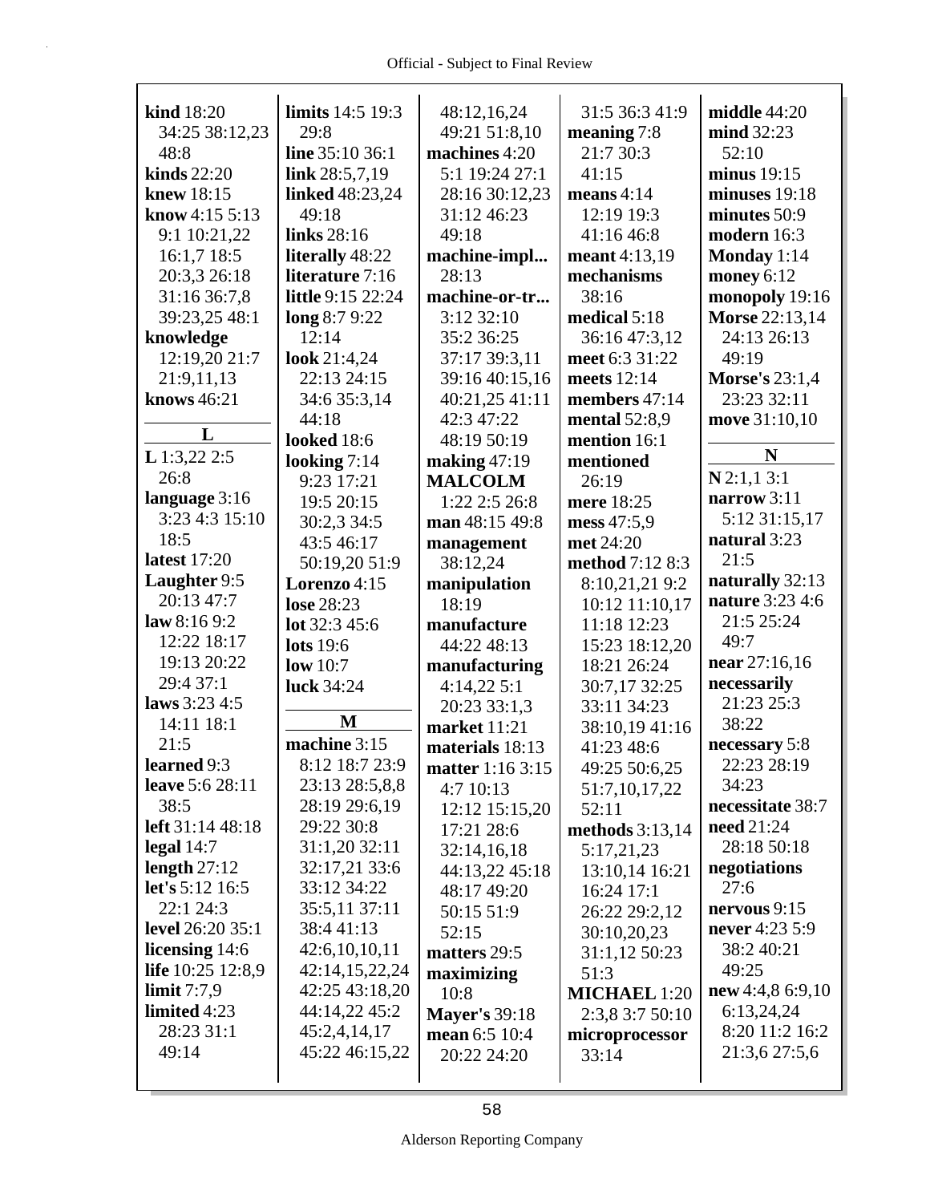**kind** 18:20 34:25 38:12,23 48:8
**kinds** 22:20
**knew** 18:15
**know** 4:15 5:13 9:1 10:21,22 16:1,7 18:5 20:3,3 26:18 31:16 36:7,8 39:23,25 48:1
**knowledge** 12:19,20 21:7 21:9,11,13
**knows** 46:21

**L**

**L** 1:3,22 2:5 26:8
**language** 3:16 3:23 4:3 15:10 18:5
**latest** 17:20
**Laughter** 9:5 20:13 47:7
**law** 8:16 9:2 12:22 18:17 19:13 20:22 29:4 37:1
**laws** 3:23 4:5 14:11 18:1 21:5
**learned** 9:3
**leave** 5:6 28:11 38:5
**left** 31:14 48:18
**legal** 14:7
**length** 27:12
**let's** 5:12 16:5 22:1 24:3
**level** 26:20 35:1
**licensing** 14:6
**life** 10:25 12:8,9
**limit** 7:7,9
**limited** 4:23 28:23 31:1 49:14
**limits** 14:5 19:3 29:8
**line** 35:10 36:1
**link** 28:5,7,19
**linked** 48:23,24 49:18
**links** 28:16
**literally** 48:22
**literature** 7:16
**little** 9:15 22:24
**long** 8:7 9:22 12:14
**look** 21:4,24 22:13 24:15 34:6 35:3,14 44:18
**looked** 18:6
**looking** 7:14 9:23 17:21 19:5 20:15 30:2,3 34:5 43:5 46:17 50:19,20 51:9
**Lorenzo** 4:15
**lose** 28:23
**lot** 32:3 45:6
**lots** 19:6
**low** 10:7
**luck** 34:24

**M**

**machine** 3:15 8:12 18:7 23:9 23:13 28:5,8,8 28:19 29:6,19 29:22 30:8 31:1,20 32:11 32:17,21 33:6 33:12 34:22 35:5,11 37:11 38:4 41:13 42:6,10,10,11 42:14,15,22,24 42:25 43:18,20 44:14,22 45:2 45:2,4,14,17 45:22 46:15,22 48:12,16,24 49:21 51:8,10
**machines** 4:20 5:1 19:24 27:1 28:16 30:12,23 31:12 46:23 49:18
**machine-impl...** 28:13
**machine-or-tr...** 3:12 32:10 35:2 36:25 37:17 39:3,11 39:16 40:15,16 40:21,25 41:11 42:3 47:22 48:19 50:19
**making** 47:19
**MALCOLM** 1:22 2:5 26:8
**man** 48:15 49:8
**management** 38:12,24
**manipulation** 18:19
**manufacture** 44:22 48:13
**manufacturing** 4:14,22 5:1 20:23 33:1,3
**market** 11:21
**materials** 18:13
**matter** 1:16 3:15 4:7 10:13 12:12 15:15,20 17:21 28:6 32:14,16,18 44:13,22 45:18 48:17 49:20 50:15 51:9 52:15
**matters** 29:5
**maximizing** 10:8
**Mayer's** 39:18
**mean** 6:5 10:4 20:22 24:20 31:5 36:3 41:9
**meaning** 7:8 21:7 30:3 41:15
**means** 4:14 12:19 19:3 41:16 46:8
**meant** 4:13,19
**mechanisms** 38:16
**medical** 5:18 36:16 47:3,12
**meet** 6:3 31:22
**meets** 12:14
**members** 47:14
**mental** 52:8,9
**mention** 16:1
**mentioned** 26:19
**mere** 18:25
**mess** 47:5,9
**met** 24:20
**method** 7:12 8:3 8:10,21,21 9:2 10:12 11:10,17 11:18 12:23 15:23 18:12,20 18:21 26:24 30:7,17 32:25 33:11 34:23 38:10,19 41:16 41:23 48:6 49:25 50:6,25 51:7,10,17,22 52:11
**methods** 3:13,14 5:17,21,23 13:10,14 16:21 16:24 17:1 26:22 29:2,12 30:10,20,23 31:1,12 50:23 51:3
**MICHAEL** 1:20 2:3,8 3:7 50:10
**microprocessor** 33:14
**middle** 44:20
**mind** 32:23 52:10
**minus** 19:15
**minuses** 19:18
**minutes** 50:9
**modern** 16:3
**Monday** 1:14
**money** 6:12
**monopoly** 19:16
**Morse** 22:13,14 24:13 26:13 49:19
**Morse's** 23:1,4 23:23 32:11
**move** 31:10,10

**N**

**N** 2:1,1 3:1
**narrow** 3:11 5:12 31:15,17
**natural** 3:23 21:5
**naturally** 32:13
**nature** 3:23 4:6 21:5 25:24 49:7
**near** 27:16,16
**necessarily** 21:23 25:3 38:22
**necessary** 5:8 22:23 28:19 34:23
**necessitate** 38:7
**need** 21:24 28:18 50:18
**negotiations** 27:6
**nervous** 9:15
**never** 4:23 5:9 38:2 40:21 49:25
**new** 4:4,8 6:9,10 6:13,24,24 8:20 11:2 16:2 21:3,6 27:5,6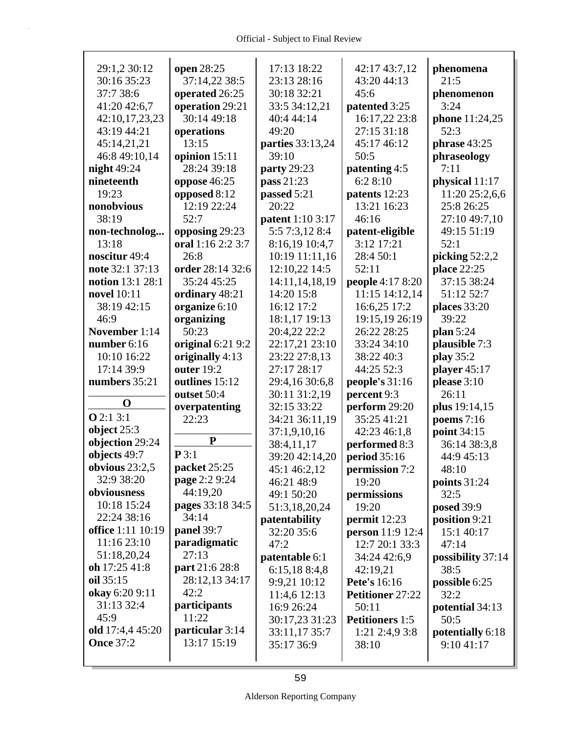29:1,2 30:12
30:16 35:23
37:7 38:6
41:20 42:6,7
42:10,17,23,23
43:19 44:21
45:14,21,21
46:8 49:10,14

**night** 49:24

**nineteenth** 19:23

**nonobvious** 38:19

**non-technolog...** 13:18

**noscitur** 49:4

**note** 32:1 37:13

**notion** 13:1 28:1

**novel** 10:11 38:19 42:15 46:9

**November** 1:14

**number** 6:16 10:10 16:22 17:14 39:9

**numbers** 35:21

**O**

**O** 2:1 3:1

**object** 25:3

**objection** 29:24

**objects** 49:7

**obvious** 23:2,5 32:9 38:20

**obviousness** 10:18 15:24 22:24 38:16

**office** 1:11 10:19 11:16 23:10 51:18,20,24

**oh** 17:25 41:8

**oil** 35:15

**okay** 6:20 9:11 31:13 32:4 45:9

**old** 17:4,4 45:20

**Once** 37:2

**open** 28:25 37:14,22 38:5

**operated** 26:25

**operation** 29:21 30:14 49:18

**operations** 13:15

**opinion** 15:11 28:24 39:18

**oppose** 46:25

**opposed** 8:12 12:19 22:24 52:7

**opposing** 29:23

**oral** 1:16 2:2 3:7 26:8

**order** 28:14 32:6 35:24 45:25

**ordinary** 48:21

**organize** 6:10

**organizing** 50:23

**original** 6:21 9:2

**originally** 4:13

**outer** 19:2

**outlines** 15:12

**outset** 50:4

**overpatenting** 22:23

**P**

**P** 3:1

**packet** 25:25

**page** 2:2 9:24 44:19,20

**pages** 33:18 34:5 34:14

**panel** 39:7

**paradigmatic** 27:13

**part** 21:6 28:8 28:12,13 34:17 42:2

**participants** 11:22

**particular** 3:14 13:17 15:19 17:13 18:22 23:13 28:16 30:18 32:21 33:5 34:12,21 40:4 44:14 49:20

**parties** 33:13,24 39:10

**party** 29:23

**pass** 21:23

**passed** 5:21 20:22

**patent** 1:10 3:17 5:5 7:3,12 8:4 8:16,19 10:4,7 10:19 11:11,16 12:10,22 14:5 14:11,14,18,19 14:20 15:8 16:12 17:2 18:1,17 19:13 20:4,22 22:2 22:17,21 23:10 23:22 27:8,13 27:17 28:17 29:4,16 30:6,8 30:11 31:2,19 32:15 33:22 34:21 36:11,19 37:1,9,10,16 38:4,11,17 39:20 42:14,20 45:1 46:2,12 46:21 48:9 49:1 50:20 51:3,18,20,24

**patentability** 32:20 35:6 47:2

**patentable** 6:1 6:15,18 8:4,8 9:9,21 10:12 11:4,6 12:13 16:9 26:24 30:17,23 31:23 33:11,17 35:7 35:17 36:9 42:17 43:7,12 43:20 44:13 45:6

**patented** 3:25 16:17,22 23:8 27:15 31:18 45:17 46:12 50:5

**patenting** 4:5 6:2 8:10

**patents** 12:23 13:21 16:23 46:16

**patent-eligible** 3:12 17:21 28:4 50:1 52:11

**people** 4:17 8:20 11:15 14:12,14 16:6,25 17:2 19:15,19 26:19 26:22 28:25 33:24 34:10 38:22 40:3 44:25 52:3

**people's** 31:16

**percent** 9:3

**perform** 29:20 35:25 41:21 42:23 46:1,8

**performed** 8:3

**period** 35:16

**permission** 7:2 19:20

**permissions** 19:20

**permit** 12:23

**person** 11:9 12:4 12:7 20:1 33:3 34:24 42:6,9 42:19,21

**Pete's** 16:16

**Petitioner** 27:22 50:11

**Petitioners** 1:5 1:21 2:4,9 3:8 38:10

**phenomena** 21:5

**phenomenon** 3:24

**phone** 11:24,25 52:3

**phrase** 43:25

**phraseology** 7:11

**physical** 11:17 11:20 25:2,6,6 25:8 26:25 27:10 49:7,10 49:15 51:19 52:1

**picking** 52:2,2

**place** 22:25 37:15 38:24 51:12 52:7

**places** 33:20 39:22

**plan** 5:24

**plausible** 7:3

**play** 35:2

**player** 45:17

**please** 3:10 26:11

**plus** 19:14,15

**poems** 7:16

**point** 34:15 36:14 38:3,8 44:9 45:13 48:10

**points** 31:24 32:5

**posed** 39:9

**position** 9:21 15:1 40:17 47:14

**possibility** 37:14 38:5

**possible** 6:25 32:2

**potential** 34:13 50:5

**potentially** 6:18 9:10 41:17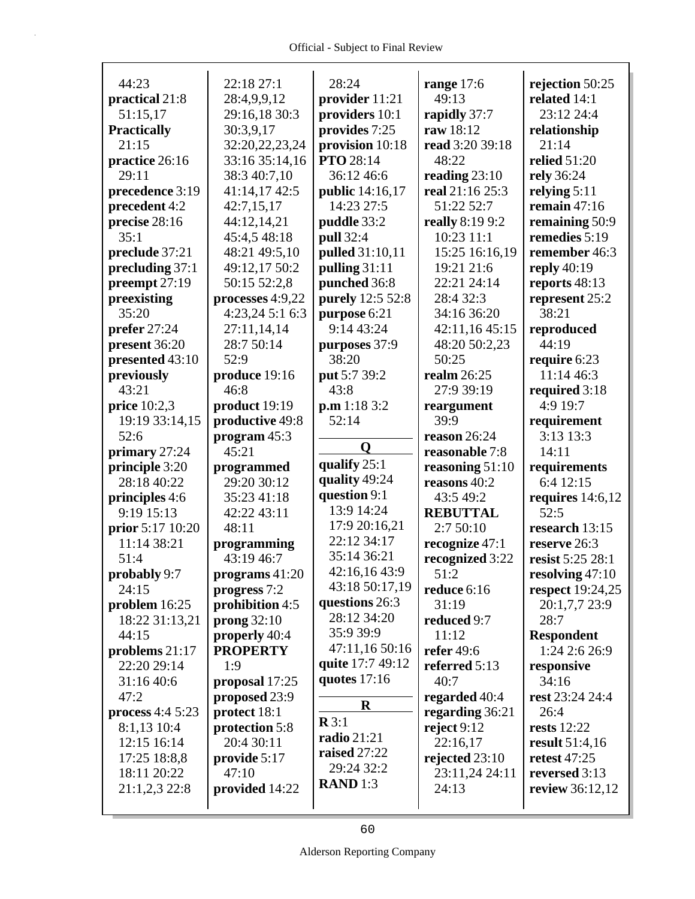44:23
**practical** 21:8
51:15,17
**Practically**
21:15
**practice** 26:16
29:11
**precedence** 3:19
**precedent** 4:2
**precise** 28:16
35:1
**preclude** 37:21
**precluding** 37:1
**preempt** 27:19
**preexisting**
35:20
**prefer** 27:24
**present** 36:20
**presented** 43:10
**previously**
43:21
**price** 10:2,3
19:19 33:14,15
52:6
**primary** 27:24
**principle** 3:20
28:18 40:22
**principles** 4:6
9:19 15:13
**prior** 5:17 10:20
11:14 38:21
51:4
**probably** 9:7
24:15
**problem** 16:25
18:22 31:13,21
44:15
**problems** 21:17
22:20 29:14
31:16 40:6
47:2
**process** 4:4 5:23
8:1,13 10:4
12:15 16:14
17:25 18:8,8
18:11 20:22
21:1,2,3 22:8
22:18 27:1
28:4,9,9,12
29:16,18 30:3
30:3,9,17
32:20,22,23,24
33:16 35:14,16
38:3 40:7,10
41:14,17 42:5
42:7,15,17
44:12,14,21
45:4,5 48:18
48:21 49:5,10
49:12,17 50:2
50:15 52:2,8
**processes** 4:9,22
4:23,24 5:1 6:3
27:11,14,14
28:7 50:14
52:9
**produce** 19:16
46:8
**product** 19:19
**productive** 49:8
**program** 45:3
45:21
**programmed**
29:20 30:12
35:23 41:18
42:22 43:11
48:11
**programming**
43:19 46:7
**programs** 41:20
**progress** 7:2
**prohibition** 4:5
**prong** 32:10
**properly** 40:4
**PROPERTY**
1:9
**proposal** 17:25
**proposed** 23:9
**protect** 18:1
**protection** 5:8
20:4 30:11
**provide** 5:17
47:10
**provided** 14:22
28:24
**provider** 11:21
**providers** 10:1
**provides** 7:25
**provision** 10:18
**PTO** 28:14
36:12 46:6
**public** 14:16,17
14:23 27:5
**puddle** 33:2
**pull** 32:4
**pulled** 31:10,11
**pulling** 31:11
**punched** 36:8
**purely** 12:5 52:8
**purpose** 6:21
9:14 43:24
**purposes** 37:9
38:20
**put** 5:7 39:2
43:8
**p.m** 1:18 3:2
52:14

## Q

**qualify** 25:1
**quality** 49:24
**question** 9:1
13:9 14:24
17:9 20:16,21
22:12 34:17
35:14 36:21
42:16,16 43:9
43:18 50:17,19
**questions** 26:3
28:12 34:20
35:9 39:9
47:11,16 50:16
**quite** 17:7 49:12
**quotes** 17:16

## R

**R** 3:1
**radio** 21:21
**raised** 27:22
29:24 32:2
**RAND** 1:3
**range** 17:6
49:13
**rapidly** 37:7
**raw** 18:12
**read** 3:20 39:18
48:22
**reading** 23:10
**real** 21:16 25:3
51:22 52:7
**really** 8:19 9:2
10:23 11:1
15:25 16:16,19
19:21 21:6
22:21 24:14
28:4 32:3
34:16 36:20
42:11,16 45:15
48:20 50:2,23
50:25
**realm** 26:25
27:9 39:19
**reargument**
39:9
**reason** 26:24
**reasonable** 7:8
**reasoning** 51:10
**reasons** 40:2
43:5 49:2
**REBUTTAL**
2:7 50:10
**recognize** 47:1
**recognized** 3:22
51:2
**reduce** 6:16
31:19
**reduced** 9:7
11:12
**refer** 49:6
**referred** 5:13
40:7
**regarded** 40:4
**regarding** 36:21
**reject** 9:12
22:16,17
**rejected** 23:10
23:11,24 24:11
24:13
**rejection** 50:25
**related** 14:1
23:12 24:4
**relationship**
21:14
**relied** 51:20
**rely** 36:24
**relying** 5:11
**remain** 47:16
**remaining** 50:9
**remedies** 5:19
**remember** 46:3
**reply** 40:19
**reports** 48:13
**represent** 25:2
38:21
**reproduced**
44:19
**require** 6:23
11:14 46:3
**required** 3:18
4:9 19:7
**requirement**
3:13 13:3
14:11
**requirements**
6:4 12:15
**requires** 14:6,12
52:5
**research** 13:15
**reserve** 26:3
**resist** 5:25 28:1
**resolving** 47:10
**respect** 19:24,25
20:1,7,7 23:9
28:7
**Respondent**
1:24 2:6 26:9
**responsive**
34:16
**rest** 23:24 24:4
26:4
**rests** 12:22
**result** 51:4,16
**retest** 47:25
**reversed** 3:13
**review** 36:12,12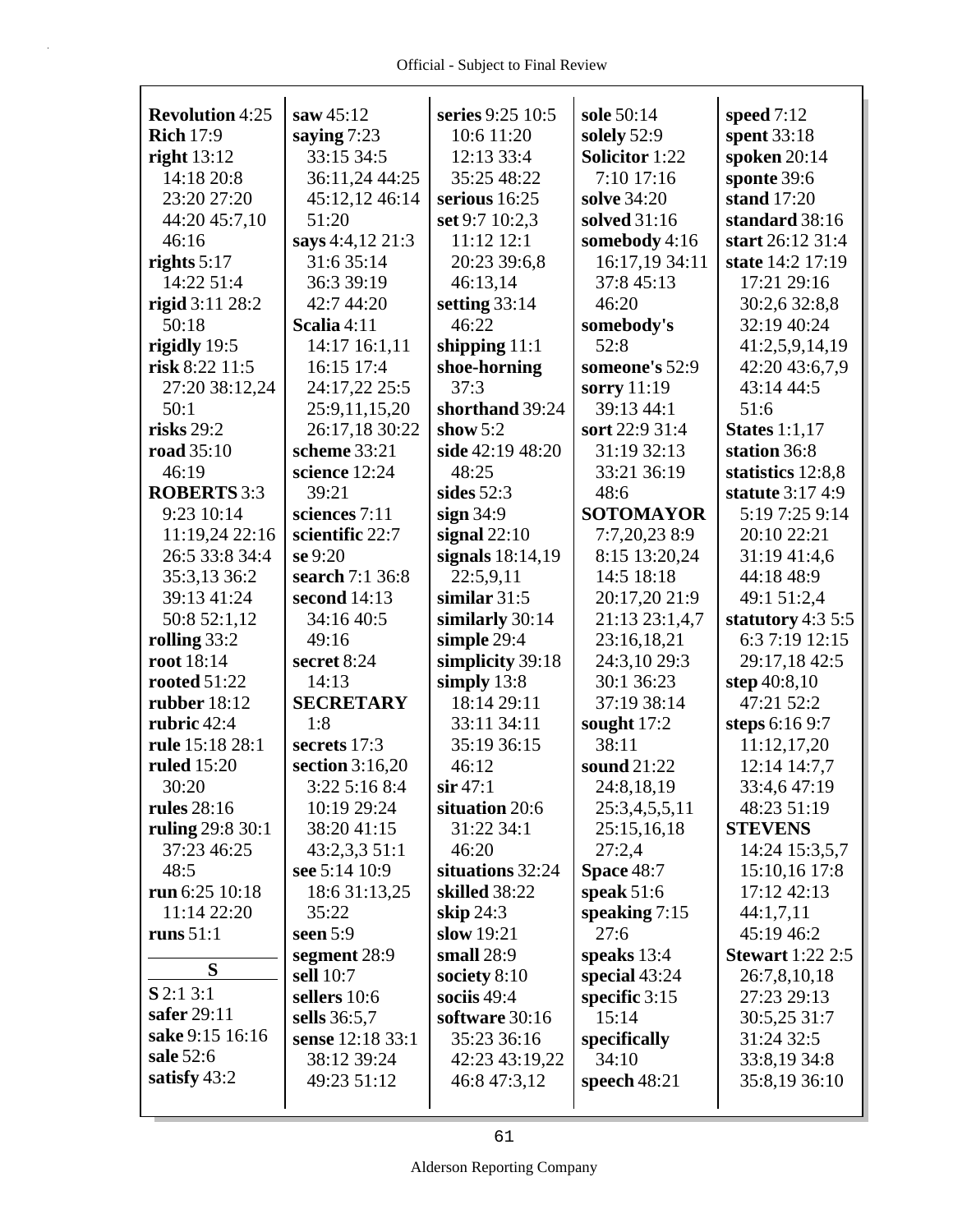**Revolution** 4:25
**Rich** 17:9
**right** 13:12 14:18 20:8 23:20 27:20 44:20 45:7,10 46:16
**rights** 5:17 14:22 51:4
**rigid** 3:11 28:2 50:18
**rigidly** 19:5
**risk** 8:22 11:5 27:20 38:12,24 50:1
**risks** 29:2
**road** 35:10 46:19
**ROBERTS** 3:3 9:23 10:14 11:19,24 22:16 26:5 33:8 34:4 35:3,13 36:2 39:13 41:24 50:8 52:1,12
**rolling** 33:2
**root** 18:14
**rooted** 51:22
**rubber** 18:12
**rubric** 42:4
**rule** 15:18 28:1
**ruled** 15:20 30:20
**rules** 28:16
**ruling** 29:8 30:1 37:23 46:25 48:5
**run** 6:25 10:18 11:14 22:20
**runs** 51:1

**S**

**S** 2:1 3:1
**safer** 29:11
**sake** 9:15 16:16
**sale** 52:6
**satisfy** 43:2
**saw** 45:12
**saying** 7:23 33:15 34:5 36:11,24 44:25 45:12,12 46:14 51:20
**says** 4:4,12 21:3 31:6 35:14 36:3 39:19 42:7 44:20
**Scalia** 4:11 14:17 16:1,11 16:15 17:4 24:17,22 25:5 25:9,11,15,20 26:17,18 30:22
**scheme** 33:21
**science** 12:24 39:21
**sciences** 7:11
**scientific** 22:7
**se** 9:20
**search** 7:1 36:8
**second** 14:13 34:16 40:5 49:16
**secret** 8:24 14:13
**SECRETARY** 1:8
**secrets** 17:3
**section** 3:16,20 3:22 5:16 8:4 10:19 29:24 38:20 41:15 43:2,3,3 51:1
**see** 5:14 10:9 18:6 31:13,25 35:22
**seen** 5:9
**segment** 28:9
**sell** 10:7
**sellers** 10:6
**sells** 36:5,7
**sense** 12:18 33:1 38:12 39:24 49:23 51:12
**series** 9:25 10:5 10:6 11:20 12:13 33:4 35:25 48:22
**serious** 16:25
**set** 9:7 10:2,3 11:12 12:1 20:23 39:6,8 46:13,14
**setting** 33:14 46:22
**shipping** 11:1
**shoe-horning** 37:3
**shorthand** 39:24
**show** 5:2
**side** 42:19 48:20 48:25
**sides** 52:3
**sign** 34:9
**signal** 22:10
**signals** 18:14,19 22:5,9,11
**similar** 31:5
**similarly** 30:14
**simple** 29:4
**simplicity** 39:18
**simply** 13:8 18:14 29:11 33:11 34:11 35:19 36:15 46:12
**sir** 47:1
**situation** 20:6 31:22 34:1 46:20
**situations** 32:24
**skilled** 38:22
**skip** 24:3
**slow** 19:21
**small** 28:9
**society** 8:10
**sociis** 49:4
**software** 30:16 35:23 36:16 42:23 43:19,22 46:8 47:3,12
**sole** 50:14
**solely** 52:9
**Solicitor** 1:22 7:10 17:16
**solve** 34:20
**solved** 31:16
**somebody** 4:16 16:17,19 34:11 37:8 45:13 46:20
**somebody's** 52:8
**someone's** 52:9
**sorry** 11:19 39:13 44:1
**sort** 22:9 31:4 31:19 32:13 33:21 36:19 48:6
**SOTOMAYOR** 7:7,20,23 8:9 8:15 13:20,24 14:5 18:18 20:17,20 21:9 21:13 23:1,4,7 23:16,18,21 24:3,10 29:3 30:1 36:23 37:19 38:14
**sought** 17:2 38:11
**sound** 21:22 24:8,18,19 25:3,4,5,5,11 25:15,16,18 27:2,4
**Space** 48:7
**speak** 51:6
**speaking** 7:15 27:6
**speaks** 13:4
**special** 43:24
**specific** 3:15 15:14
**specifically** 34:10
**speech** 48:21
**speed** 7:12
**spent** 33:18
**spoken** 20:14
**sponte** 39:6
**stand** 17:20
**standard** 38:16
**start** 26:12 31:4
**state** 14:2 17:19 17:21 29:16 30:2,6 32:8,8 32:19 40:24 41:2,5,9,14,19 42:20 43:6,7,9 43:14 44:5 51:6
**States** 1:1,17
**station** 36:8
**statistics** 12:8,8
**statute** 3:17 4:9 5:19 7:25 9:14 20:10 22:21 31:19 41:4,6 44:18 48:9 49:1 51:2,4
**statutory** 4:3 5:5 6:3 7:19 12:15 29:17,18 42:5
**step** 40:8,10 47:21 52:2
**steps** 6:16 9:7 11:12,17,20 12:14 14:7,7 33:4,6 47:19 48:23 51:19
**STEVENS** 14:24 15:3,5,7 15:10,16 17:8 17:12 42:13 44:1,7,11 45:19 46:2
**Stewart** 1:22 2:5 26:7,8,10,18 27:23 29:13 30:5,25 31:7 31:24 32:5 33:8,19 34:8 35:8,19 36:10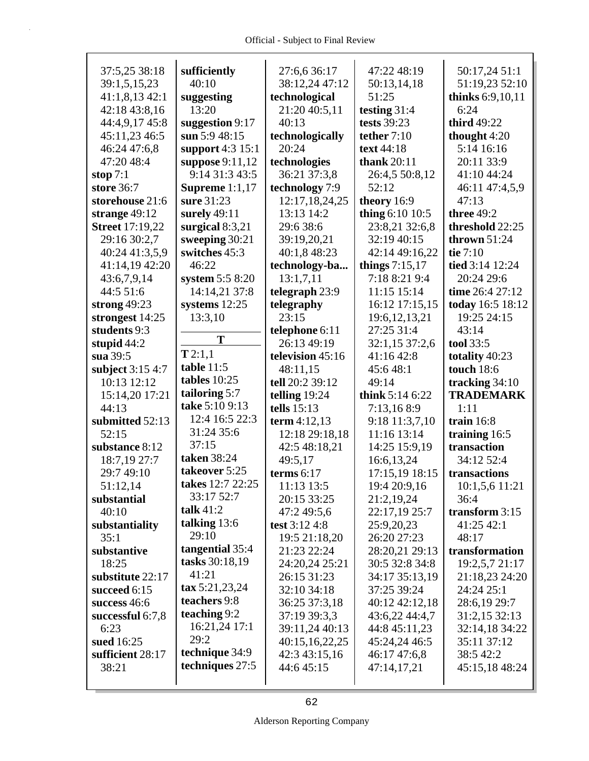37:5,25 38:18 39:1,5,15,23 41:1,8,13 42:1 42:18 43:8,16 44:4,9,17 45:8 45:11,23 46:5 46:24 47:6,8 47:20 48:4
**stop** 7:1
**store** 36:7
**storehouse** 21:6
**strange** 49:12
**Street** 17:19,22 29:16 30:2,7 40:24 41:3,5,9 41:14,19 42:20 43:6,7,9,14 44:5 51:6
**strong** 49:23
**strongest** 14:25
**students** 9:3
**stupid** 44:2
**sua** 39:5
**subject** 3:15 4:7 10:13 12:12 15:14,20 17:21 44:13
**submitted** 52:13 52:15
**substance** 8:12 18:7,19 27:7 29:7 49:10 51:12,14
**substantial** 40:10
**substantiality** 35:1
**substantive** 18:25
**substitute** 22:17
**succeed** 6:15
**success** 46:6
**successful** 6:7,8 6:23
**sued** 16:25
**sufficient** 28:17 38:21
**sufficiently** 40:10
**suggesting** 13:20
**suggestion** 9:17
**sun** 5:9 48:15
**support** 4:3 15:1
**suppose** 9:11,12 9:14 31:3 43:5
**Supreme** 1:1,17
**sure** 31:23
**surely** 49:11
**surgical** 8:3,21
**sweeping** 30:21
**switches** 45:3 46:22
**system** 5:5 8:20 14:14,21 37:8
**systems** 12:25 13:3,10

**T**

**T** 2:1,1
**table** 11:5
**tables** 10:25
**tailoring** 5:7
**take** 5:10 9:13 12:4 16:5 22:3 31:24 35:6 37:15
**taken** 38:24
**takeover** 5:25
**takes** 12:7 22:25 33:17 52:7
**talk** 41:2
**talking** 13:6 29:10
**tangential** 35:4
**tasks** 30:18,19 41:21
**tax** 5:21,23,24
**teachers** 9:8
**teaching** 9:2 16:21,24 17:1 29:2
**technique** 34:9
**techniques** 27:5 27:6,6 36:17 38:12,24 47:12
**technological** 21:20 40:5,11 40:13
**technologically** 20:24
**technologies** 36:21 37:3,8
**technology** 7:9 12:17,18,24,25 13:13 14:2 29:6 38:6 39:19,20,21 40:1,8 48:23
**technology-ba...** 13:1,7,11
**telegraph** 23:9
**telegraphy** 23:15
**telephone** 6:11 26:13 49:19
**television** 45:16 48:11,15
**tell** 20:2 39:12
**telling** 19:24
**tells** 15:13
**term** 4:12,13 12:18 29:18,18 42:5 48:18,21 49:5,17
**terms** 6:17 11:13 13:5 20:15 33:25 47:2 49:5,6
**test** 3:12 4:8 19:5 21:18,20 21:23 22:24 24:20,24 25:21 26:15 31:23 32:10 34:18 36:25 37:3,18 37:19 39:3,3 39:11,24 40:13 40:15,16,22,25 42:3 43:15,16 44:6 45:15 47:22 48:19 50:13,14,18 51:25
**testing** 31:4
**tests** 39:23
**tether** 7:10
**text** 44:18
**thank** 20:11 26:4,5 50:8,12 52:12
**theory** 16:9
**thing** 6:10 10:5 23:8,21 32:6,8 32:19 40:15 42:14 49:16,22
**things** 7:15,17 7:18 8:21 9:4 11:15 15:14 16:12 17:15,15 19:6,12,13,21 27:25 31:4 32:1,15 37:2,6 41:16 42:8 45:6 48:1 49:14
**think** 5:14 6:22 7:13,16 8:9 9:18 11:3,7,10 11:16 13:14 14:25 15:9,19 16:6,13,24 17:15,19 18:15 19:4 20:9,16 21:2,19,24 22:17,19 25:7 25:9,20,23 26:20 27:23 28:20,21 29:13 30:5 32:8 34:8 34:17 35:13,19 37:25 39:24 40:12 42:12,18 43:6,22 44:4,7 44:8 45:11,23 45:24,24 46:5 46:17 47:6,8 47:14,17,21 50:17,24 51:1 51:19,23 52:10
**thinks** 6:9,10,11 6:24
**third** 49:22
**thought** 4:20 5:14 16:16 20:11 33:9 41:10 44:24 46:11 47:4,5,9 47:13
**three** 49:2
**threshold** 22:25
**thrown** 51:24
**tie** 7:10
**tied** 3:14 12:24 20:24 29:6
**time** 26:4 27:12
**today** 16:5 18:12 19:25 24:15 43:14
**tool** 33:5
**totality** 40:23
**touch** 18:6
**tracking** 34:10
**TRADEMARK** 1:11
**train** 16:8
**training** 16:5
**transaction** 34:12 52:4
**transactions** 10:1,5,6 11:21 36:4
**transform** 3:15 41:25 42:1 48:17
**transformation** 19:2,5,7 21:17 21:18,23 24:20 24:24 25:1 28:6,19 29:7 31:2,15 32:13 32:14,18 34:22 35:11 37:12 38:5 42:2 45:15,18 48:24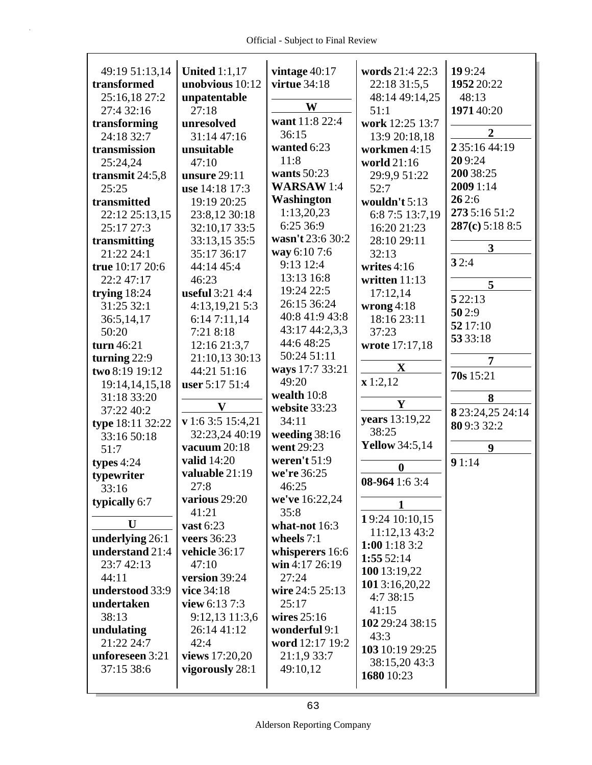49:19 51:13,14
**transformed** 25:16,18 27:2 27:4 32:16
**transforming** 24:18 32:7
**transmission** 25:24,24
**transmit** 24:5,8 25:25
**transmitted** 22:12 25:13,15 25:17 27:3
**transmitting** 21:22 24:1
**true** 10:17 20:6 22:2 47:17
**trying** 18:24 31:25 32:1 36:5,14,17 50:20
**turn** 46:21
**turning** 22:9
**two** 8:19 19:12 19:14,14,15,18 31:18 33:20 37:22 40:2
**type** 18:11 32:22 33:16 50:18 51:7
**types** 4:24
**typewriter** 33:16
**typically** 6:7

**U**

**underlying** 26:1
**understand** 21:4 23:7 42:13 44:11
**understood** 33:9
**undertaken** 38:13
**undulating** 21:22 24:7
**unforeseen** 3:21 37:15 38:6
**United** 1:1,17
**unobvious** 10:12
**unpatentable** 27:18
**unresolved** 31:14 47:16
**unsuitable** 47:10
**unsure** 29:11
**use** 14:18 17:3 19:19 20:25 23:8,12 30:18 32:10,17 33:5 33:13,15 35:5 35:17 36:17 44:14 45:4 46:23
**useful** 3:21 4:4 4:13,19,21 5:3 6:14 7:11,14 7:21 8:18 12:16 21:3,7 21:10,13 30:13 44:21 51:16
**user** 5:17 51:4

**V**

**v** 1:6 3:5 15:4,21 32:23,24 40:19
**vacuum** 20:18
**valid** 14:20
**valuable** 21:19 27:8
**various** 29:20 41:21
**vast** 6:23
**veers** 36:23
**vehicle** 36:17 47:10
**version** 39:24
**vice** 34:18
**view** 6:13 7:3 9:12,13 11:3,6 26:14 41:12 42:4
**views** 17:20,20
**vigorously** 28:1
**vintage** 40:17
**virtue** 34:18

**W**

**want** 11:8 22:4 36:15
**wanted** 6:23 11:8
**wants** 50:23
**WARSAW** 1:4
**Washington** 1:13,20,23 6:25 36:9
**wasn't** 23:6 30:2
**way** 6:10 7:6 9:13 12:4 13:13 16:8 19:24 22:5 26:15 36:24 40:8 41:9 43:8 43:17 44:2,3,3 44:6 48:25 50:24 51:11
**ways** 17:7 33:21 49:20
**wealth** 10:8
**website** 33:23 34:11
**weeding** 38:16
**went** 29:23
**weren't** 51:9
**we're** 36:25 46:25
**we've** 16:22,24 35:8
**what-not** 16:3
**wheels** 7:1
**whisperers** 16:6
**win** 4:17 26:19 27:24
**wire** 24:5 25:13 25:17
**wires** 25:16
**wonderful** 9:1
**word** 12:17 19:2 21:1,9 33:7 49:10,12
**words** 21:4 22:3 22:18 31:5,5 48:14 49:14,25 51:1
**work** 12:25 13:7 13:9 20:18,18
**workmen** 4:15
**world** 21:16 29:9,9 51:22 52:7
**wouldn't** 5:13 6:8 7:5 13:7,19 16:20 21:23 28:10 29:11 32:13
**writes** 4:16
**written** 11:13 17:12,14
**wrong** 4:18 18:16 23:11 37:23
**wrote** 17:17,18

**X**

**x** 1:2,12

**Y**

**years** 13:19,22 38:25
**Yellow** 34:5,14

**0**

**08-964** 1:6 3:4

**1**

**1** 9:24 10:10,15 11:12,13 43:2
**1:00** 1:18 3:2
**1:55** 52:14
**100** 13:19,22
**101** 3:16,20,22 4:7 38:15 41:15
**102** 29:24 38:15 43:3
**103** 10:19 29:25 38:15,20 43:3
**1680** 10:23
**19** 9:24
**1952** 20:22 48:13
**1971** 40:20

**2**

**2** 35:16 44:19
**20** 9:24
**200** 38:25
**2009** 1:14
**26** 2:6
**273** 5:16 51:2
**287(c)** 5:18 8:5

**3**

**3** 2:4

**5**

**5** 22:13
**50** 2:9
**52** 17:10
**53** 33:18

**7**

**70s** 15:21

**8**

**8** 23:24,25 24:14
**80** 9:3 32:2

**9**

**9** 1:14